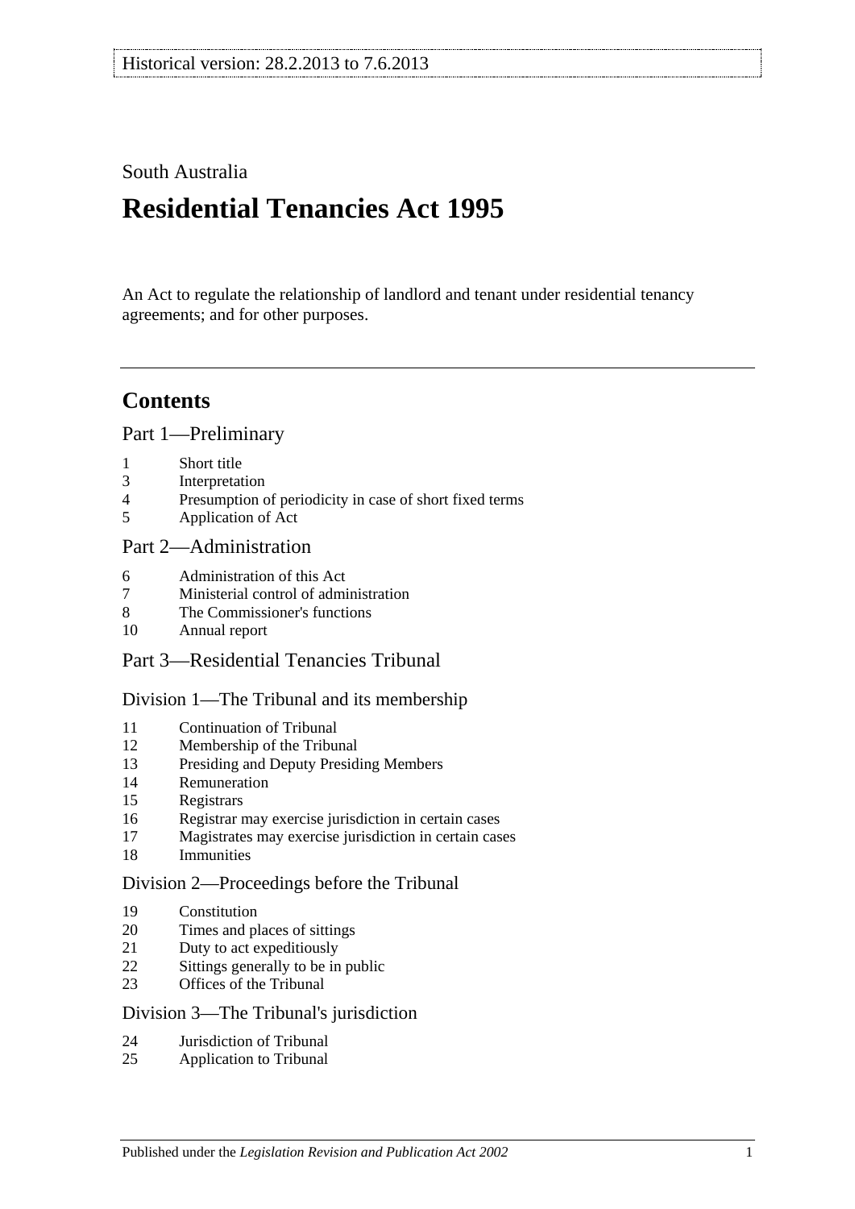Historical version: 28.2.2013 to 7.6.2013

South Australia

# Residential Tenancies Act 1995

An Act to regulate the relationship of landlord and tenant under residential tenancy agreements; and for other purposes.

## Contents

### Part 1—Preliminary

1 Short title
3 Interpretation
4 Presumption of periodicity in case of short fixed terms
5 Application of Act

### Part 2—Administration

6 Administration of this Act
7 Ministerial control of administration
8 The Commissioner's functions
10 Annual report

### Part 3—Residential Tenancies Tribunal

#### Division 1—The Tribunal and its membership

11 Continuation of Tribunal
12 Membership of the Tribunal
13 Presiding and Deputy Presiding Members
14 Remuneration
15 Registrars
16 Registrar may exercise jurisdiction in certain cases
17 Magistrates may exercise jurisdiction in certain cases
18 Immunities

#### Division 2—Proceedings before the Tribunal

19 Constitution
20 Times and places of sittings
21 Duty to act expeditiously
22 Sittings generally to be in public
23 Offices of the Tribunal

#### Division 3—The Tribunal's jurisdiction

24 Jurisdiction of Tribunal
25 Application to Tribunal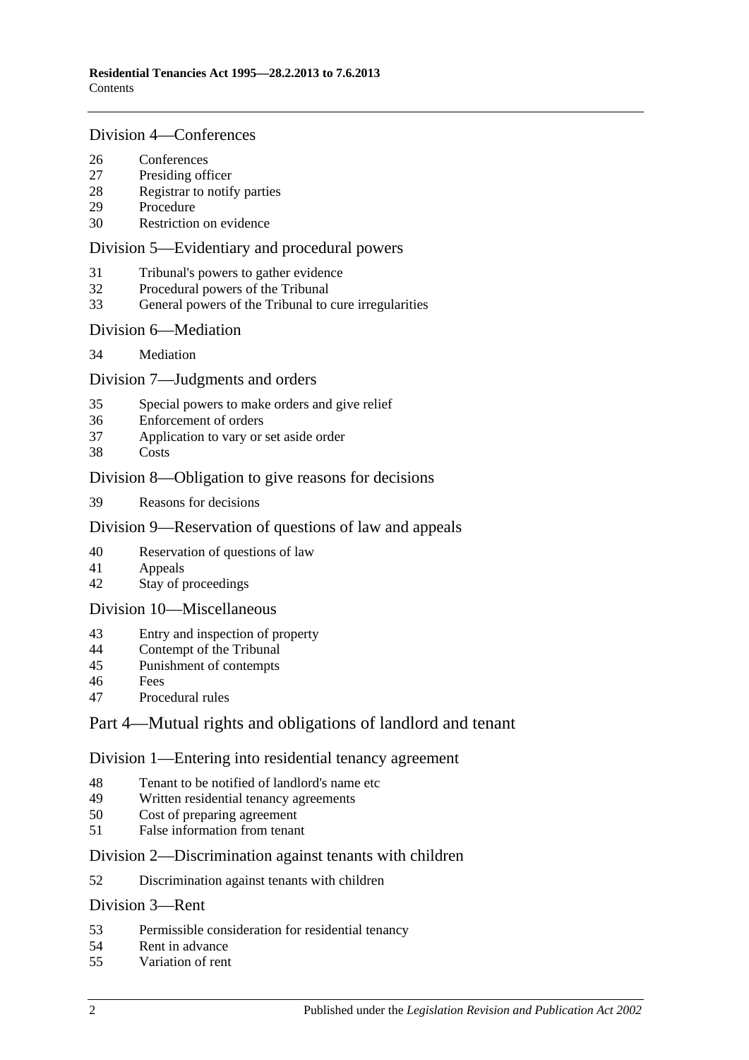## Division 4—Conferences

26 Conferences
27 Presiding officer
28 Registrar to notify parties
29 Procedure
30 Restriction on evidence

## Division 5—Evidentiary and procedural powers

31 Tribunal's powers to gather evidence
32 Procedural powers of the Tribunal
33 General powers of the Tribunal to cure irregularities

## Division 6—Mediation

34 Mediation

## Division 7—Judgments and orders

35 Special powers to make orders and give relief
36 Enforcement of orders
37 Application to vary or set aside order
38 Costs

## Division 8—Obligation to give reasons for decisions

39 Reasons for decisions

## Division 9—Reservation of questions of law and appeals

40 Reservation of questions of law
41 Appeals
42 Stay of proceedings

## Division 10—Miscellaneous

43 Entry and inspection of property
44 Contempt of the Tribunal
45 Punishment of contempts
46 Fees
47 Procedural rules

# Part 4—Mutual rights and obligations of landlord and tenant

## Division 1—Entering into residential tenancy agreement

48 Tenant to be notified of landlord's name etc
49 Written residential tenancy agreements
50 Cost of preparing agreement
51 False information from tenant

## Division 2—Discrimination against tenants with children

52 Discrimination against tenants with children

## Division 3—Rent

53 Permissible consideration for residential tenancy
54 Rent in advance
55 Variation of rent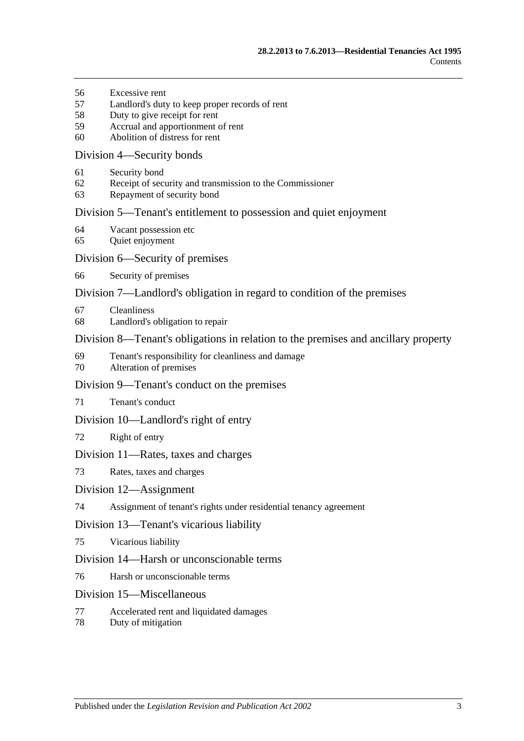56 Excessive rent
57 Landlord's duty to keep proper records of rent
58 Duty to give receipt for rent
59 Accrual and apportionment of rent
60 Abolition of distress for rent

## Division 4—Security bonds

61 Security bond
62 Receipt of security and transmission to the Commissioner
63 Repayment of security bond

## Division 5—Tenant's entitlement to possession and quiet enjoyment

64 Vacant possession etc
65 Quiet enjoyment

## Division 6—Security of premises

66 Security of premises

## Division 7—Landlord's obligation in regard to condition of the premises

67 Cleanliness
68 Landlord's obligation to repair

## Division 8—Tenant's obligations in relation to the premises and ancillary property

69 Tenant's responsibility for cleanliness and damage
70 Alteration of premises

## Division 9—Tenant's conduct on the premises

71 Tenant's conduct

## Division 10—Landlord's right of entry

72 Right of entry

## Division 11—Rates, taxes and charges

73 Rates, taxes and charges

## Division 12—Assignment

74 Assignment of tenant's rights under residential tenancy agreement

## Division 13—Tenant's vicarious liability

75 Vicarious liability

## Division 14—Harsh or unconscionable terms

76 Harsh or unconscionable terms

## Division 15—Miscellaneous

77 Accelerated rent and liquidated damages
78 Duty of mitigation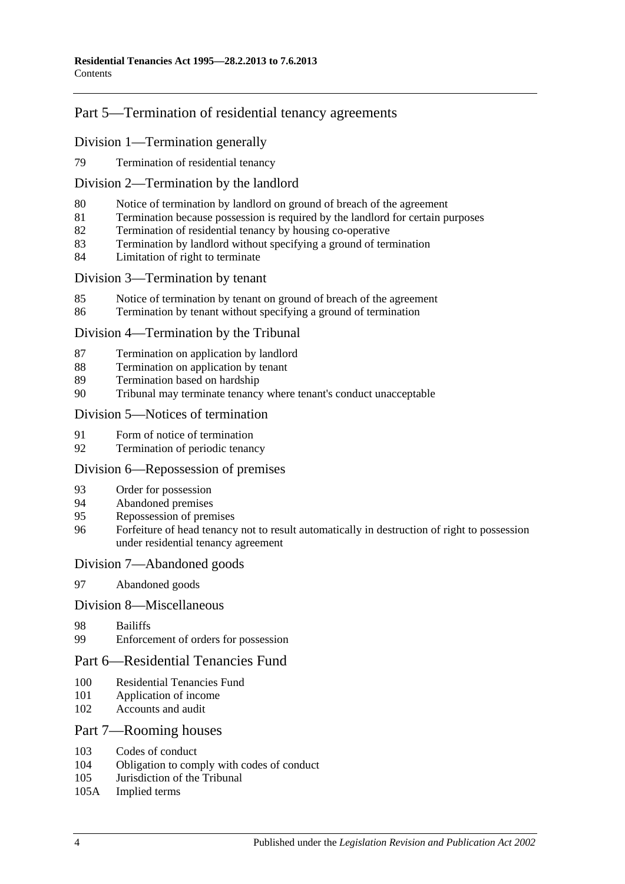## Part 5—Termination of residential tenancy agreements

### Division 1—Termination generally

79 Termination of residential tenancy

### Division 2—Termination by the landlord

80 Notice of termination by landlord on ground of breach of the agreement
81 Termination because possession is required by the landlord for certain purposes
82 Termination of residential tenancy by housing co-operative
83 Termination by landlord without specifying a ground of termination
84 Limitation of right to terminate

### Division 3—Termination by tenant

85 Notice of termination by tenant on ground of breach of the agreement
86 Termination by tenant without specifying a ground of termination

### Division 4—Termination by the Tribunal

87 Termination on application by landlord
88 Termination on application by tenant
89 Termination based on hardship
90 Tribunal may terminate tenancy where tenant's conduct unacceptable

### Division 5—Notices of termination

91 Form of notice of termination
92 Termination of periodic tenancy

### Division 6—Repossession of premises

93 Order for possession
94 Abandoned premises
95 Repossession of premises
96 Forfeiture of head tenancy not to result automatically in destruction of right to possession under residential tenancy agreement

### Division 7—Abandoned goods

97 Abandoned goods

### Division 8—Miscellaneous

98 Bailiffs
99 Enforcement of orders for possession

## Part 6—Residential Tenancies Fund

100 Residential Tenancies Fund
101 Application of income
102 Accounts and audit

## Part 7—Rooming houses

103 Codes of conduct
104 Obligation to comply with codes of conduct
105 Jurisdiction of the Tribunal
105A Implied terms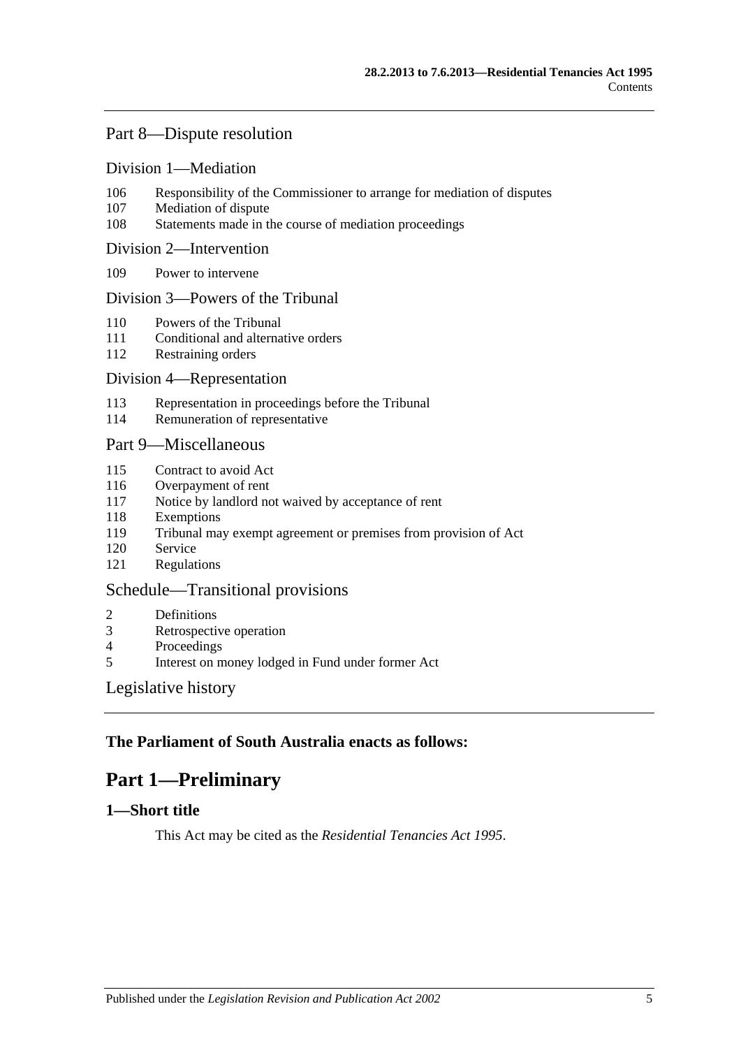## Part 8—Dispute resolution

### Division 1—Mediation

106 Responsibility of the Commissioner to arrange for mediation of disputes
107 Mediation of dispute
108 Statements made in the course of mediation proceedings

### Division 2—Intervention

109 Power to intervene

### Division 3—Powers of the Tribunal

110 Powers of the Tribunal
111 Conditional and alternative orders
112 Restraining orders

### Division 4—Representation

113 Representation in proceedings before the Tribunal
114 Remuneration of representative

## Part 9—Miscellaneous

115 Contract to avoid Act
116 Overpayment of rent
117 Notice by landlord not waived by acceptance of rent
118 Exemptions
119 Tribunal may exempt agreement or premises from provision of Act
120 Service
121 Regulations

## Schedule—Transitional provisions

2 Definitions
3 Retrospective operation
4 Proceedings
5 Interest on money lodged in Fund under former Act

## Legislative history

**The Parliament of South Australia enacts as follows:**

# Part 1—Preliminary

### 1—Short title

This Act may be cited as the *Residential Tenancies Act 1995*.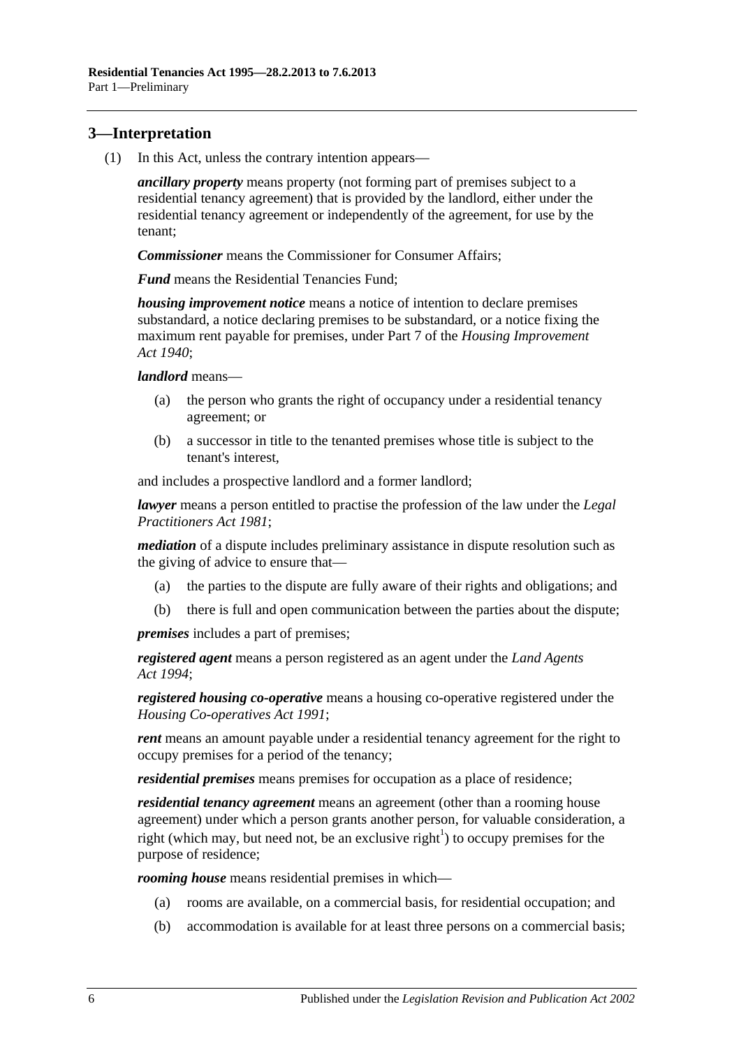## 3—Interpretation

(1) In this Act, unless the contrary intention appears—

***ancillary property*** means property (not forming part of premises subject to a residential tenancy agreement) that is provided by the landlord, either under the residential tenancy agreement or independently of the agreement, for use by the tenant;

***Commissioner*** means the Commissioner for Consumer Affairs;

***Fund*** means the Residential Tenancies Fund;

***housing improvement notice*** means a notice of intention to declare premises substandard, a notice declaring premises to be substandard, or a notice fixing the maximum rent payable for premises, under Part 7 of the *Housing Improvement Act 1940*;

***landlord*** means—

(a) the person who grants the right of occupancy under a residential tenancy agreement; or

(b) a successor in title to the tenanted premises whose title is subject to the tenant's interest,

and includes a prospective landlord and a former landlord;

***lawyer*** means a person entitled to practise the profession of the law under the *Legal Practitioners Act 1981*;

***mediation*** of a dispute includes preliminary assistance in dispute resolution such as the giving of advice to ensure that—

(a) the parties to the dispute are fully aware of their rights and obligations; and

(b) there is full and open communication between the parties about the dispute;

***premises*** includes a part of premises;

***registered agent*** means a person registered as an agent under the *Land Agents Act 1994*;

***registered housing co-operative*** means a housing co-operative registered under the *Housing Co-operatives Act 1991*;

***rent*** means an amount payable under a residential tenancy agreement for the right to occupy premises for a period of the tenancy;

***residential premises*** means premises for occupation as a place of residence;

***residential tenancy agreement*** means an agreement (other than a rooming house agreement) under which a person grants another person, for valuable consideration, a right (which may, but need not, be an exclusive right[1]) to occupy premises for the purpose of residence;

***rooming house*** means residential premises in which—

(a) rooms are available, on a commercial basis, for residential occupation; and

(b) accommodation is available for at least three persons on a commercial basis;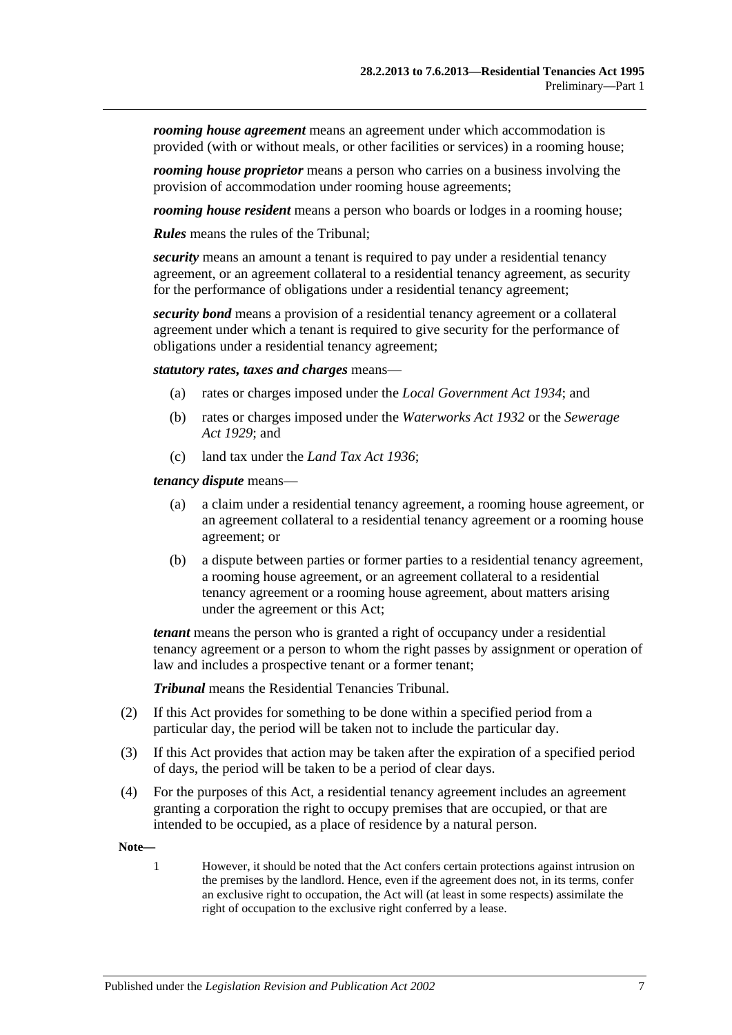***rooming house agreement*** means an agreement under which accommodation is provided (with or without meals, or other facilities or services) in a rooming house;

***rooming house proprietor*** means a person who carries on a business involving the provision of accommodation under rooming house agreements;

***rooming house resident*** means a person who boards or lodges in a rooming house;

***Rules*** means the rules of the Tribunal;

***security*** means an amount a tenant is required to pay under a residential tenancy agreement, or an agreement collateral to a residential tenancy agreement, as security for the performance of obligations under a residential tenancy agreement;

***security bond*** means a provision of a residential tenancy agreement or a collateral agreement under which a tenant is required to give security for the performance of obligations under a residential tenancy agreement;

***statutory rates, taxes and charges*** means—

(a) rates or charges imposed under the *Local Government Act 1934*; and

(b) rates or charges imposed under the *Waterworks Act 1932* or the *Sewerage Act 1929*; and

(c) land tax under the *Land Tax Act 1936*;

***tenancy dispute*** means—

(a) a claim under a residential tenancy agreement, a rooming house agreement, or an agreement collateral to a residential tenancy agreement or a rooming house agreement; or

(b) a dispute between parties or former parties to a residential tenancy agreement, a rooming house agreement, or an agreement collateral to a residential tenancy agreement or a rooming house agreement, about matters arising under the agreement or this Act;

***tenant*** means the person who is granted a right of occupancy under a residential tenancy agreement or a person to whom the right passes by assignment or operation of law and includes a prospective tenant or a former tenant;

***Tribunal*** means the Residential Tenancies Tribunal.

(2) If this Act provides for something to be done within a specified period from a particular day, the period will be taken not to include the particular day.

(3) If this Act provides that action may be taken after the expiration of a specified period of days, the period will be taken to be a period of clear days.

(4) For the purposes of this Act, a residential tenancy agreement includes an agreement granting a corporation the right to occupy premises that are occupied, or that are intended to be occupied, as a place of residence by a natural person.

**Note—**

1 However, it should be noted that the Act confers certain protections against intrusion on the premises by the landlord. Hence, even if the agreement does not, in its terms, confer an exclusive right to occupation, the Act will (at least in some respects) assimilate the right of occupation to the exclusive right conferred by a lease.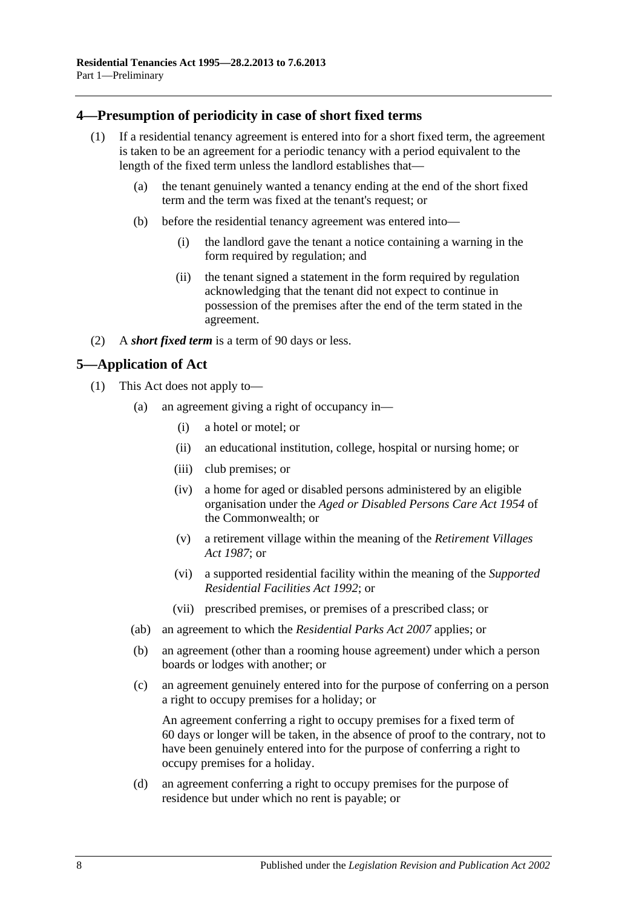## 4—Presumption of periodicity in case of short fixed terms

(1) If a residential tenancy agreement is entered into for a short fixed term, the agreement is taken to be an agreement for a periodic tenancy with a period equivalent to the length of the fixed term unless the landlord establishes that—

(a) the tenant genuinely wanted a tenancy ending at the end of the short fixed term and the term was fixed at the tenant's request; or

(b) before the residential tenancy agreement was entered into—

(i) the landlord gave the tenant a notice containing a warning in the form required by regulation; and

(ii) the tenant signed a statement in the form required by regulation acknowledging that the tenant did not expect to continue in possession of the premises after the end of the term stated in the agreement.

(2) A ***short fixed term*** is a term of 90 days or less.

## 5—Application of Act

(1) This Act does not apply to—

(a) an agreement giving a right of occupancy in—

(i) a hotel or motel; or

(ii) an educational institution, college, hospital or nursing home; or

(iii) club premises; or

(iv) a home for aged or disabled persons administered by an eligible organisation under the *Aged or Disabled Persons Care Act 1954* of the Commonwealth; or

(v) a retirement village within the meaning of the *Retirement Villages Act 1987*; or

(vi) a supported residential facility within the meaning of the *Supported Residential Facilities Act 1992*; or

(vii) prescribed premises, or premises of a prescribed class; or

(ab) an agreement to which the *Residential Parks Act 2007* applies; or

(b) an agreement (other than a rooming house agreement) under which a person boards or lodges with another; or

(c) an agreement genuinely entered into for the purpose of conferring on a person a right to occupy premises for a holiday; or

An agreement conferring a right to occupy premises for a fixed term of 60 days or longer will be taken, in the absence of proof to the contrary, not to have been genuinely entered into for the purpose of conferring a right to occupy premises for a holiday.

(d) an agreement conferring a right to occupy premises for the purpose of residence but under which no rent is payable; or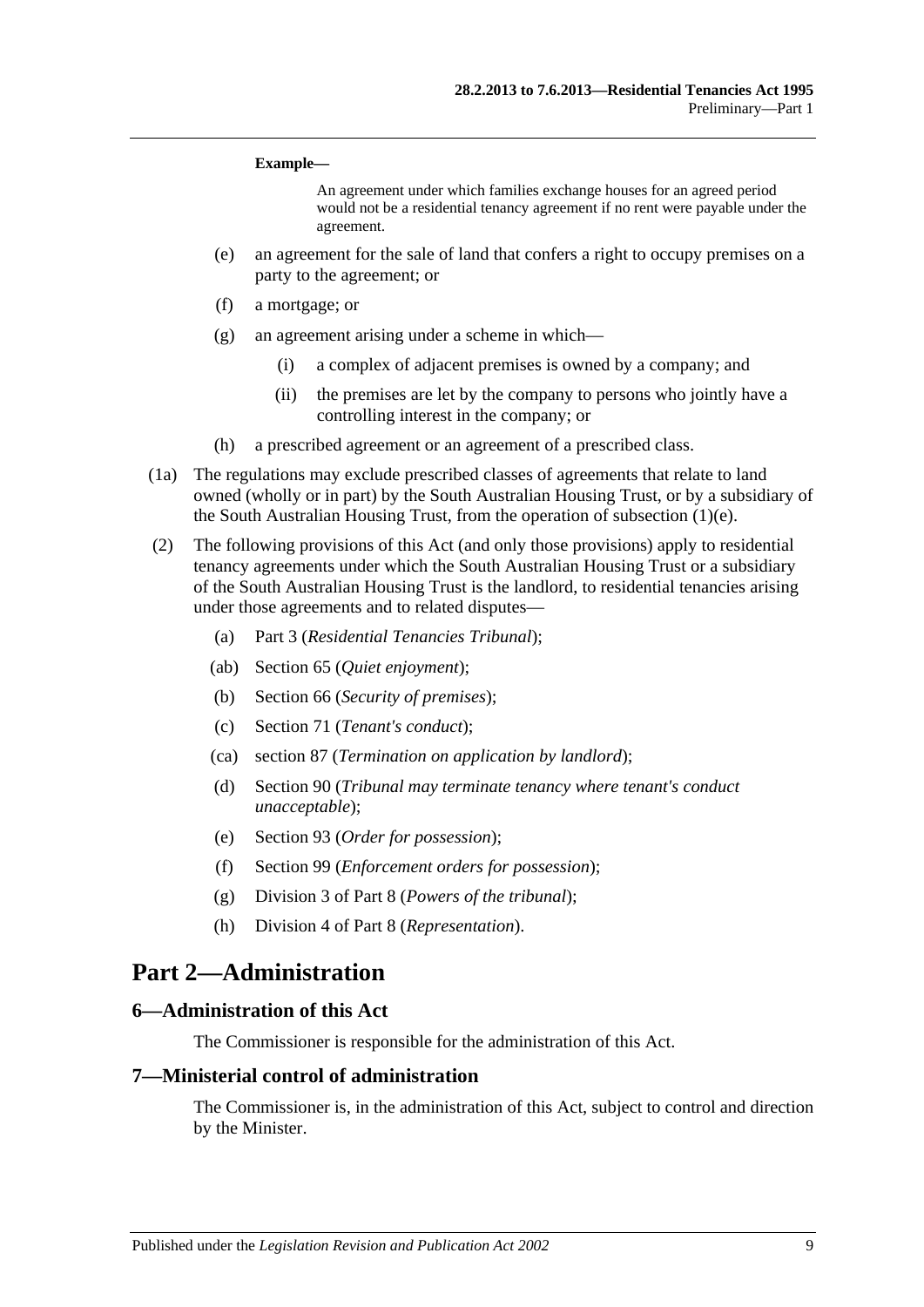**Example—**

An agreement under which families exchange houses for an agreed period would not be a residential tenancy agreement if no rent were payable under the agreement.

(e) an agreement for the sale of land that confers a right to occupy premises on a party to the agreement; or

(f) a mortgage; or

(g) an agreement arising under a scheme in which—

(i) a complex of adjacent premises is owned by a company; and

(ii) the premises are let by the company to persons who jointly have a controlling interest in the company; or

(h) a prescribed agreement or an agreement of a prescribed class.

(1a) The regulations may exclude prescribed classes of agreements that relate to land owned (wholly or in part) by the South Australian Housing Trust, or by a subsidiary of the South Australian Housing Trust, from the operation of subsection (1)(e).

(2) The following provisions of this Act (and only those provisions) apply to residential tenancy agreements under which the South Australian Housing Trust or a subsidiary of the South Australian Housing Trust is the landlord, to residential tenancies arising under those agreements and to related disputes—

(a) Part 3 (*Residential Tenancies Tribunal*);

(ab) Section 65 (*Quiet enjoyment*);

(b) Section 66 (*Security of premises*);

(c) Section 71 (*Tenant's conduct*);

(ca) section 87 (*Termination on application by landlord*);

(d) Section 90 (*Tribunal may terminate tenancy where tenant's conduct unacceptable*);

(e) Section 93 (*Order for possession*);

(f) Section 99 (*Enforcement orders for possession*);

(g) Division 3 of Part 8 (*Powers of the tribunal*);

(h) Division 4 of Part 8 (*Representation*).

# Part 2—Administration

## 6—Administration of this Act

The Commissioner is responsible for the administration of this Act.

## 7—Ministerial control of administration

The Commissioner is, in the administration of this Act, subject to control and direction by the Minister.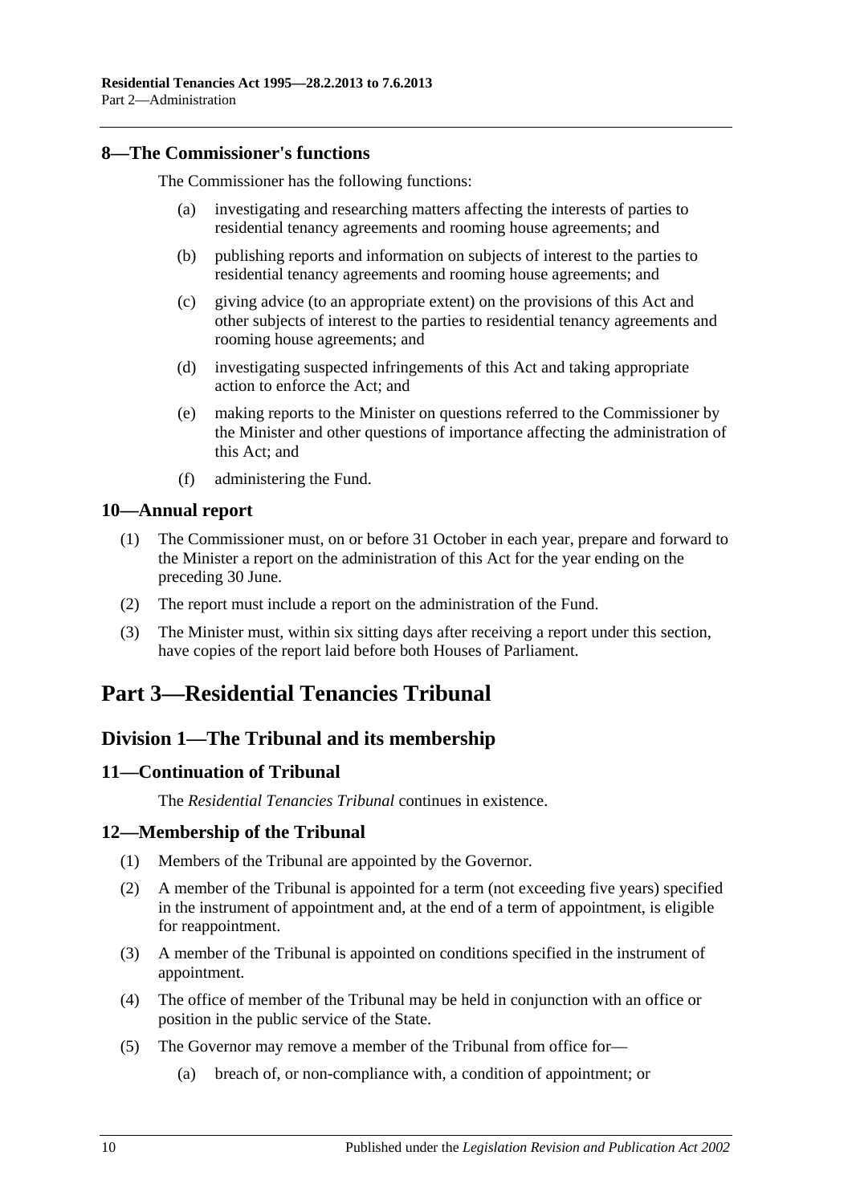## 8—The Commissioner's functions

The Commissioner has the following functions:

(a) investigating and researching matters affecting the interests of parties to residential tenancy agreements and rooming house agreements; and

(b) publishing reports and information on subjects of interest to the parties to residential tenancy agreements and rooming house agreements; and

(c) giving advice (to an appropriate extent) on the provisions of this Act and other subjects of interest to the parties to residential tenancy agreements and rooming house agreements; and

(d) investigating suspected infringements of this Act and taking appropriate action to enforce the Act; and

(e) making reports to the Minister on questions referred to the Commissioner by the Minister and other questions of importance affecting the administration of this Act; and

(f) administering the Fund.

## 10—Annual report

(1) The Commissioner must, on or before 31 October in each year, prepare and forward to the Minister a report on the administration of this Act for the year ending on the preceding 30 June.

(2) The report must include a report on the administration of the Fund.

(3) The Minister must, within six sitting days after receiving a report under this section, have copies of the report laid before both Houses of Parliament.

# Part 3—Residential Tenancies Tribunal

## Division 1—The Tribunal and its membership

## 11—Continuation of Tribunal

The *Residential Tenancies Tribunal* continues in existence.

## 12—Membership of the Tribunal

(1) Members of the Tribunal are appointed by the Governor.

(2) A member of the Tribunal is appointed for a term (not exceeding five years) specified in the instrument of appointment and, at the end of a term of appointment, is eligible for reappointment.

(3) A member of the Tribunal is appointed on conditions specified in the instrument of appointment.

(4) The office of member of the Tribunal may be held in conjunction with an office or position in the public service of the State.

(5) The Governor may remove a member of the Tribunal from office for—

(a) breach of, or non-compliance with, a condition of appointment; or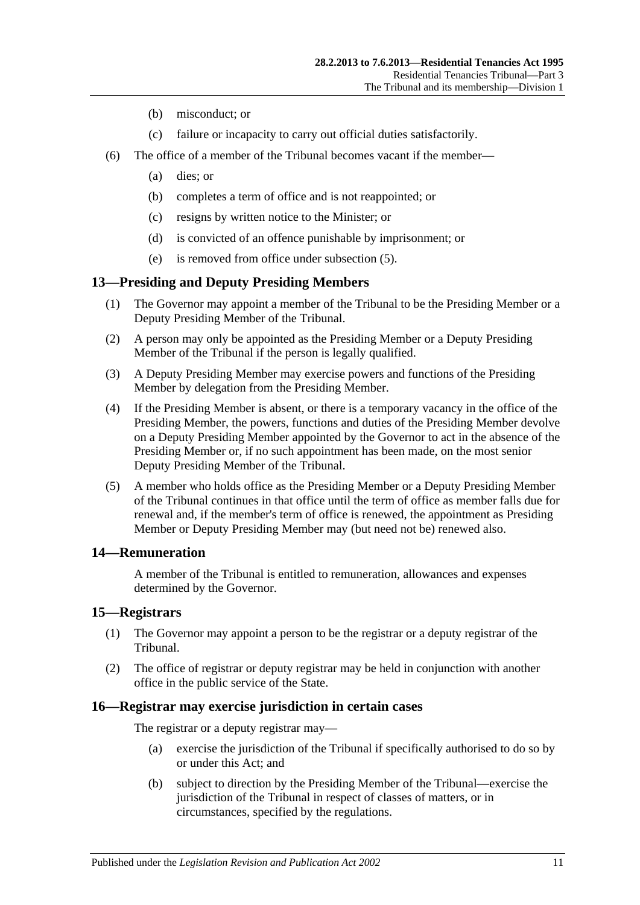(b) misconduct; or

(c) failure or incapacity to carry out official duties satisfactorily.

(6) The office of a member of the Tribunal becomes vacant if the member—

(a) dies; or

(b) completes a term of office and is not reappointed; or

(c) resigns by written notice to the Minister; or

(d) is convicted of an offence punishable by imprisonment; or

(e) is removed from office under subsection (5).

## 13—Presiding and Deputy Presiding Members

(1) The Governor may appoint a member of the Tribunal to be the Presiding Member or a Deputy Presiding Member of the Tribunal.

(2) A person may only be appointed as the Presiding Member or a Deputy Presiding Member of the Tribunal if the person is legally qualified.

(3) A Deputy Presiding Member may exercise powers and functions of the Presiding Member by delegation from the Presiding Member.

(4) If the Presiding Member is absent, or there is a temporary vacancy in the office of the Presiding Member, the powers, functions and duties of the Presiding Member devolve on a Deputy Presiding Member appointed by the Governor to act in the absence of the Presiding Member or, if no such appointment has been made, on the most senior Deputy Presiding Member of the Tribunal.

(5) A member who holds office as the Presiding Member or a Deputy Presiding Member of the Tribunal continues in that office until the term of office as member falls due for renewal and, if the member's term of office is renewed, the appointment as Presiding Member or Deputy Presiding Member may (but need not be) renewed also.

## 14—Remuneration

A member of the Tribunal is entitled to remuneration, allowances and expenses determined by the Governor.

## 15—Registrars

(1) The Governor may appoint a person to be the registrar or a deputy registrar of the Tribunal.

(2) The office of registrar or deputy registrar may be held in conjunction with another office in the public service of the State.

## 16—Registrar may exercise jurisdiction in certain cases

The registrar or a deputy registrar may—

(a) exercise the jurisdiction of the Tribunal if specifically authorised to do so by or under this Act; and

(b) subject to direction by the Presiding Member of the Tribunal—exercise the jurisdiction of the Tribunal in respect of classes of matters, or in circumstances, specified by the regulations.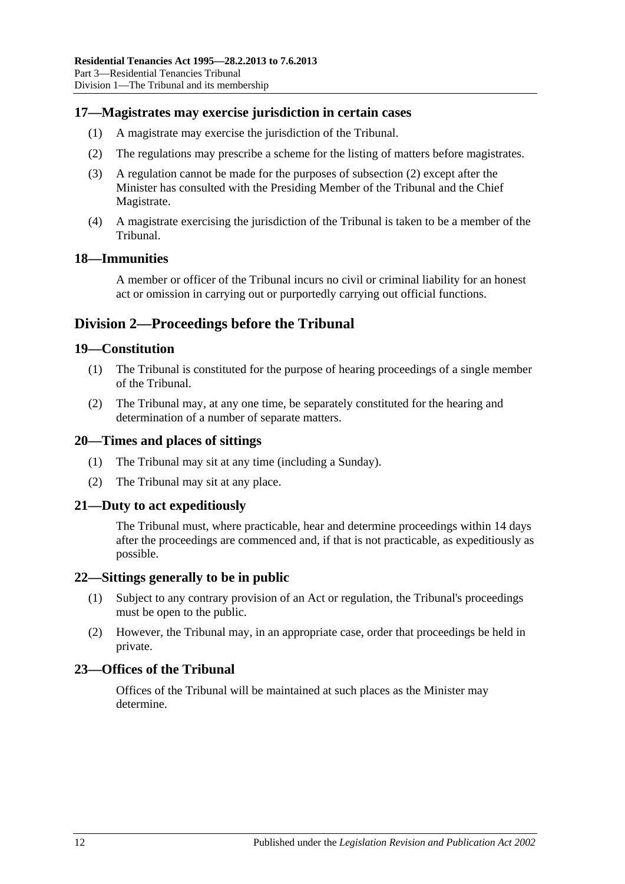### 17—Magistrates may exercise jurisdiction in certain cases

(1) A magistrate may exercise the jurisdiction of the Tribunal.

(2) The regulations may prescribe a scheme for the listing of matters before magistrates.

(3) A regulation cannot be made for the purposes of subsection (2) except after the Minister has consulted with the Presiding Member of the Tribunal and the Chief Magistrate.

(4) A magistrate exercising the jurisdiction of the Tribunal is taken to be a member of the Tribunal.

### 18—Immunities

A member or officer of the Tribunal incurs no civil or criminal liability for an honest act or omission in carrying out or purportedly carrying out official functions.

## Division 2—Proceedings before the Tribunal

### 19—Constitution

(1) The Tribunal is constituted for the purpose of hearing proceedings of a single member of the Tribunal.

(2) The Tribunal may, at any one time, be separately constituted for the hearing and determination of a number of separate matters.

### 20—Times and places of sittings

(1) The Tribunal may sit at any time (including a Sunday).

(2) The Tribunal may sit at any place.

### 21—Duty to act expeditiously

The Tribunal must, where practicable, hear and determine proceedings within 14 days after the proceedings are commenced and, if that is not practicable, as expeditiously as possible.

### 22—Sittings generally to be in public

(1) Subject to any contrary provision of an Act or regulation, the Tribunal's proceedings must be open to the public.

(2) However, the Tribunal may, in an appropriate case, order that proceedings be held in private.

### 23—Offices of the Tribunal

Offices of the Tribunal will be maintained at such places as the Minister may determine.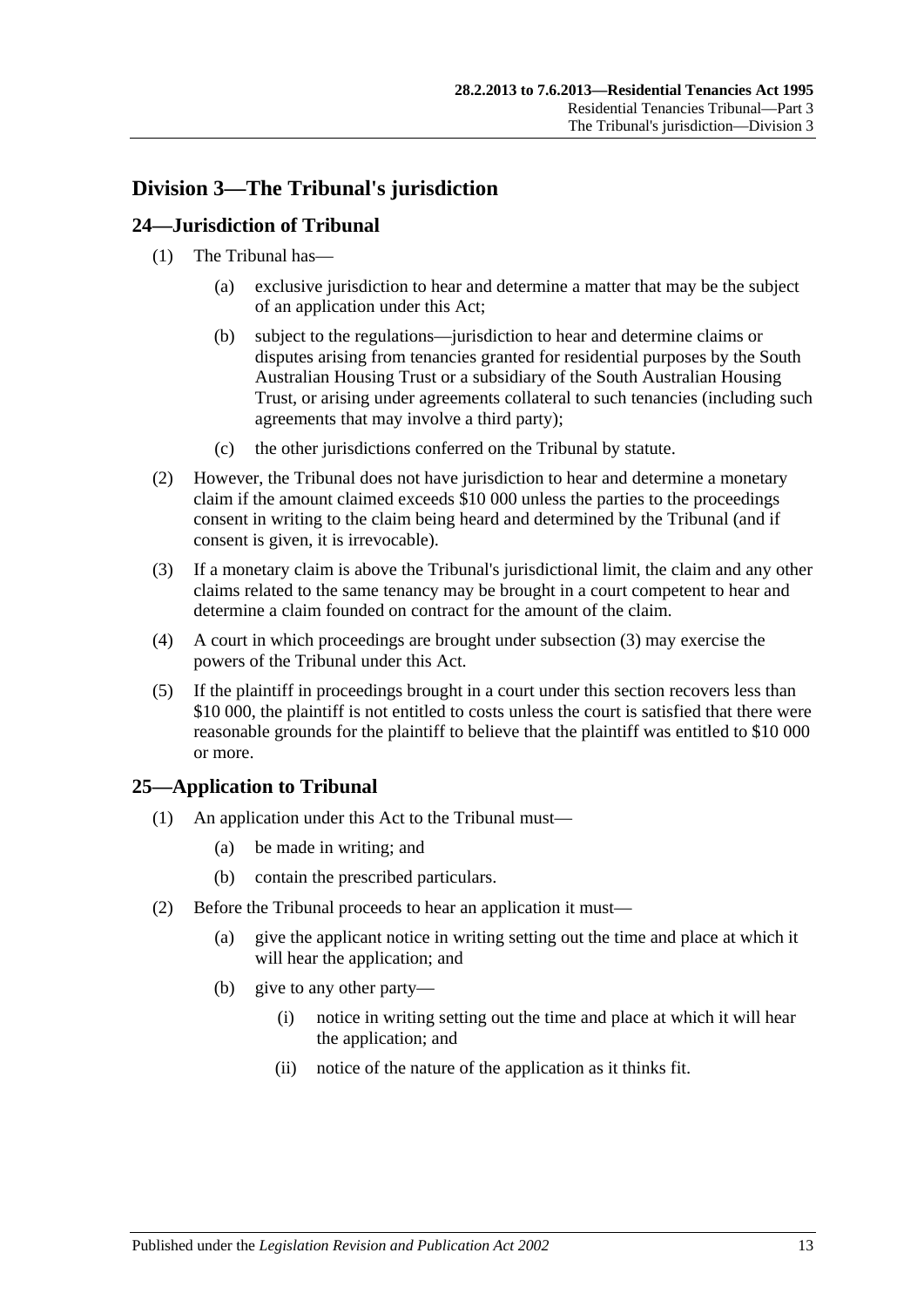## Division 3—The Tribunal's jurisdiction

### 24—Jurisdiction of Tribunal

(1) The Tribunal has—

(a) exclusive jurisdiction to hear and determine a matter that may be the subject of an application under this Act;

(b) subject to the regulations—jurisdiction to hear and determine claims or disputes arising from tenancies granted for residential purposes by the South Australian Housing Trust or a subsidiary of the South Australian Housing Trust, or arising under agreements collateral to such tenancies (including such agreements that may involve a third party);

(c) the other jurisdictions conferred on the Tribunal by statute.

(2) However, the Tribunal does not have jurisdiction to hear and determine a monetary claim if the amount claimed exceeds $10 000 unless the parties to the proceedings consent in writing to the claim being heard and determined by the Tribunal (and if consent is given, it is irrevocable).

(3) If a monetary claim is above the Tribunal's jurisdictional limit, the claim and any other claims related to the same tenancy may be brought in a court competent to hear and determine a claim founded on contract for the amount of the claim.

(4) A court in which proceedings are brought under subsection (3) may exercise the powers of the Tribunal under this Act.

(5) If the plaintiff in proceedings brought in a court under this section recovers less than $10 000, the plaintiff is not entitled to costs unless the court is satisfied that there were reasonable grounds for the plaintiff to believe that the plaintiff was entitled to $10 000 or more.

### 25—Application to Tribunal

(1) An application under this Act to the Tribunal must—

(a) be made in writing; and

(b) contain the prescribed particulars.

(2) Before the Tribunal proceeds to hear an application it must—

(a) give the applicant notice in writing setting out the time and place at which it will hear the application; and

(b) give to any other party—

(i) notice in writing setting out the time and place at which it will hear the application; and

(ii) notice of the nature of the application as it thinks fit.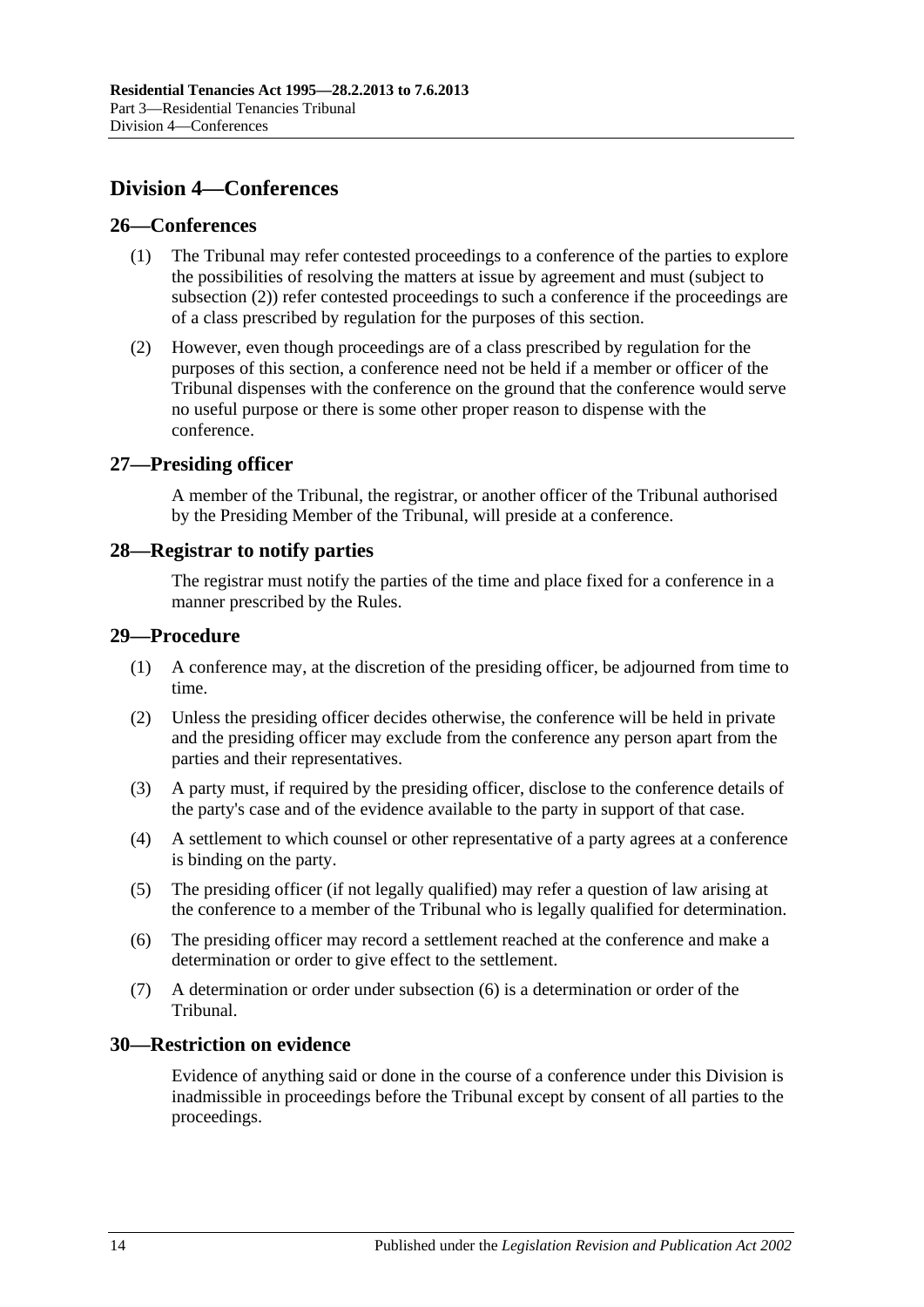## Division 4—Conferences

### 26—Conferences

(1) The Tribunal may refer contested proceedings to a conference of the parties to explore the possibilities of resolving the matters at issue by agreement and must (subject to subsection (2)) refer contested proceedings to such a conference if the proceedings are of a class prescribed by regulation for the purposes of this section.

(2) However, even though proceedings are of a class prescribed by regulation for the purposes of this section, a conference need not be held if a member or officer of the Tribunal dispenses with the conference on the ground that the conference would serve no useful purpose or there is some other proper reason to dispense with the conference.

### 27—Presiding officer

A member of the Tribunal, the registrar, or another officer of the Tribunal authorised by the Presiding Member of the Tribunal, will preside at a conference.

### 28—Registrar to notify parties

The registrar must notify the parties of the time and place fixed for a conference in a manner prescribed by the Rules.

### 29—Procedure

(1) A conference may, at the discretion of the presiding officer, be adjourned from time to time.

(2) Unless the presiding officer decides otherwise, the conference will be held in private and the presiding officer may exclude from the conference any person apart from the parties and their representatives.

(3) A party must, if required by the presiding officer, disclose to the conference details of the party's case and of the evidence available to the party in support of that case.

(4) A settlement to which counsel or other representative of a party agrees at a conference is binding on the party.

(5) The presiding officer (if not legally qualified) may refer a question of law arising at the conference to a member of the Tribunal who is legally qualified for determination.

(6) The presiding officer may record a settlement reached at the conference and make a determination or order to give effect to the settlement.

(7) A determination or order under subsection (6) is a determination or order of the Tribunal.

### 30—Restriction on evidence

Evidence of anything said or done in the course of a conference under this Division is inadmissible in proceedings before the Tribunal except by consent of all parties to the proceedings.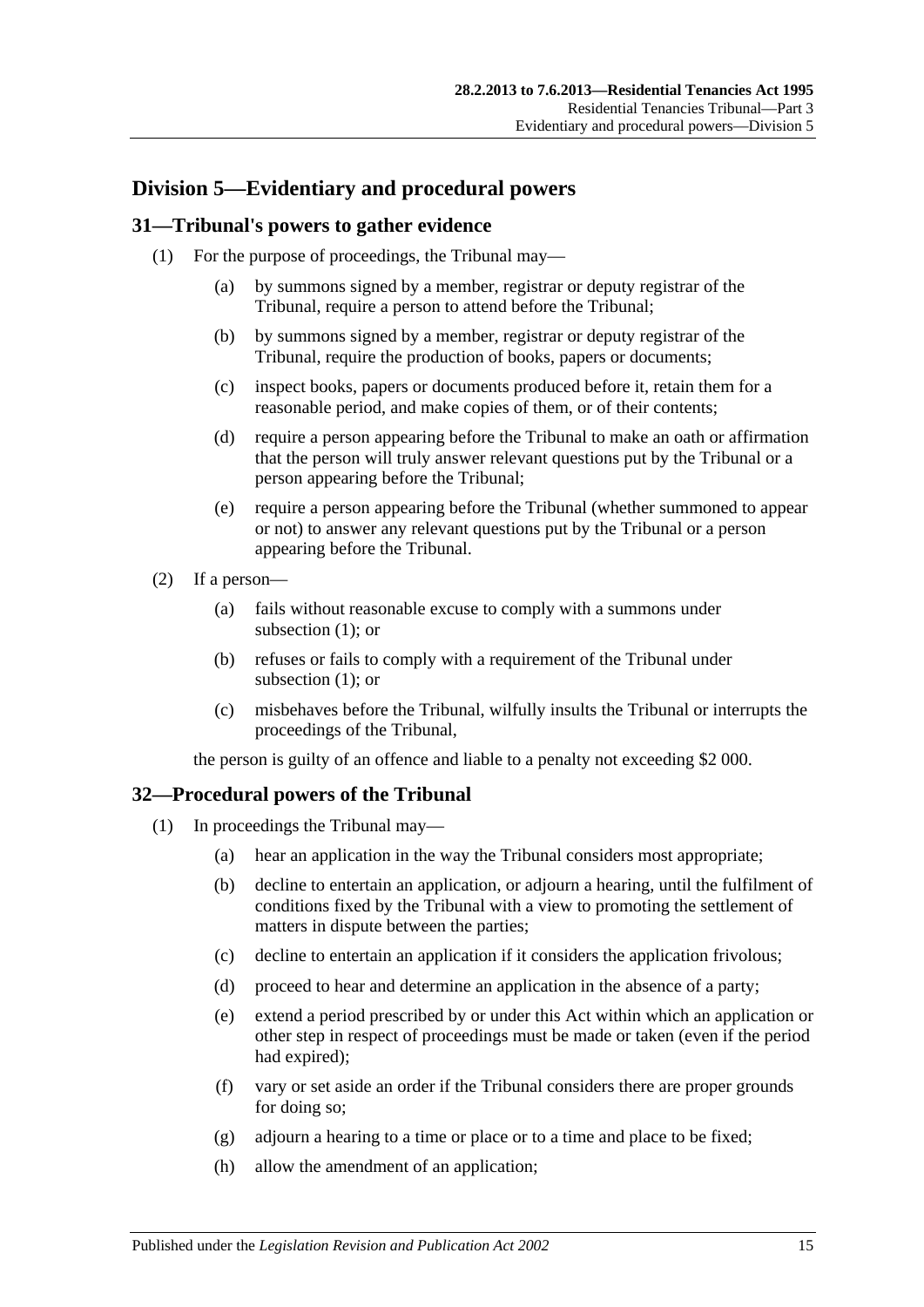## Division 5—Evidentiary and procedural powers

### 31—Tribunal's powers to gather evidence

(1) For the purpose of proceedings, the Tribunal may—

(a) by summons signed by a member, registrar or deputy registrar of the Tribunal, require a person to attend before the Tribunal;

(b) by summons signed by a member, registrar or deputy registrar of the Tribunal, require the production of books, papers or documents;

(c) inspect books, papers or documents produced before it, retain them for a reasonable period, and make copies of them, or of their contents;

(d) require a person appearing before the Tribunal to make an oath or affirmation that the person will truly answer relevant questions put by the Tribunal or a person appearing before the Tribunal;

(e) require a person appearing before the Tribunal (whether summoned to appear or not) to answer any relevant questions put by the Tribunal or a person appearing before the Tribunal.

(2) If a person—

(a) fails without reasonable excuse to comply with a summons under subsection (1); or

(b) refuses or fails to comply with a requirement of the Tribunal under subsection (1); or

(c) misbehaves before the Tribunal, wilfully insults the Tribunal or interrupts the proceedings of the Tribunal,

the person is guilty of an offence and liable to a penalty not exceeding $2 000.

### 32—Procedural powers of the Tribunal

(1) In proceedings the Tribunal may—

(a) hear an application in the way the Tribunal considers most appropriate;

(b) decline to entertain an application, or adjourn a hearing, until the fulfilment of conditions fixed by the Tribunal with a view to promoting the settlement of matters in dispute between the parties;

(c) decline to entertain an application if it considers the application frivolous;

(d) proceed to hear and determine an application in the absence of a party;

(e) extend a period prescribed by or under this Act within which an application or other step in respect of proceedings must be made or taken (even if the period had expired);

(f) vary or set aside an order if the Tribunal considers there are proper grounds for doing so;

(g) adjourn a hearing to a time or place or to a time and place to be fixed;

(h) allow the amendment of an application;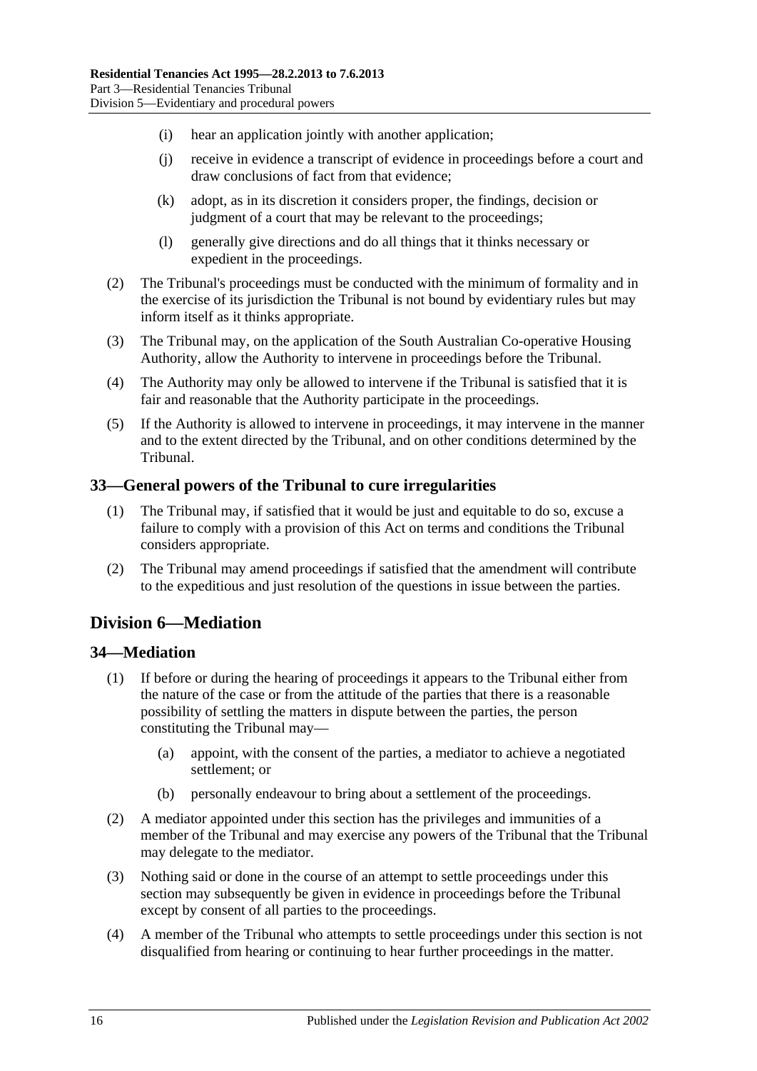(i) hear an application jointly with another application;

(j) receive in evidence a transcript of evidence in proceedings before a court and draw conclusions of fact from that evidence;

(k) adopt, as in its discretion it considers proper, the findings, decision or judgment of a court that may be relevant to the proceedings;

(l) generally give directions and do all things that it thinks necessary or expedient in the proceedings.

(2) The Tribunal's proceedings must be conducted with the minimum of formality and in the exercise of its jurisdiction the Tribunal is not bound by evidentiary rules but may inform itself as it thinks appropriate.

(3) The Tribunal may, on the application of the South Australian Co-operative Housing Authority, allow the Authority to intervene in proceedings before the Tribunal.

(4) The Authority may only be allowed to intervene if the Tribunal is satisfied that it is fair and reasonable that the Authority participate in the proceedings.

(5) If the Authority is allowed to intervene in proceedings, it may intervene in the manner and to the extent directed by the Tribunal, and on other conditions determined by the Tribunal.

### 33—General powers of the Tribunal to cure irregularities

(1) The Tribunal may, if satisfied that it would be just and equitable to do so, excuse a failure to comply with a provision of this Act on terms and conditions the Tribunal considers appropriate.

(2) The Tribunal may amend proceedings if satisfied that the amendment will contribute to the expeditious and just resolution of the questions in issue between the parties.

## Division 6—Mediation

### 34—Mediation

(1) If before or during the hearing of proceedings it appears to the Tribunal either from the nature of the case or from the attitude of the parties that there is a reasonable possibility of settling the matters in dispute between the parties, the person constituting the Tribunal may—

(a) appoint, with the consent of the parties, a mediator to achieve a negotiated settlement; or

(b) personally endeavour to bring about a settlement of the proceedings.

(2) A mediator appointed under this section has the privileges and immunities of a member of the Tribunal and may exercise any powers of the Tribunal that the Tribunal may delegate to the mediator.

(3) Nothing said or done in the course of an attempt to settle proceedings under this section may subsequently be given in evidence in proceedings before the Tribunal except by consent of all parties to the proceedings.

(4) A member of the Tribunal who attempts to settle proceedings under this section is not disqualified from hearing or continuing to hear further proceedings in the matter.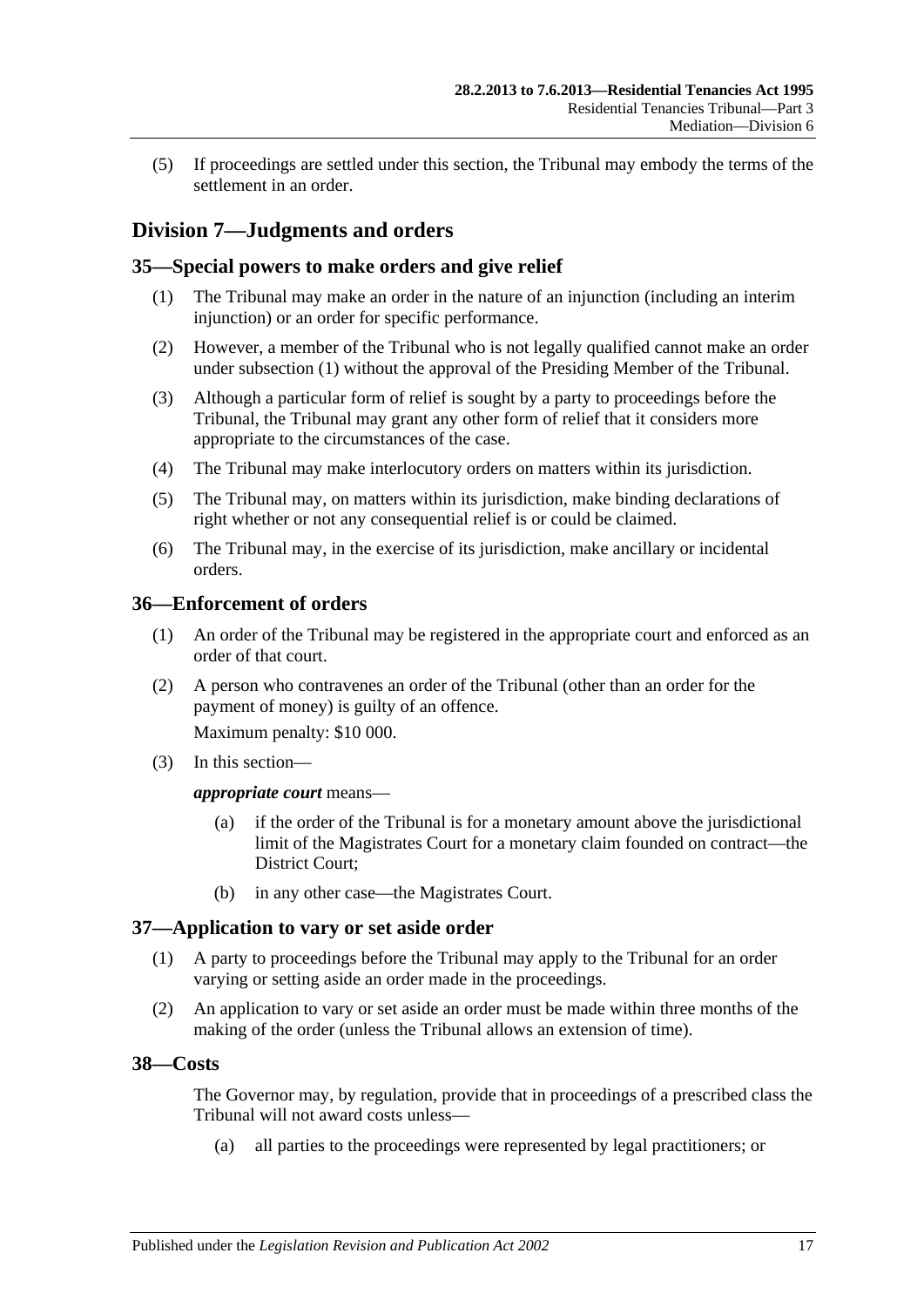(5) If proceedings are settled under this section, the Tribunal may embody the terms of the settlement in an order.

## Division 7—Judgments and orders

### 35—Special powers to make orders and give relief

(1) The Tribunal may make an order in the nature of an injunction (including an interim injunction) or an order for specific performance.

(2) However, a member of the Tribunal who is not legally qualified cannot make an order under subsection (1) without the approval of the Presiding Member of the Tribunal.

(3) Although a particular form of relief is sought by a party to proceedings before the Tribunal, the Tribunal may grant any other form of relief that it considers more appropriate to the circumstances of the case.

(4) The Tribunal may make interlocutory orders on matters within its jurisdiction.

(5) The Tribunal may, on matters within its jurisdiction, make binding declarations of right whether or not any consequential relief is or could be claimed.

(6) The Tribunal may, in the exercise of its jurisdiction, make ancillary or incidental orders.

### 36—Enforcement of orders

(1) An order of the Tribunal may be registered in the appropriate court and enforced as an order of that court.

(2) A person who contravenes an order of the Tribunal (other than an order for the payment of money) is guilty of an offence.

Maximum penalty: $10 000.

(3) In this section—

***appropriate court*** means—

(a) if the order of the Tribunal is for a monetary amount above the jurisdictional limit of the Magistrates Court for a monetary claim founded on contract—the District Court;

(b) in any other case—the Magistrates Court.

### 37—Application to vary or set aside order

(1) A party to proceedings before the Tribunal may apply to the Tribunal for an order varying or setting aside an order made in the proceedings.

(2) An application to vary or set aside an order must be made within three months of the making of the order (unless the Tribunal allows an extension of time).

### 38—Costs

The Governor may, by regulation, provide that in proceedings of a prescribed class the Tribunal will not award costs unless—

(a) all parties to the proceedings were represented by legal practitioners; or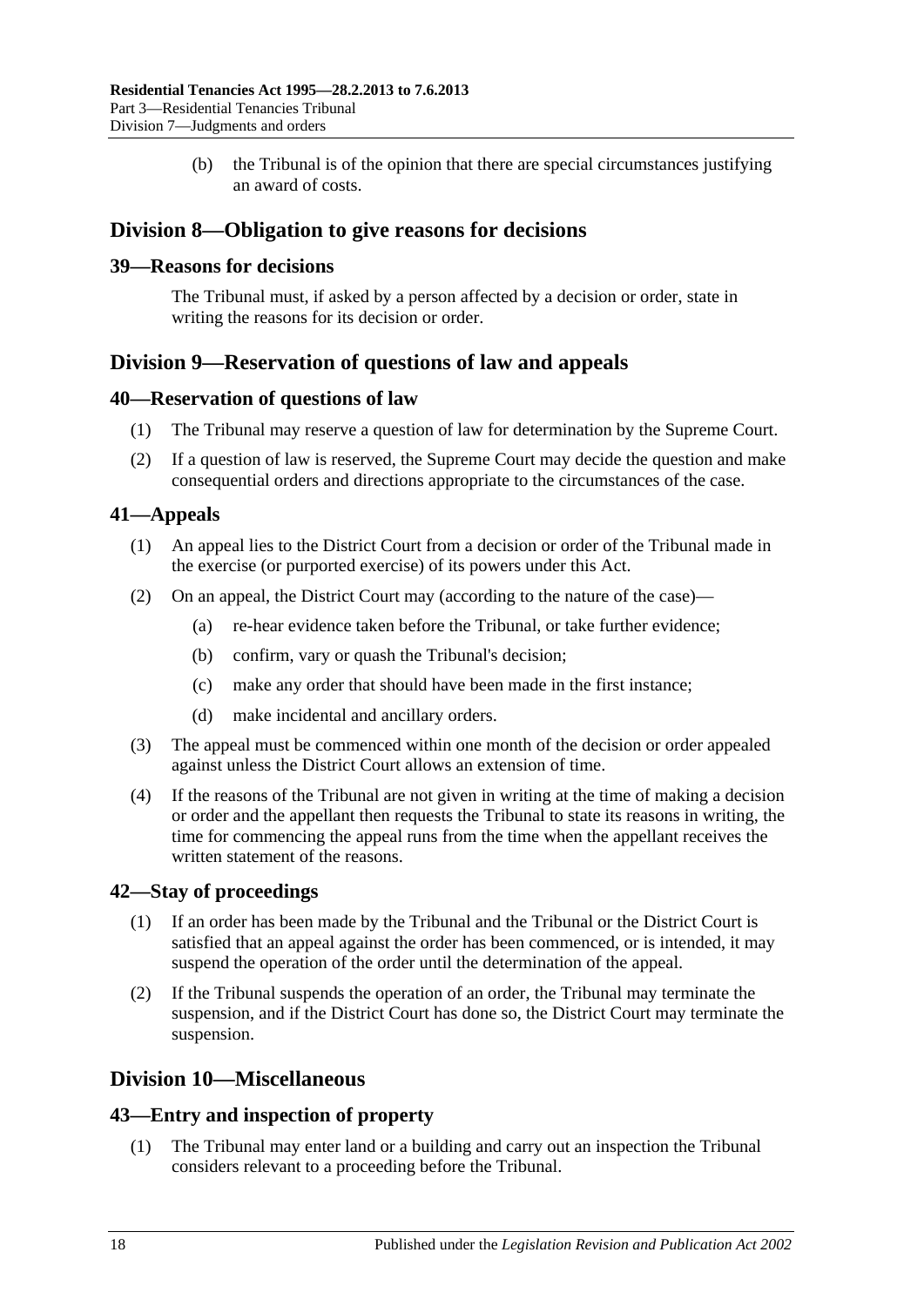(b) the Tribunal is of the opinion that there are special circumstances justifying an award of costs.

## Division 8—Obligation to give reasons for decisions

### 39—Reasons for decisions

The Tribunal must, if asked by a person affected by a decision or order, state in writing the reasons for its decision or order.

## Division 9—Reservation of questions of law and appeals

### 40—Reservation of questions of law

(1) The Tribunal may reserve a question of law for determination by the Supreme Court.

(2) If a question of law is reserved, the Supreme Court may decide the question and make consequential orders and directions appropriate to the circumstances of the case.

### 41—Appeals

(1) An appeal lies to the District Court from a decision or order of the Tribunal made in the exercise (or purported exercise) of its powers under this Act.

(2) On an appeal, the District Court may (according to the nature of the case)—

(a) re-hear evidence taken before the Tribunal, or take further evidence;

(b) confirm, vary or quash the Tribunal's decision;

(c) make any order that should have been made in the first instance;

(d) make incidental and ancillary orders.

(3) The appeal must be commenced within one month of the decision or order appealed against unless the District Court allows an extension of time.

(4) If the reasons of the Tribunal are not given in writing at the time of making a decision or order and the appellant then requests the Tribunal to state its reasons in writing, the time for commencing the appeal runs from the time when the appellant receives the written statement of the reasons.

### 42—Stay of proceedings

(1) If an order has been made by the Tribunal and the Tribunal or the District Court is satisfied that an appeal against the order has been commenced, or is intended, it may suspend the operation of the order until the determination of the appeal.

(2) If the Tribunal suspends the operation of an order, the Tribunal may terminate the suspension, and if the District Court has done so, the District Court may terminate the suspension.

## Division 10—Miscellaneous

### 43—Entry and inspection of property

(1) The Tribunal may enter land or a building and carry out an inspection the Tribunal considers relevant to a proceeding before the Tribunal.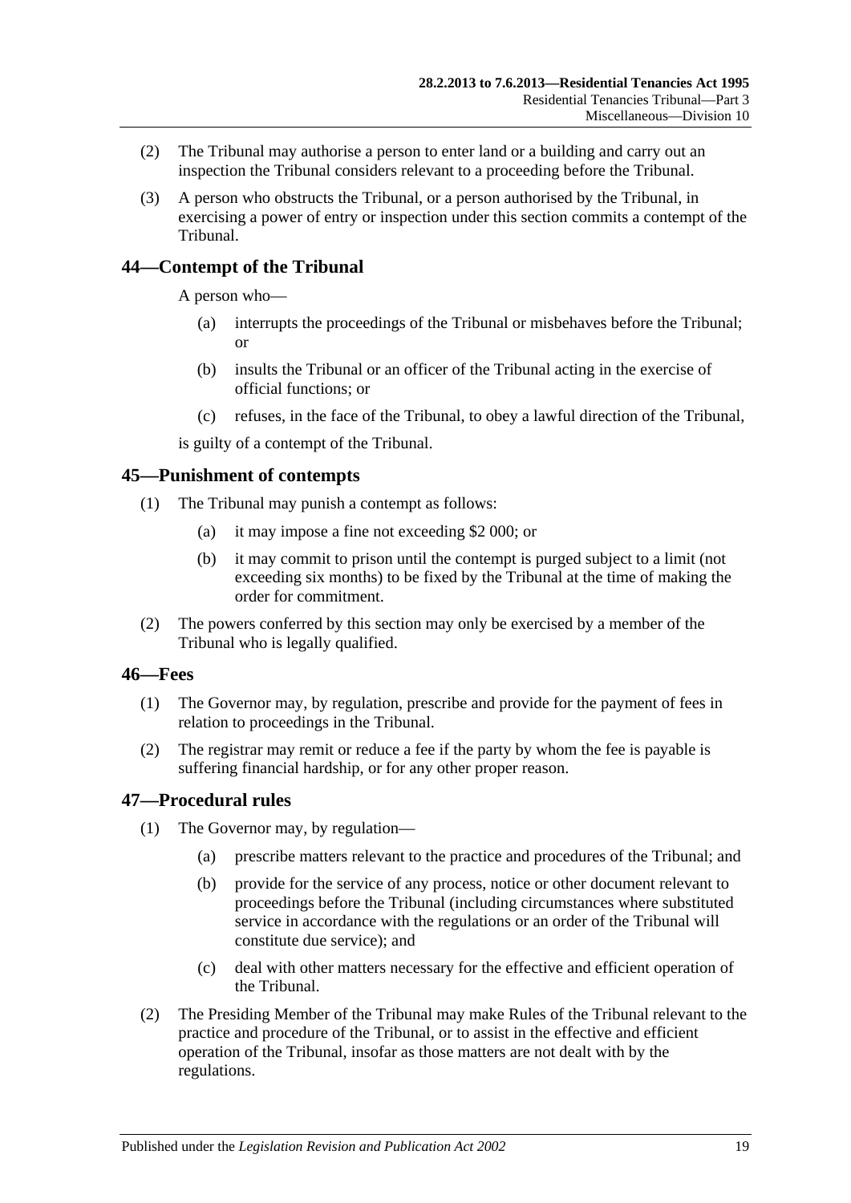(2) The Tribunal may authorise a person to enter land or a building and carry out an inspection the Tribunal considers relevant to a proceeding before the Tribunal.

(3) A person who obstructs the Tribunal, or a person authorised by the Tribunal, in exercising a power of entry or inspection under this section commits a contempt of the Tribunal.

## 44—Contempt of the Tribunal

A person who—

(a) interrupts the proceedings of the Tribunal or misbehaves before the Tribunal; or

(b) insults the Tribunal or an officer of the Tribunal acting in the exercise of official functions; or

(c) refuses, in the face of the Tribunal, to obey a lawful direction of the Tribunal,

is guilty of a contempt of the Tribunal.

## 45—Punishment of contempts

(1) The Tribunal may punish a contempt as follows:

(a) it may impose a fine not exceeding $2 000; or

(b) it may commit to prison until the contempt is purged subject to a limit (not exceeding six months) to be fixed by the Tribunal at the time of making the order for commitment.

(2) The powers conferred by this section may only be exercised by a member of the Tribunal who is legally qualified.

## 46—Fees

(1) The Governor may, by regulation, prescribe and provide for the payment of fees in relation to proceedings in the Tribunal.

(2) The registrar may remit or reduce a fee if the party by whom the fee is payable is suffering financial hardship, or for any other proper reason.

## 47—Procedural rules

(1) The Governor may, by regulation—

(a) prescribe matters relevant to the practice and procedures of the Tribunal; and

(b) provide for the service of any process, notice or other document relevant to proceedings before the Tribunal (including circumstances where substituted service in accordance with the regulations or an order of the Tribunal will constitute due service); and

(c) deal with other matters necessary for the effective and efficient operation of the Tribunal.

(2) The Presiding Member of the Tribunal may make Rules of the Tribunal relevant to the practice and procedure of the Tribunal, or to assist in the effective and efficient operation of the Tribunal, insofar as those matters are not dealt with by the regulations.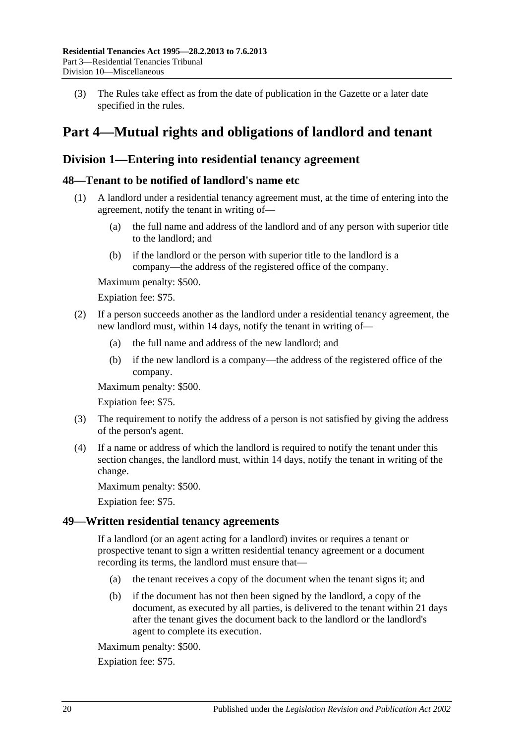(3) The Rules take effect as from the date of publication in the Gazette or a later date specified in the rules.

# Part 4—Mutual rights and obligations of landlord and tenant

## Division 1—Entering into residential tenancy agreement

### 48—Tenant to be notified of landlord's name etc

(1) A landlord under a residential tenancy agreement must, at the time of entering into the agreement, notify the tenant in writing of—

(a) the full name and address of the landlord and of any person with superior title to the landlord; and

(b) if the landlord or the person with superior title to the landlord is a company—the address of the registered office of the company.

Maximum penalty: $500.

Expiation fee: $75.

(2) If a person succeeds another as the landlord under a residential tenancy agreement, the new landlord must, within 14 days, notify the tenant in writing of—

(a) the full name and address of the new landlord; and

(b) if the new landlord is a company—the address of the registered office of the company.

Maximum penalty: $500.

Expiation fee: $75.

(3) The requirement to notify the address of a person is not satisfied by giving the address of the person's agent.

(4) If a name or address of which the landlord is required to notify the tenant under this section changes, the landlord must, within 14 days, notify the tenant in writing of the change.

Maximum penalty: $500.

Expiation fee: $75.

### 49—Written residential tenancy agreements

If a landlord (or an agent acting for a landlord) invites or requires a tenant or prospective tenant to sign a written residential tenancy agreement or a document recording its terms, the landlord must ensure that—

(a) the tenant receives a copy of the document when the tenant signs it; and

(b) if the document has not then been signed by the landlord, a copy of the document, as executed by all parties, is delivered to the tenant within 21 days after the tenant gives the document back to the landlord or the landlord's agent to complete its execution.

Maximum penalty: $500.

Expiation fee: $75.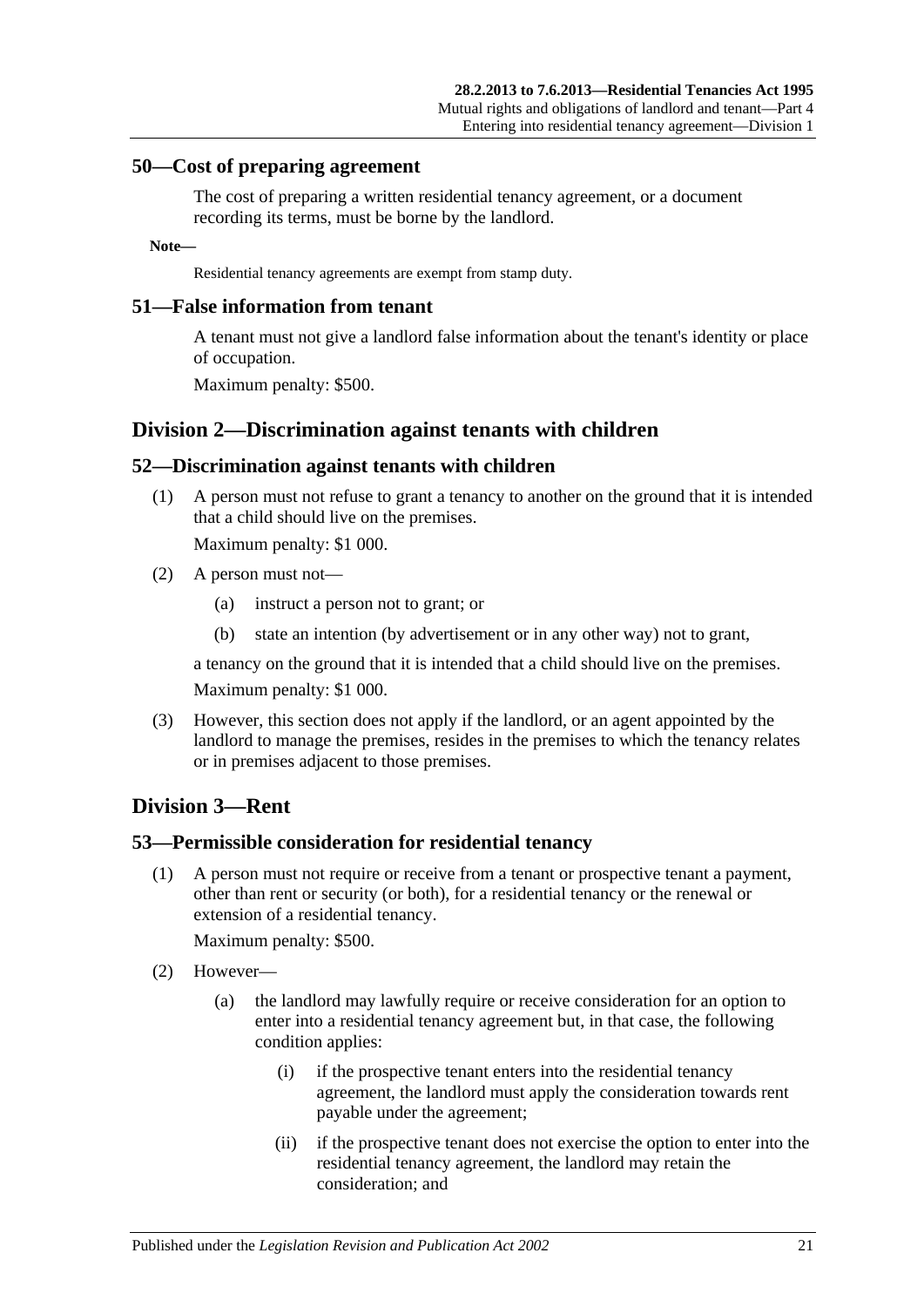## 50—Cost of preparing agreement

The cost of preparing a written residential tenancy agreement, or a document recording its terms, must be borne by the landlord.

**Note—**

Residential tenancy agreements are exempt from stamp duty.

## 51—False information from tenant

A tenant must not give a landlord false information about the tenant's identity or place of occupation.

Maximum penalty: $500.

# Division 2—Discrimination against tenants with children

## 52—Discrimination against tenants with children

(1) A person must not refuse to grant a tenancy to another on the ground that it is intended that a child should live on the premises.

Maximum penalty: $1 000.

(2) A person must not—

(a) instruct a person not to grant; or

(b) state an intention (by advertisement or in any other way) not to grant,

a tenancy on the ground that it is intended that a child should live on the premises.

Maximum penalty: $1 000.

(3) However, this section does not apply if the landlord, or an agent appointed by the landlord to manage the premises, resides in the premises to which the tenancy relates or in premises adjacent to those premises.

# Division 3—Rent

## 53—Permissible consideration for residential tenancy

(1) A person must not require or receive from a tenant or prospective tenant a payment, other than rent or security (or both), for a residential tenancy or the renewal or extension of a residential tenancy.

Maximum penalty: $500.

(2) However—

(a) the landlord may lawfully require or receive consideration for an option to enter into a residential tenancy agreement but, in that case, the following condition applies:

(i) if the prospective tenant enters into the residential tenancy agreement, the landlord must apply the consideration towards rent payable under the agreement;

(ii) if the prospective tenant does not exercise the option to enter into the residential tenancy agreement, the landlord may retain the consideration; and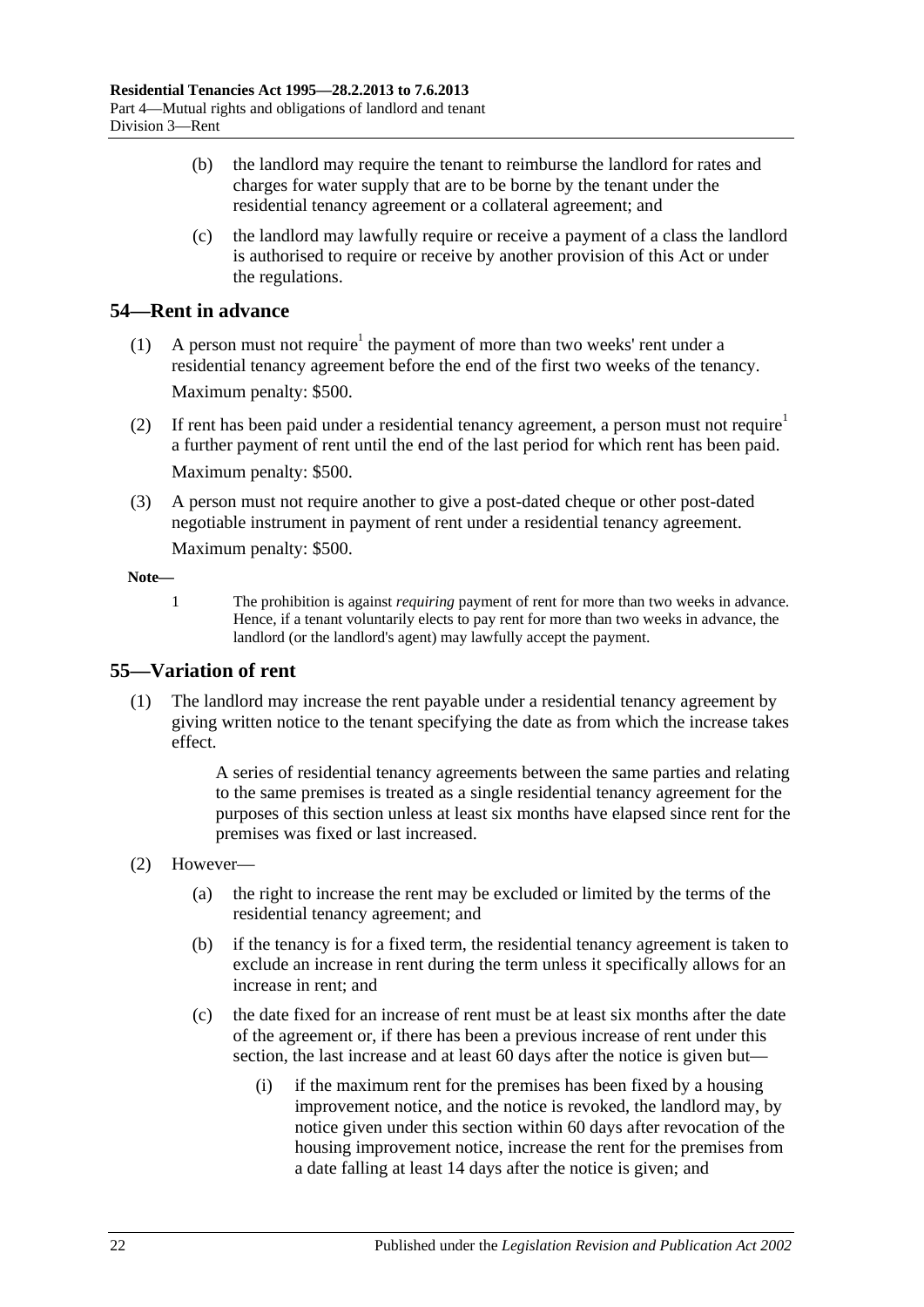(b) the landlord may require the tenant to reimburse the landlord for rates and charges for water supply that are to be borne by the tenant under the residential tenancy agreement or a collateral agreement; and

(c) the landlord may lawfully require or receive a payment of a class the landlord is authorised to require or receive by another provision of this Act or under the regulations.

## 54—Rent in advance

(1) A person must not require[1] the payment of more than two weeks' rent under a residential tenancy agreement before the end of the first two weeks of the tenancy.

Maximum penalty: $500.

(2) If rent has been paid under a residential tenancy agreement, a person must not require[1] a further payment of rent until the end of the last period for which rent has been paid.

Maximum penalty: $500.

(3) A person must not require another to give a post-dated cheque or other post-dated negotiable instrument in payment of rent under a residential tenancy agreement.

Maximum penalty: $500.

**Note—**

1 The prohibition is against *requiring* payment of rent for more than two weeks in advance. Hence, if a tenant voluntarily elects to pay rent for more than two weeks in advance, the landlord (or the landlord's agent) may lawfully accept the payment.

## 55—Variation of rent

(1) The landlord may increase the rent payable under a residential tenancy agreement by giving written notice to the tenant specifying the date as from which the increase takes effect.

A series of residential tenancy agreements between the same parties and relating to the same premises is treated as a single residential tenancy agreement for the purposes of this section unless at least six months have elapsed since rent for the premises was fixed or last increased.

(2) However—

(a) the right to increase the rent may be excluded or limited by the terms of the residential tenancy agreement; and

(b) if the tenancy is for a fixed term, the residential tenancy agreement is taken to exclude an increase in rent during the term unless it specifically allows for an increase in rent; and

(c) the date fixed for an increase of rent must be at least six months after the date of the agreement or, if there has been a previous increase of rent under this section, the last increase and at least 60 days after the notice is given but—

(i) if the maximum rent for the premises has been fixed by a housing improvement notice, and the notice is revoked, the landlord may, by notice given under this section within 60 days after revocation of the housing improvement notice, increase the rent for the premises from a date falling at least 14 days after the notice is given; and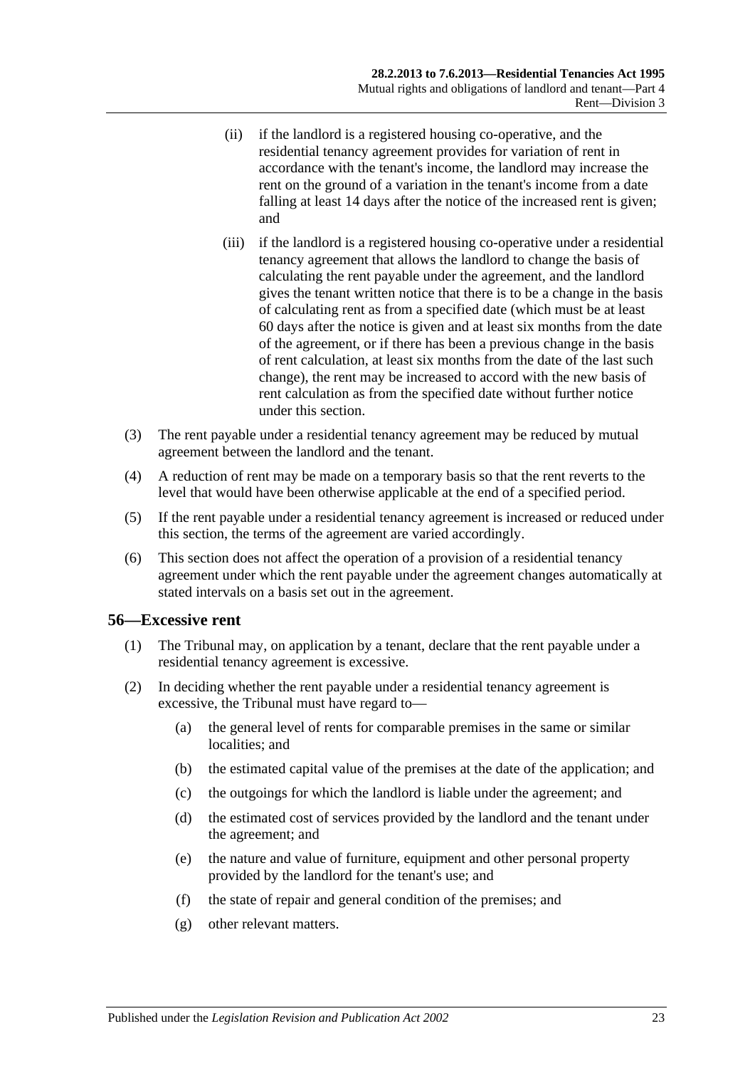(ii) if the landlord is a registered housing co-operative, and the residential tenancy agreement provides for variation of rent in accordance with the tenant's income, the landlord may increase the rent on the ground of a variation in the tenant's income from a date falling at least 14 days after the notice of the increased rent is given; and

(iii) if the landlord is a registered housing co-operative under a residential tenancy agreement that allows the landlord to change the basis of calculating the rent payable under the agreement, and the landlord gives the tenant written notice that there is to be a change in the basis of calculating rent as from a specified date (which must be at least 60 days after the notice is given and at least six months from the date of the agreement, or if there has been a previous change in the basis of rent calculation, at least six months from the date of the last such change), the rent may be increased to accord with the new basis of rent calculation as from the specified date without further notice under this section.

(3) The rent payable under a residential tenancy agreement may be reduced by mutual agreement between the landlord and the tenant.

(4) A reduction of rent may be made on a temporary basis so that the rent reverts to the level that would have been otherwise applicable at the end of a specified period.

(5) If the rent payable under a residential tenancy agreement is increased or reduced under this section, the terms of the agreement are varied accordingly.

(6) This section does not affect the operation of a provision of a residential tenancy agreement under which the rent payable under the agreement changes automatically at stated intervals on a basis set out in the agreement.

## 56—Excessive rent

(1) The Tribunal may, on application by a tenant, declare that the rent payable under a residential tenancy agreement is excessive.

(2) In deciding whether the rent payable under a residential tenancy agreement is excessive, the Tribunal must have regard to—

(a) the general level of rents for comparable premises in the same or similar localities; and

(b) the estimated capital value of the premises at the date of the application; and

(c) the outgoings for which the landlord is liable under the agreement; and

(d) the estimated cost of services provided by the landlord and the tenant under the agreement; and

(e) the nature and value of furniture, equipment and other personal property provided by the landlord for the tenant's use; and

(f) the state of repair and general condition of the premises; and

(g) other relevant matters.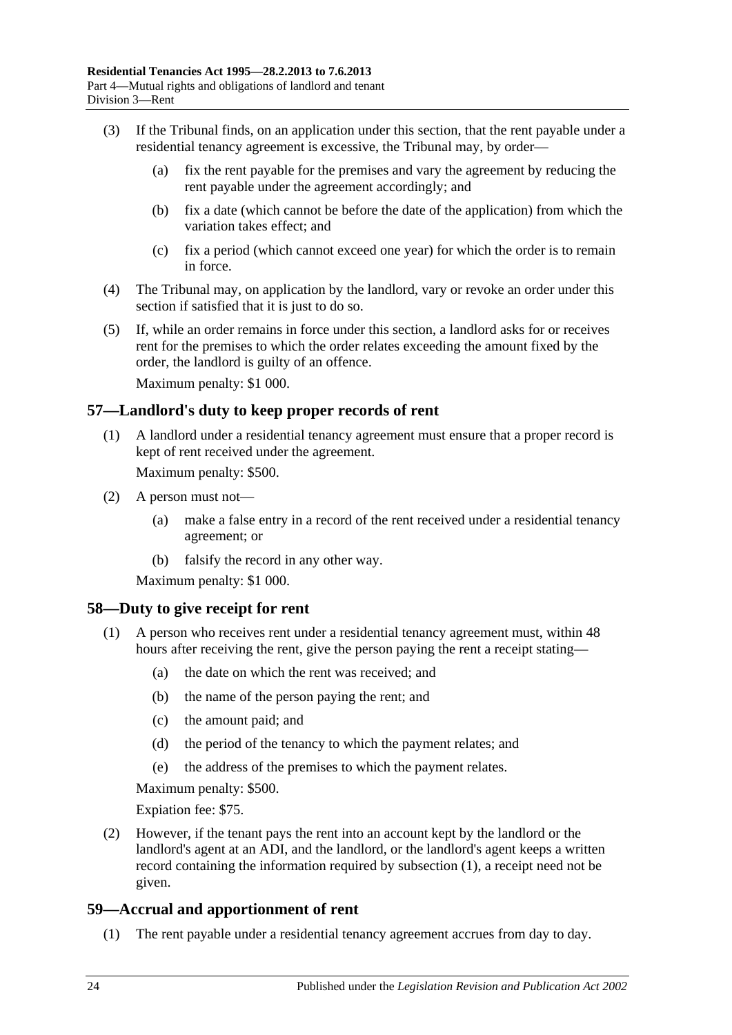(3) If the Tribunal finds, on an application under this section, that the rent payable under a residential tenancy agreement is excessive, the Tribunal may, by order—

(a) fix the rent payable for the premises and vary the agreement by reducing the rent payable under the agreement accordingly; and

(b) fix a date (which cannot be before the date of the application) from which the variation takes effect; and

(c) fix a period (which cannot exceed one year) for which the order is to remain in force.

(4) The Tribunal may, on application by the landlord, vary or revoke an order under this section if satisfied that it is just to do so.

(5) If, while an order remains in force under this section, a landlord asks for or receives rent for the premises to which the order relates exceeding the amount fixed by the order, the landlord is guilty of an offence.

Maximum penalty: $1 000.

## 57—Landlord's duty to keep proper records of rent

(1) A landlord under a residential tenancy agreement must ensure that a proper record is kept of rent received under the agreement.

Maximum penalty: $500.

(2) A person must not—

(a) make a false entry in a record of the rent received under a residential tenancy agreement; or

(b) falsify the record in any other way.

Maximum penalty: $1 000.

## 58—Duty to give receipt for rent

(1) A person who receives rent under a residential tenancy agreement must, within 48 hours after receiving the rent, give the person paying the rent a receipt stating—

(a) the date on which the rent was received; and

(b) the name of the person paying the rent; and

(c) the amount paid; and

(d) the period of the tenancy to which the payment relates; and

(e) the address of the premises to which the payment relates.

Maximum penalty: $500.

Expiation fee: $75.

(2) However, if the tenant pays the rent into an account kept by the landlord or the landlord's agent at an ADI, and the landlord, or the landlord's agent keeps a written record containing the information required by subsection (1), a receipt need not be given.

## 59—Accrual and apportionment of rent

(1) The rent payable under a residential tenancy agreement accrues from day to day.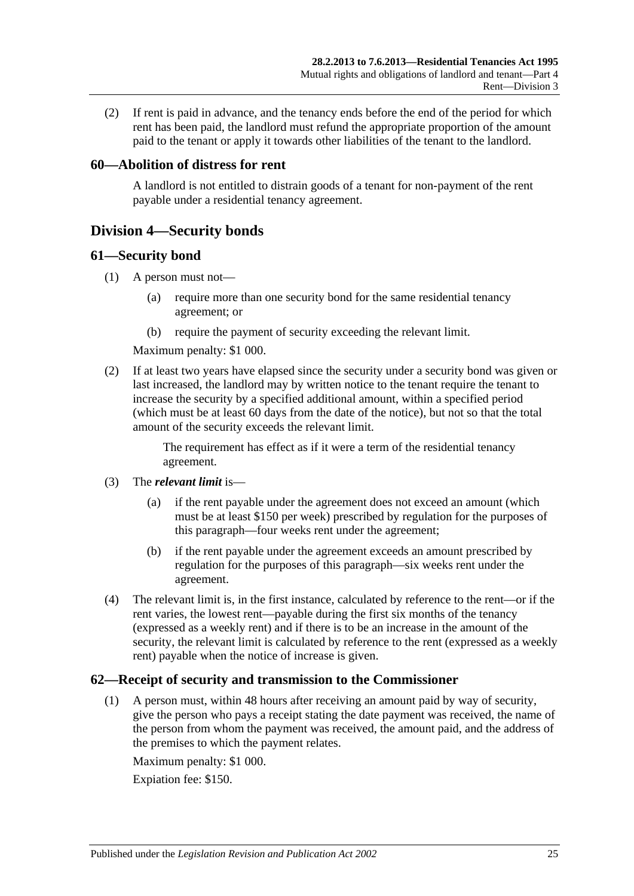(2) If rent is paid in advance, and the tenancy ends before the end of the period for which rent has been paid, the landlord must refund the appropriate proportion of the amount paid to the tenant or apply it towards other liabilities of the tenant to the landlord.

### 60—Abolition of distress for rent

A landlord is not entitled to distrain goods of a tenant for non-payment of the rent payable under a residential tenancy agreement.

## Division 4—Security bonds

### 61—Security bond

(1) A person must not—

(a) require more than one security bond for the same residential tenancy agreement; or

(b) require the payment of security exceeding the relevant limit.

Maximum penalty: $1 000.

(2) If at least two years have elapsed since the security under a security bond was given or last increased, the landlord may by written notice to the tenant require the tenant to increase the security by a specified additional amount, within a specified period (which must be at least 60 days from the date of the notice), but not so that the total amount of the security exceeds the relevant limit.

The requirement has effect as if it were a term of the residential tenancy agreement.

(3) The ***relevant limit*** is—

(a) if the rent payable under the agreement does not exceed an amount (which must be at least $150 per week) prescribed by regulation for the purposes of this paragraph—four weeks rent under the agreement;

(b) if the rent payable under the agreement exceeds an amount prescribed by regulation for the purposes of this paragraph—six weeks rent under the agreement.

(4) The relevant limit is, in the first instance, calculated by reference to the rent—or if the rent varies, the lowest rent—payable during the first six months of the tenancy (expressed as a weekly rent) and if there is to be an increase in the amount of the security, the relevant limit is calculated by reference to the rent (expressed as a weekly rent) payable when the notice of increase is given.

### 62—Receipt of security and transmission to the Commissioner

(1) A person must, within 48 hours after receiving an amount paid by way of security, give the person who pays a receipt stating the date payment was received, the name of the person from whom the payment was received, the amount paid, and the address of the premises to which the payment relates.

Maximum penalty: $1 000.

Expiation fee: $150.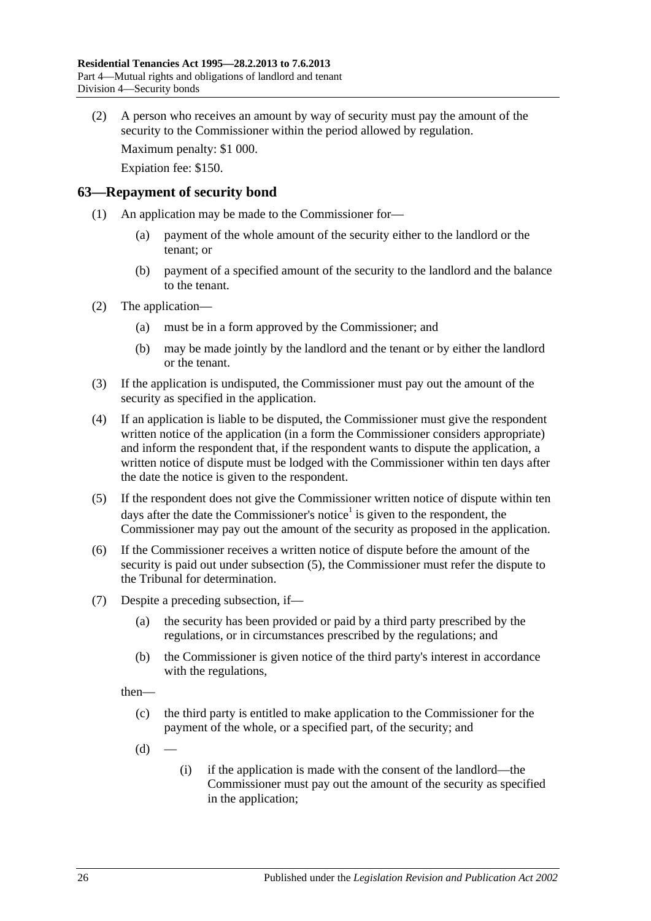(2) A person who receives an amount by way of security must pay the amount of the security to the Commissioner within the period allowed by regulation.

Maximum penalty: $1 000.

Expiation fee: $150.

## 63—Repayment of security bond

(1) An application may be made to the Commissioner for—

(a) payment of the whole amount of the security either to the landlord or the tenant; or

(b) payment of a specified amount of the security to the landlord and the balance to the tenant.

(2) The application—

(a) must be in a form approved by the Commissioner; and

(b) may be made jointly by the landlord and the tenant or by either the landlord or the tenant.

(3) If the application is undisputed, the Commissioner must pay out the amount of the security as specified in the application.

(4) If an application is liable to be disputed, the Commissioner must give the respondent written notice of the application (in a form the Commissioner considers appropriate) and inform the respondent that, if the respondent wants to dispute the application, a written notice of dispute must be lodged with the Commissioner within ten days after the date the notice is given to the respondent.

(5) If the respondent does not give the Commissioner written notice of dispute within ten days after the date the Commissioner's notice[1] is given to the respondent, the Commissioner may pay out the amount of the security as proposed in the application.

(6) If the Commissioner receives a written notice of dispute before the amount of the security is paid out under subsection (5), the Commissioner must refer the dispute to the Tribunal for determination.

(7) Despite a preceding subsection, if—

(a) the security has been provided or paid by a third party prescribed by the regulations, or in circumstances prescribed by the regulations; and

(b) the Commissioner is given notice of the third party's interest in accordance with the regulations,

then—

(c) the third party is entitled to make application to the Commissioner for the payment of the whole, or a specified part, of the security; and

(d) —

(i) if the application is made with the consent of the landlord—the Commissioner must pay out the amount of the security as specified in the application;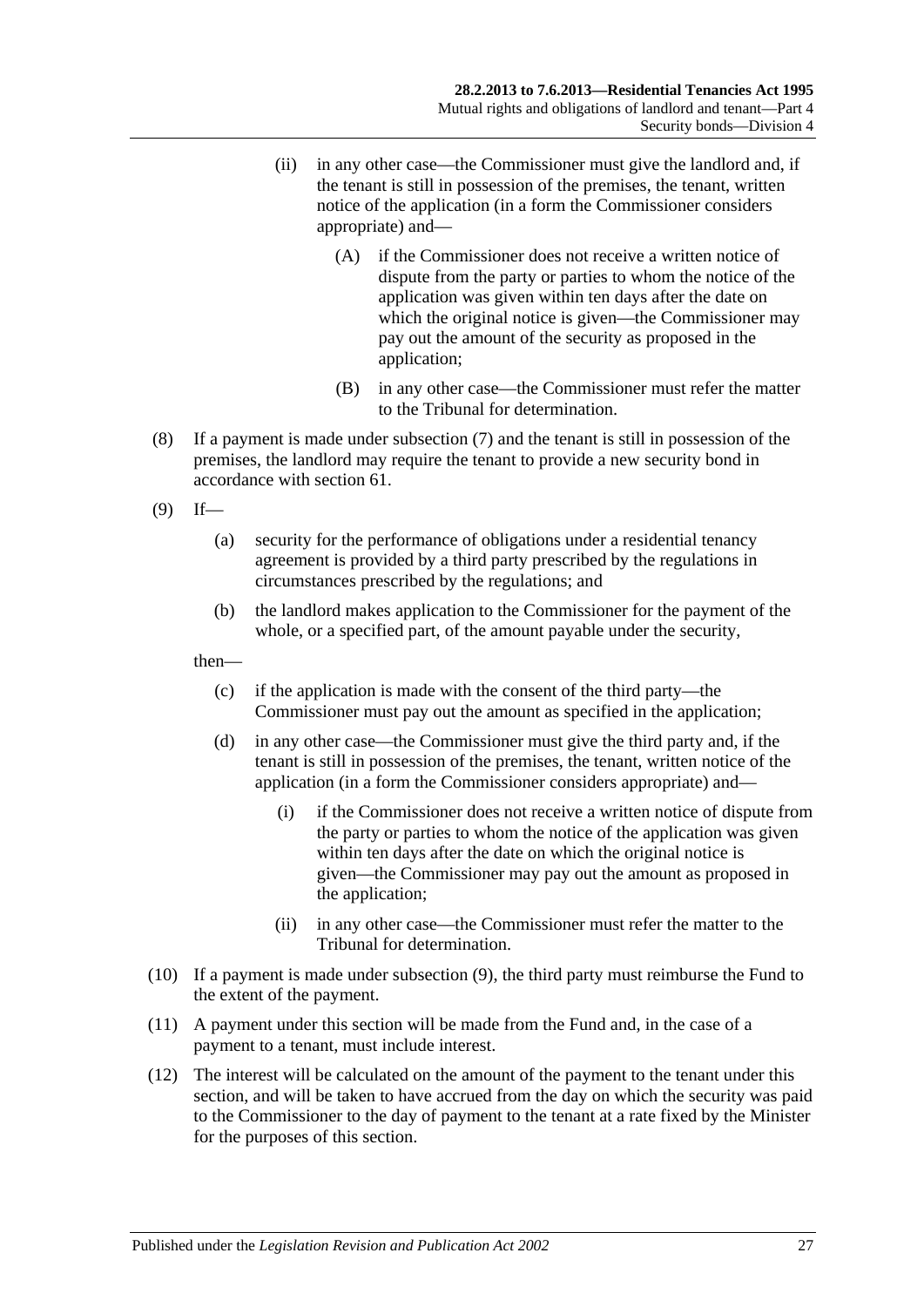(ii) in any other case—the Commissioner must give the landlord and, if the tenant is still in possession of the premises, the tenant, written notice of the application (in a form the Commissioner considers appropriate) and—

(A) if the Commissioner does not receive a written notice of dispute from the party or parties to whom the notice of the application was given within ten days after the date on which the original notice is given—the Commissioner may pay out the amount of the security as proposed in the application;

(B) in any other case—the Commissioner must refer the matter to the Tribunal for determination.

(8) If a payment is made under subsection (7) and the tenant is still in possession of the premises, the landlord may require the tenant to provide a new security bond in accordance with section 61.

(9) If—

(a) security for the performance of obligations under a residential tenancy agreement is provided by a third party prescribed by the regulations in circumstances prescribed by the regulations; and

(b) the landlord makes application to the Commissioner for the payment of the whole, or a specified part, of the amount payable under the security,

then—

(c) if the application is made with the consent of the third party—the Commissioner must pay out the amount as specified in the application;

(d) in any other case—the Commissioner must give the third party and, if the tenant is still in possession of the premises, the tenant, written notice of the application (in a form the Commissioner considers appropriate) and—

(i) if the Commissioner does not receive a written notice of dispute from the party or parties to whom the notice of the application was given within ten days after the date on which the original notice is given—the Commissioner may pay out the amount as proposed in the application;

(ii) in any other case—the Commissioner must refer the matter to the Tribunal for determination.

(10) If a payment is made under subsection (9), the third party must reimburse the Fund to the extent of the payment.

(11) A payment under this section will be made from the Fund and, in the case of a payment to a tenant, must include interest.

(12) The interest will be calculated on the amount of the payment to the tenant under this section, and will be taken to have accrued from the day on which the security was paid to the Commissioner to the day of payment to the tenant at a rate fixed by the Minister for the purposes of this section.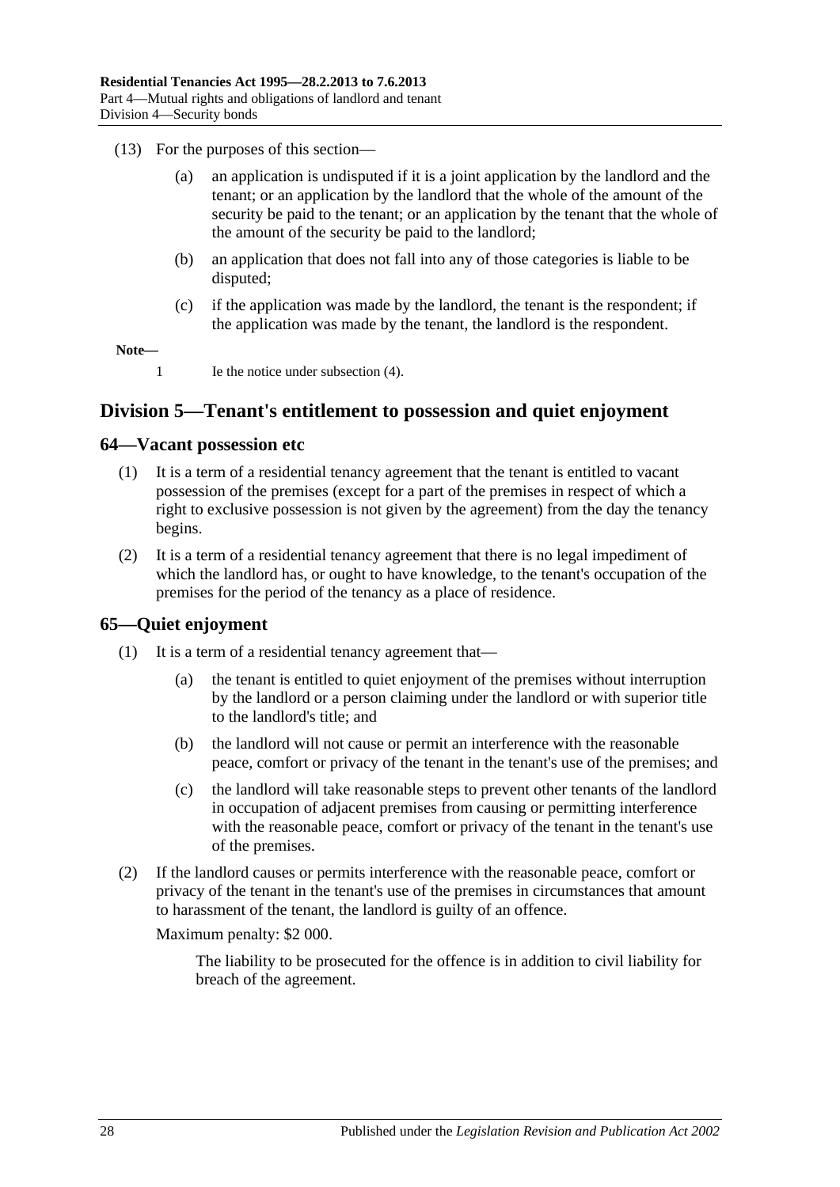(13) For the purposes of this section—

(a) an application is undisputed if it is a joint application by the landlord and the tenant; or an application by the landlord that the whole of the amount of the security be paid to the tenant; or an application by the tenant that the whole of the amount of the security be paid to the landlord;

(b) an application that does not fall into any of those categories is liable to be disputed;

(c) if the application was made by the landlord, the tenant is the respondent; if the application was made by the tenant, the landlord is the respondent.

**Note—**

1 Ie the notice under subsection (4).

## Division 5—Tenant's entitlement to possession and quiet enjoyment

### 64—Vacant possession etc

(1) It is a term of a residential tenancy agreement that the tenant is entitled to vacant possession of the premises (except for a part of the premises in respect of which a right to exclusive possession is not given by the agreement) from the day the tenancy begins.

(2) It is a term of a residential tenancy agreement that there is no legal impediment of which the landlord has, or ought to have knowledge, to the tenant's occupation of the premises for the period of the tenancy as a place of residence.

### 65—Quiet enjoyment

(1) It is a term of a residential tenancy agreement that—

(a) the tenant is entitled to quiet enjoyment of the premises without interruption by the landlord or a person claiming under the landlord or with superior title to the landlord's title; and

(b) the landlord will not cause or permit an interference with the reasonable peace, comfort or privacy of the tenant in the tenant's use of the premises; and

(c) the landlord will take reasonable steps to prevent other tenants of the landlord in occupation of adjacent premises from causing or permitting interference with the reasonable peace, comfort or privacy of the tenant in the tenant's use of the premises.

(2) If the landlord causes or permits interference with the reasonable peace, comfort or privacy of the tenant in the tenant's use of the premises in circumstances that amount to harassment of the tenant, the landlord is guilty of an offence.

Maximum penalty: $2 000.

The liability to be prosecuted for the offence is in addition to civil liability for breach of the agreement.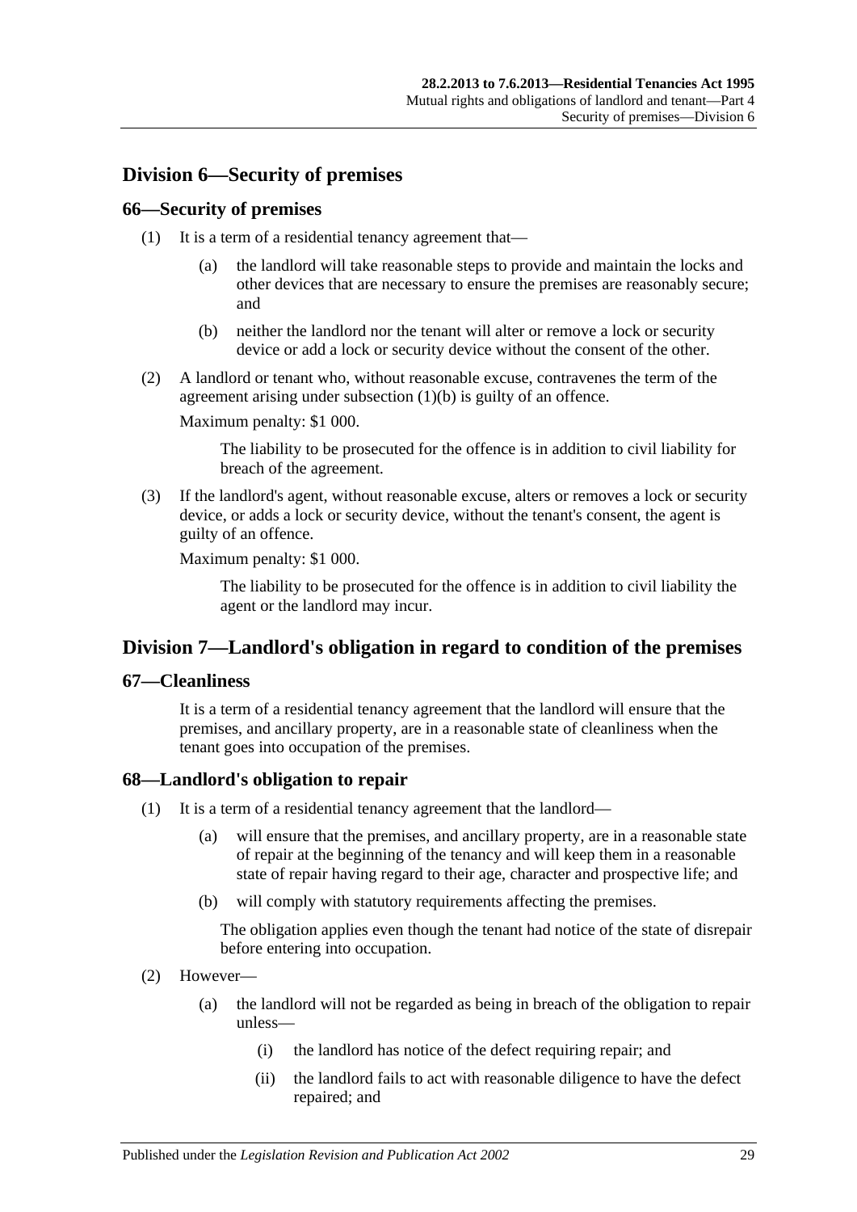## Division 6—Security of premises

### 66—Security of premises

(1) It is a term of a residential tenancy agreement that—

  (a) the landlord will take reasonable steps to provide and maintain the locks and other devices that are necessary to ensure the premises are reasonably secure; and

  (b) neither the landlord nor the tenant will alter or remove a lock or security device or add a lock or security device without the consent of the other.

(2) A landlord or tenant who, without reasonable excuse, contravenes the term of the agreement arising under subsection (1)(b) is guilty of an offence.

Maximum penalty: $1 000.

The liability to be prosecuted for the offence is in addition to civil liability for breach of the agreement.

(3) If the landlord's agent, without reasonable excuse, alters or removes a lock or security device, or adds a lock or security device, without the tenant's consent, the agent is guilty of an offence.

Maximum penalty: $1 000.

The liability to be prosecuted for the offence is in addition to civil liability the agent or the landlord may incur.

## Division 7—Landlord's obligation in regard to condition of the premises

### 67—Cleanliness

It is a term of a residential tenancy agreement that the landlord will ensure that the premises, and ancillary property, are in a reasonable state of cleanliness when the tenant goes into occupation of the premises.

### 68—Landlord's obligation to repair

(1) It is a term of a residential tenancy agreement that the landlord—

  (a) will ensure that the premises, and ancillary property, are in a reasonable state of repair at the beginning of the tenancy and will keep them in a reasonable state of repair having regard to their age, character and prospective life; and

  (b) will comply with statutory requirements affecting the premises.

  The obligation applies even though the tenant had notice of the state of disrepair before entering into occupation.

(2) However—

  (a) the landlord will not be regarded as being in breach of the obligation to repair unless—

    (i) the landlord has notice of the defect requiring repair; and

    (ii) the landlord fails to act with reasonable diligence to have the defect repaired; and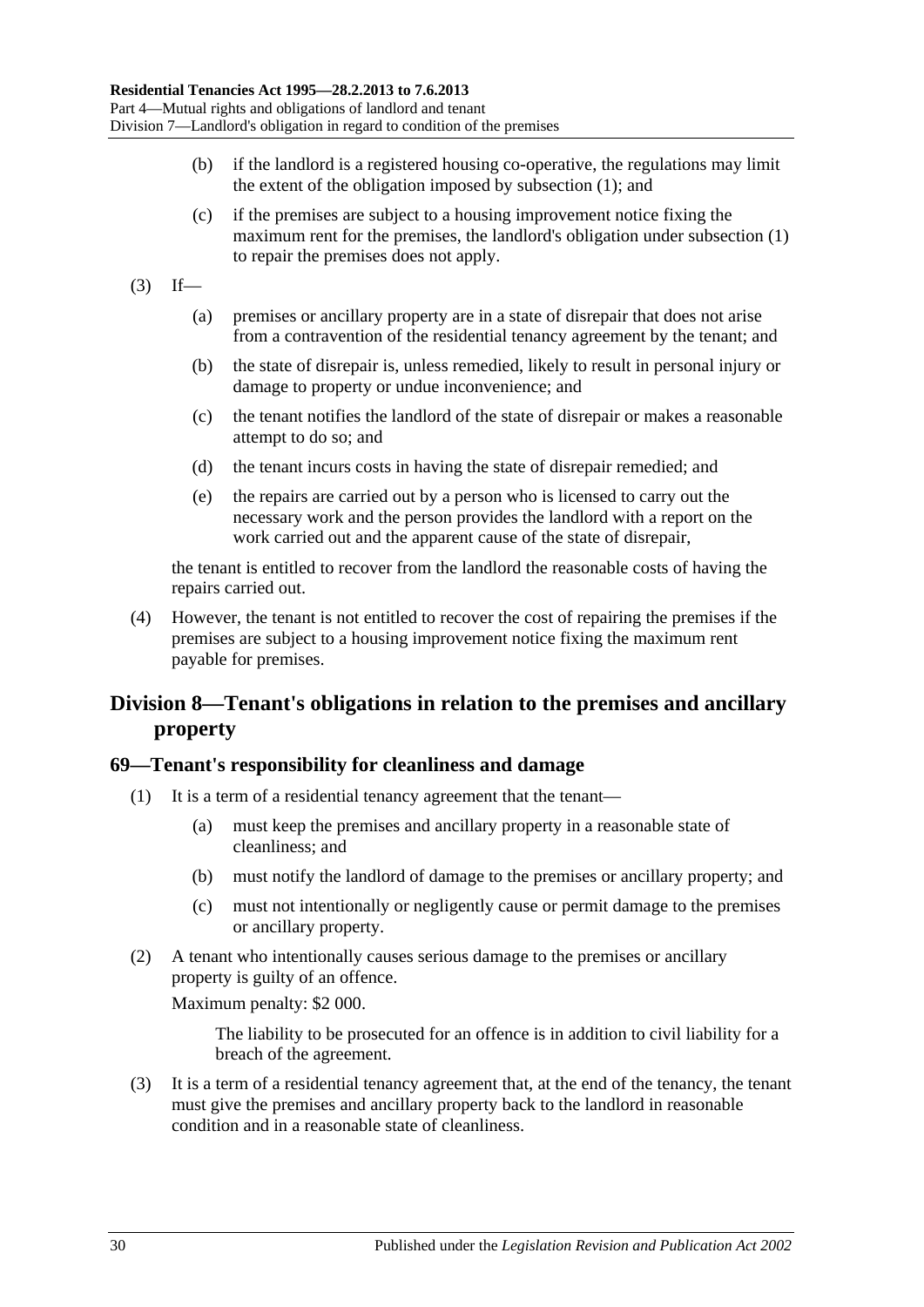(b) if the landlord is a registered housing co-operative, the regulations may limit the extent of the obligation imposed by subsection (1); and

(c) if the premises are subject to a housing improvement notice fixing the maximum rent for the premises, the landlord's obligation under subsection (1) to repair the premises does not apply.

(3) If—

(a) premises or ancillary property are in a state of disrepair that does not arise from a contravention of the residential tenancy agreement by the tenant; and

(b) the state of disrepair is, unless remedied, likely to result in personal injury or damage to property or undue inconvenience; and

(c) the tenant notifies the landlord of the state of disrepair or makes a reasonable attempt to do so; and

(d) the tenant incurs costs in having the state of disrepair remedied; and

(e) the repairs are carried out by a person who is licensed to carry out the necessary work and the person provides the landlord with a report on the work carried out and the apparent cause of the state of disrepair,

the tenant is entitled to recover from the landlord the reasonable costs of having the repairs carried out.

(4) However, the tenant is not entitled to recover the cost of repairing the premises if the premises are subject to a housing improvement notice fixing the maximum rent payable for premises.

## Division 8—Tenant's obligations in relation to the premises and ancillary property

### 69—Tenant's responsibility for cleanliness and damage

(1) It is a term of a residential tenancy agreement that the tenant—

(a) must keep the premises and ancillary property in a reasonable state of cleanliness; and

(b) must notify the landlord of damage to the premises or ancillary property; and

(c) must not intentionally or negligently cause or permit damage to the premises or ancillary property.

(2) A tenant who intentionally causes serious damage to the premises or ancillary property is guilty of an offence.

Maximum penalty: $2 000.

The liability to be prosecuted for an offence is in addition to civil liability for a breach of the agreement.

(3) It is a term of a residential tenancy agreement that, at the end of the tenancy, the tenant must give the premises and ancillary property back to the landlord in reasonable condition and in a reasonable state of cleanliness.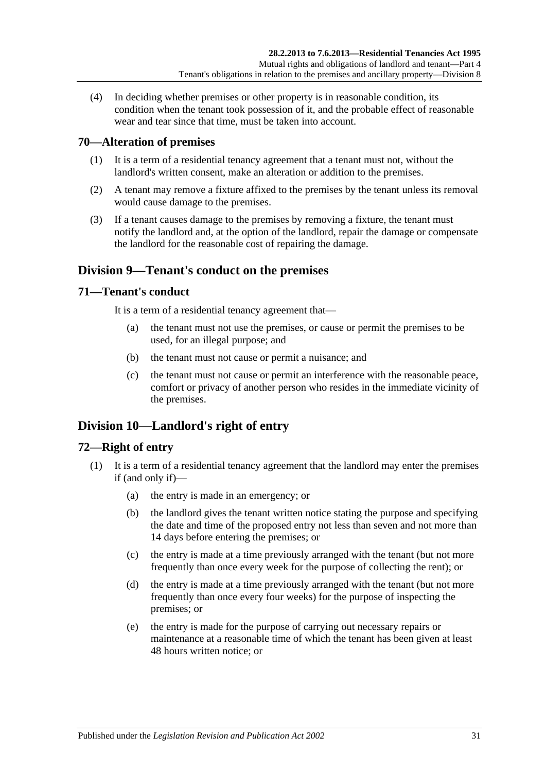(4) In deciding whether premises or other property is in reasonable condition, its condition when the tenant took possession of it, and the probable effect of reasonable wear and tear since that time, must be taken into account.

### 70—Alteration of premises

(1) It is a term of a residential tenancy agreement that a tenant must not, without the landlord's written consent, make an alteration or addition to the premises.

(2) A tenant may remove a fixture affixed to the premises by the tenant unless its removal would cause damage to the premises.

(3) If a tenant causes damage to the premises by removing a fixture, the tenant must notify the landlord and, at the option of the landlord, repair the damage or compensate the landlord for the reasonable cost of repairing the damage.

## Division 9—Tenant's conduct on the premises

### 71—Tenant's conduct

It is a term of a residential tenancy agreement that—

(a) the tenant must not use the premises, or cause or permit the premises to be used, for an illegal purpose; and

(b) the tenant must not cause or permit a nuisance; and

(c) the tenant must not cause or permit an interference with the reasonable peace, comfort or privacy of another person who resides in the immediate vicinity of the premises.

## Division 10—Landlord's right of entry

### 72—Right of entry

(1) It is a term of a residential tenancy agreement that the landlord may enter the premises if (and only if)—

(a) the entry is made in an emergency; or

(b) the landlord gives the tenant written notice stating the purpose and specifying the date and time of the proposed entry not less than seven and not more than 14 days before entering the premises; or

(c) the entry is made at a time previously arranged with the tenant (but not more frequently than once every week for the purpose of collecting the rent); or

(d) the entry is made at a time previously arranged with the tenant (but not more frequently than once every four weeks) for the purpose of inspecting the premises; or

(e) the entry is made for the purpose of carrying out necessary repairs or maintenance at a reasonable time of which the tenant has been given at least 48 hours written notice; or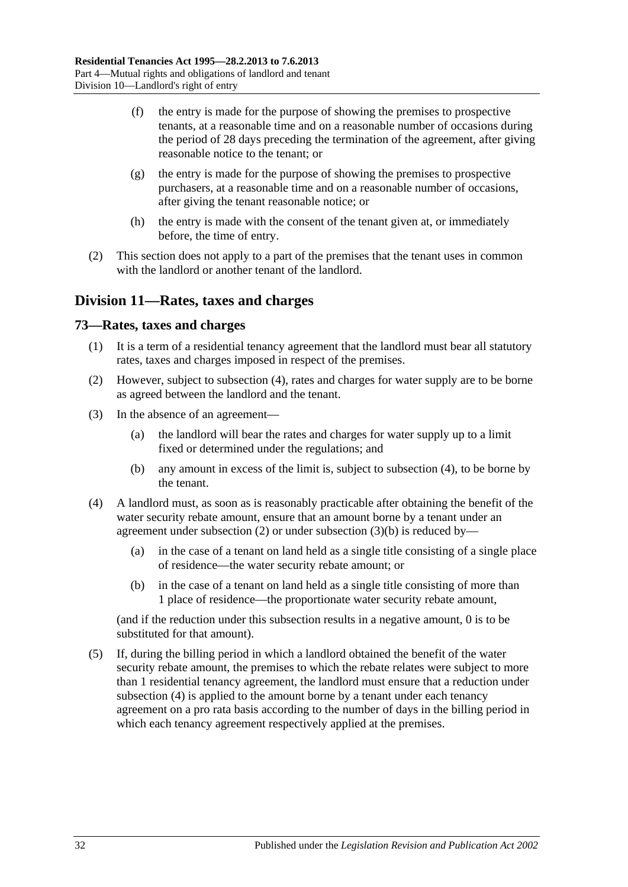(f) the entry is made for the purpose of showing the premises to prospective tenants, at a reasonable time and on a reasonable number of occasions during the period of 28 days preceding the termination of the agreement, after giving reasonable notice to the tenant; or

(g) the entry is made for the purpose of showing the premises to prospective purchasers, at a reasonable time and on a reasonable number of occasions, after giving the tenant reasonable notice; or

(h) the entry is made with the consent of the tenant given at, or immediately before, the time of entry.

(2) This section does not apply to a part of the premises that the tenant uses in common with the landlord or another tenant of the landlord.

## Division 11—Rates, taxes and charges

### 73—Rates, taxes and charges

(1) It is a term of a residential tenancy agreement that the landlord must bear all statutory rates, taxes and charges imposed in respect of the premises.

(2) However, subject to subsection (4), rates and charges for water supply are to be borne as agreed between the landlord and the tenant.

(3) In the absence of an agreement—

(a) the landlord will bear the rates and charges for water supply up to a limit fixed or determined under the regulations; and

(b) any amount in excess of the limit is, subject to subsection (4), to be borne by the tenant.

(4) A landlord must, as soon as is reasonably practicable after obtaining the benefit of the water security rebate amount, ensure that an amount borne by a tenant under an agreement under subsection (2) or under subsection (3)(b) is reduced by—

(a) in the case of a tenant on land held as a single title consisting of a single place of residence—the water security rebate amount; or

(b) in the case of a tenant on land held as a single title consisting of more than 1 place of residence—the proportionate water security rebate amount,

(and if the reduction under this subsection results in a negative amount, 0 is to be substituted for that amount).

(5) If, during the billing period in which a landlord obtained the benefit of the water security rebate amount, the premises to which the rebate relates were subject to more than 1 residential tenancy agreement, the landlord must ensure that a reduction under subsection (4) is applied to the amount borne by a tenant under each tenancy agreement on a pro rata basis according to the number of days in the billing period in which each tenancy agreement respectively applied at the premises.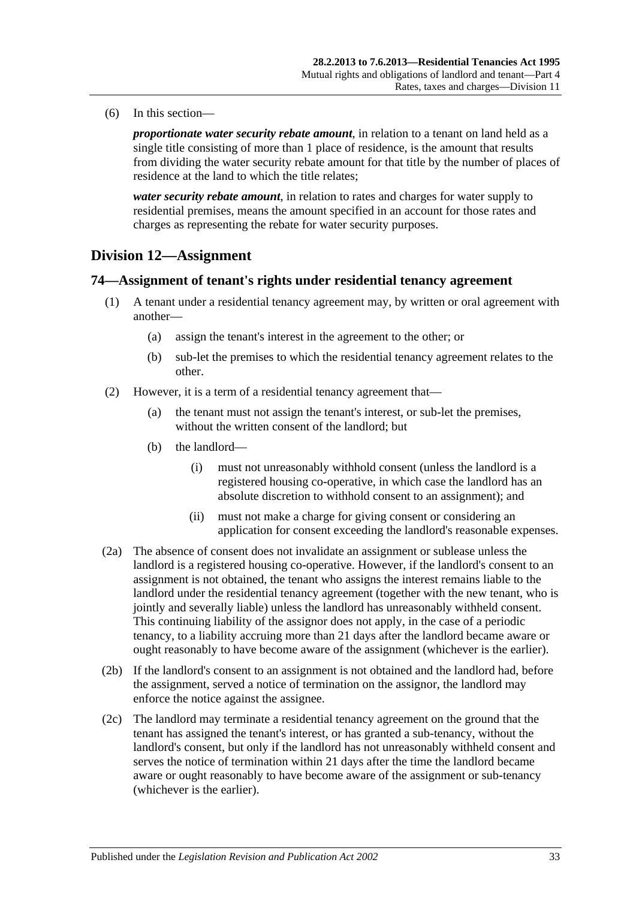(6) In this section—

***proportionate water security rebate amount***, in relation to a tenant on land held as a single title consisting of more than 1 place of residence, is the amount that results from dividing the water security rebate amount for that title by the number of places of residence at the land to which the title relates;

***water security rebate amount***, in relation to rates and charges for water supply to residential premises, means the amount specified in an account for those rates and charges as representing the rebate for water security purposes.

## Division 12—Assignment

### 74—Assignment of tenant's rights under residential tenancy agreement

(1) A tenant under a residential tenancy agreement may, by written or oral agreement with another—

(a) assign the tenant's interest in the agreement to the other; or

(b) sub-let the premises to which the residential tenancy agreement relates to the other.

(2) However, it is a term of a residential tenancy agreement that—

(a) the tenant must not assign the tenant's interest, or sub-let the premises, without the written consent of the landlord; but

(b) the landlord—

(i) must not unreasonably withhold consent (unless the landlord is a registered housing co-operative, in which case the landlord has an absolute discretion to withhold consent to an assignment); and

(ii) must not make a charge for giving consent or considering an application for consent exceeding the landlord's reasonable expenses.

(2a) The absence of consent does not invalidate an assignment or sublease unless the landlord is a registered housing co-operative. However, if the landlord's consent to an assignment is not obtained, the tenant who assigns the interest remains liable to the landlord under the residential tenancy agreement (together with the new tenant, who is jointly and severally liable) unless the landlord has unreasonably withheld consent. This continuing liability of the assignor does not apply, in the case of a periodic tenancy, to a liability accruing more than 21 days after the landlord became aware or ought reasonably to have become aware of the assignment (whichever is the earlier).

(2b) If the landlord's consent to an assignment is not obtained and the landlord had, before the assignment, served a notice of termination on the assignor, the landlord may enforce the notice against the assignee.

(2c) The landlord may terminate a residential tenancy agreement on the ground that the tenant has assigned the tenant's interest, or has granted a sub-tenancy, without the landlord's consent, but only if the landlord has not unreasonably withheld consent and serves the notice of termination within 21 days after the time the landlord became aware or ought reasonably to have become aware of the assignment or sub-tenancy (whichever is the earlier).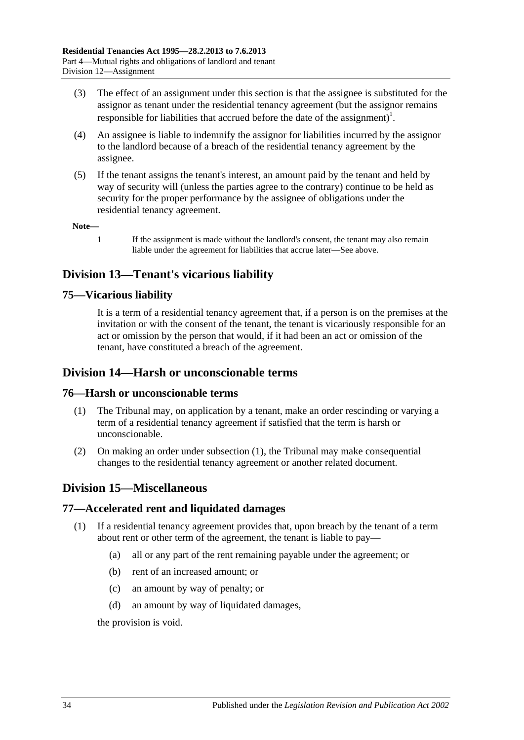(3) The effect of an assignment under this section is that the assignee is substituted for the assignor as tenant under the residential tenancy agreement (but the assignor remains responsible for liabilities that accrued before the date of the assignment)[1].

(4) An assignee is liable to indemnify the assignor for liabilities incurred by the assignor to the landlord because of a breach of the residential tenancy agreement by the assignee.

(5) If the tenant assigns the tenant's interest, an amount paid by the tenant and held by way of security will (unless the parties agree to the contrary) continue to be held as security for the proper performance by the assignee of obligations under the residential tenancy agreement.

**Note—**

1 If the assignment is made without the landlord's consent, the tenant may also remain liable under the agreement for liabilities that accrue later—See above.

## Division 13—Tenant's vicarious liability

### 75—Vicarious liability

It is a term of a residential tenancy agreement that, if a person is on the premises at the invitation or with the consent of the tenant, the tenant is vicariously responsible for an act or omission by the person that would, if it had been an act or omission of the tenant, have constituted a breach of the agreement.

## Division 14—Harsh or unconscionable terms

### 76—Harsh or unconscionable terms

(1) The Tribunal may, on application by a tenant, make an order rescinding or varying a term of a residential tenancy agreement if satisfied that the term is harsh or unconscionable.

(2) On making an order under subsection (1), the Tribunal may make consequential changes to the residential tenancy agreement or another related document.

## Division 15—Miscellaneous

### 77—Accelerated rent and liquidated damages

(1) If a residential tenancy agreement provides that, upon breach by the tenant of a term about rent or other term of the agreement, the tenant is liable to pay—

(a) all or any part of the rent remaining payable under the agreement; or

(b) rent of an increased amount; or

(c) an amount by way of penalty; or

(d) an amount by way of liquidated damages,

the provision is void.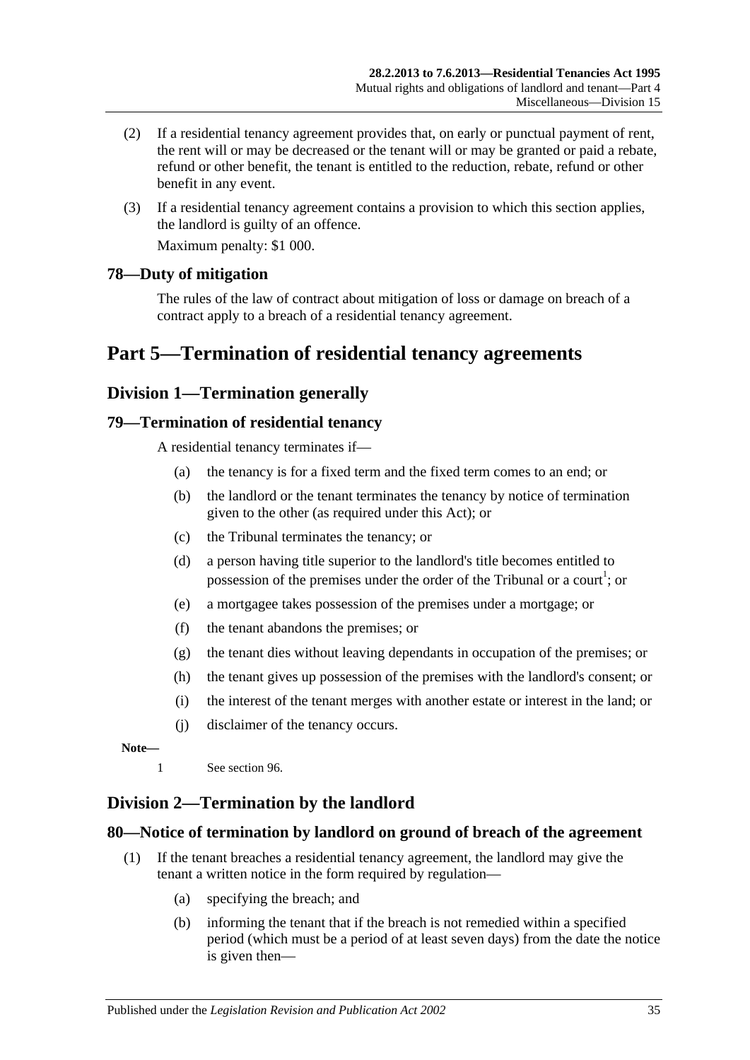(2) If a residential tenancy agreement provides that, on early or punctual payment of rent, the rent will or may be decreased or the tenant will or may be granted or paid a rebate, refund or other benefit, the tenant is entitled to the reduction, rebate, refund or other benefit in any event.

(3) If a residential tenancy agreement contains a provision to which this section applies, the landlord is guilty of an offence.

Maximum penalty: $1 000.

### 78—Duty of mitigation

The rules of the law of contract about mitigation of loss or damage on breach of a contract apply to a breach of a residential tenancy agreement.

# Part 5—Termination of residential tenancy agreements

## Division 1—Termination generally

### 79—Termination of residential tenancy

A residential tenancy terminates if—

(a) the tenancy is for a fixed term and the fixed term comes to an end; or

(b) the landlord or the tenant terminates the tenancy by notice of termination given to the other (as required under this Act); or

(c) the Tribunal terminates the tenancy; or

(d) a person having title superior to the landlord's title becomes entitled to possession of the premises under the order of the Tribunal or a court[1]; or

(e) a mortgagee takes possession of the premises under a mortgage; or

(f) the tenant abandons the premises; or

(g) the tenant dies without leaving dependants in occupation of the premises; or

(h) the tenant gives up possession of the premises with the landlord's consent; or

(i) the interest of the tenant merges with another estate or interest in the land; or

(j) disclaimer of the tenancy occurs.

**Note—**

1 See section 96.

## Division 2—Termination by the landlord

### 80—Notice of termination by landlord on ground of breach of the agreement

(1) If the tenant breaches a residential tenancy agreement, the landlord may give the tenant a written notice in the form required by regulation—

(a) specifying the breach; and

(b) informing the tenant that if the breach is not remedied within a specified period (which must be a period of at least seven days) from the date the notice is given then—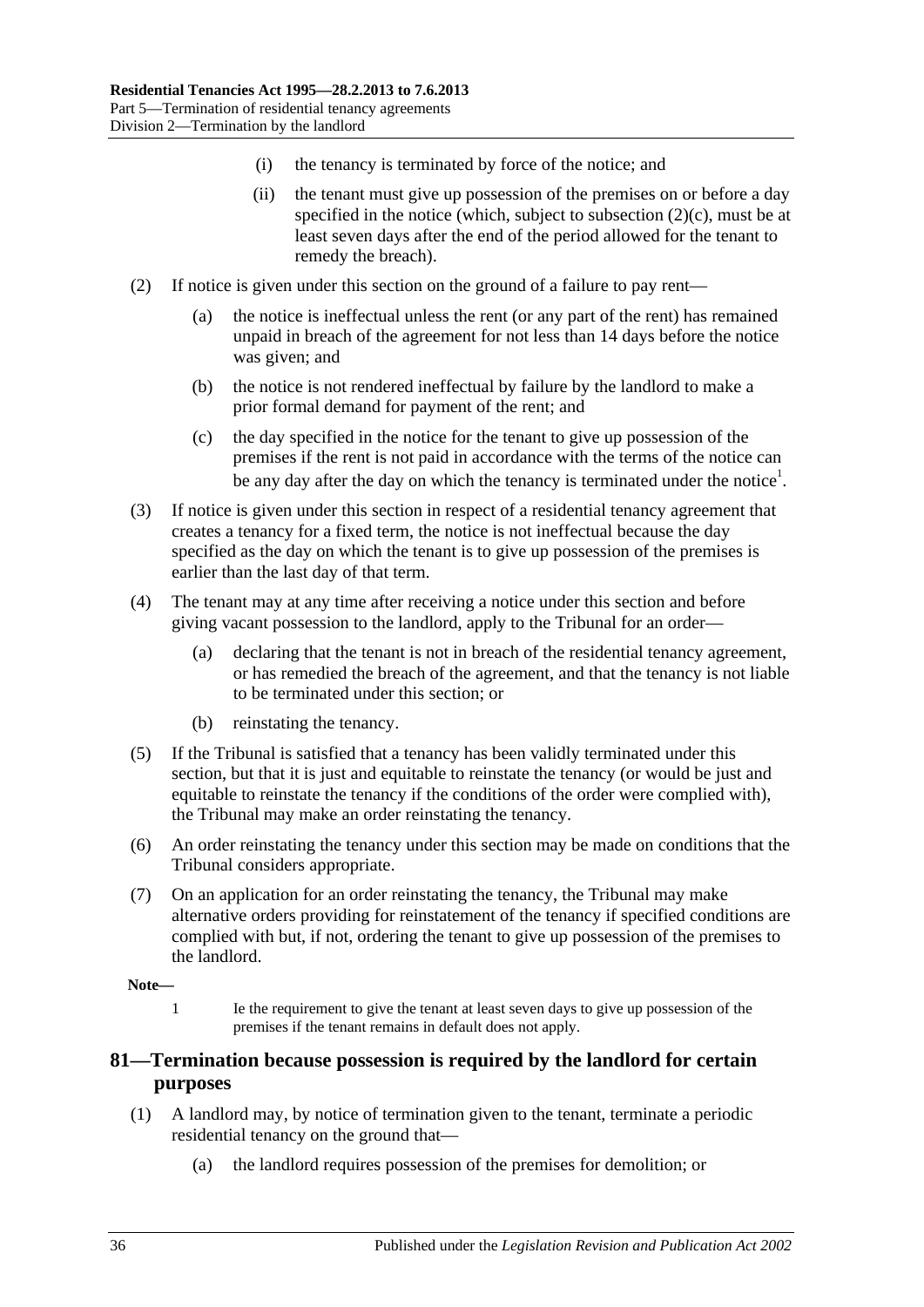(i) the tenancy is terminated by force of the notice; and

(ii) the tenant must give up possession of the premises on or before a day specified in the notice (which, subject to subsection (2)(c), must be at least seven days after the end of the period allowed for the tenant to remedy the breach).

(2) If notice is given under this section on the ground of a failure to pay rent—

(a) the notice is ineffectual unless the rent (or any part of the rent) has remained unpaid in breach of the agreement for not less than 14 days before the notice was given; and

(b) the notice is not rendered ineffectual by failure by the landlord to make a prior formal demand for payment of the rent; and

(c) the day specified in the notice for the tenant to give up possession of the premises if the rent is not paid in accordance with the terms of the notice can be any day after the day on which the tenancy is terminated under the notice[1].

(3) If notice is given under this section in respect of a residential tenancy agreement that creates a tenancy for a fixed term, the notice is not ineffectual because the day specified as the day on which the tenant is to give up possession of the premises is earlier than the last day of that term.

(4) The tenant may at any time after receiving a notice under this section and before giving vacant possession to the landlord, apply to the Tribunal for an order—

(a) declaring that the tenant is not in breach of the residential tenancy agreement, or has remedied the breach of the agreement, and that the tenancy is not liable to be terminated under this section; or

(b) reinstating the tenancy.

(5) If the Tribunal is satisfied that a tenancy has been validly terminated under this section, but that it is just and equitable to reinstate the tenancy (or would be just and equitable to reinstate the tenancy if the conditions of the order were complied with), the Tribunal may make an order reinstating the tenancy.

(6) An order reinstating the tenancy under this section may be made on conditions that the Tribunal considers appropriate.

(7) On an application for an order reinstating the tenancy, the Tribunal may make alternative orders providing for reinstatement of the tenancy if specified conditions are complied with but, if not, ordering the tenant to give up possession of the premises to the landlord.

**Note—**

1 Ie the requirement to give the tenant at least seven days to give up possession of the premises if the tenant remains in default does not apply.

## 81—Termination because possession is required by the landlord for certain purposes

(1) A landlord may, by notice of termination given to the tenant, terminate a periodic residential tenancy on the ground that—

(a) the landlord requires possession of the premises for demolition; or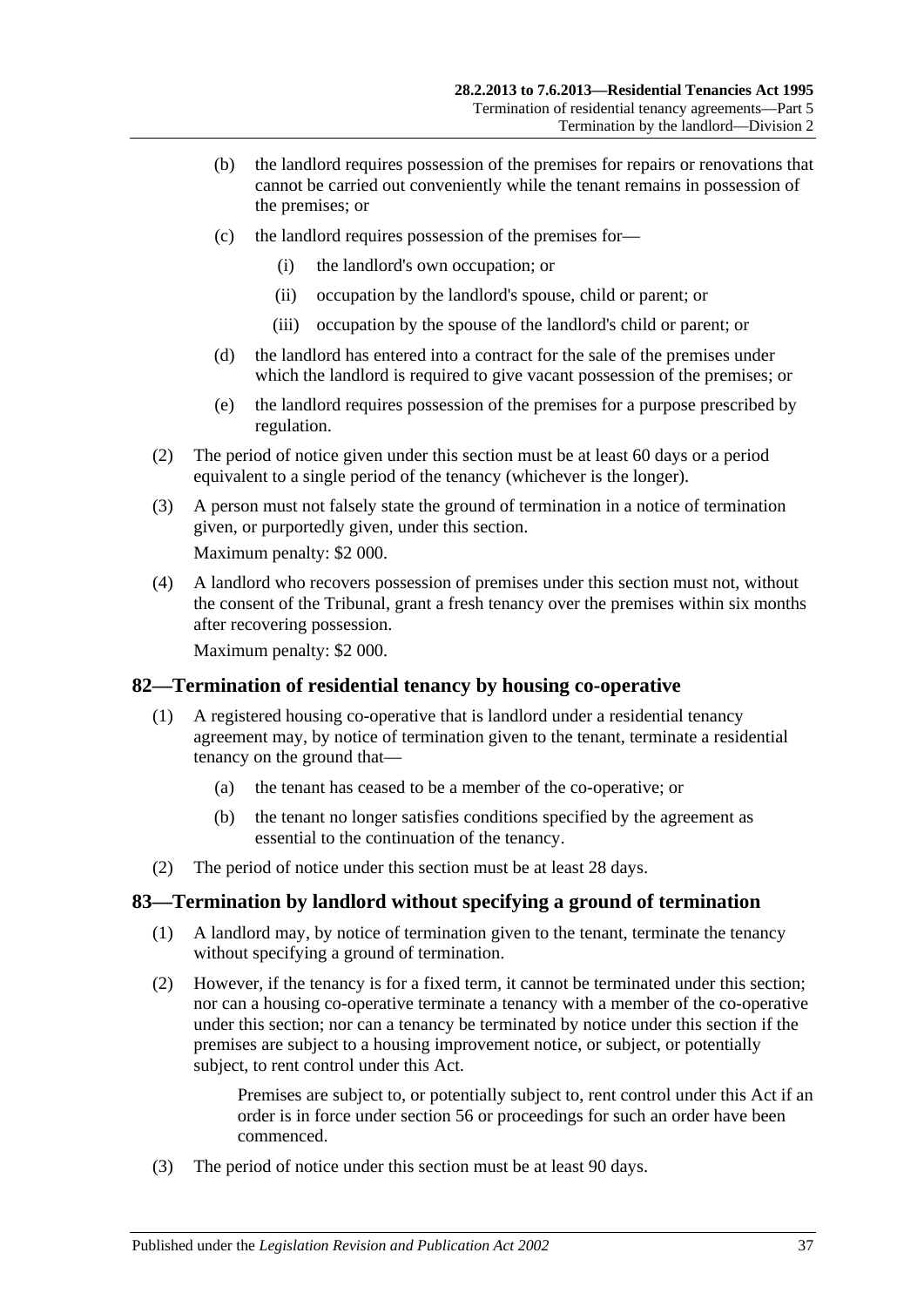(b) the landlord requires possession of the premises for repairs or renovations that cannot be carried out conveniently while the tenant remains in possession of the premises; or

(c) the landlord requires possession of the premises for—

(i) the landlord's own occupation; or

(ii) occupation by the landlord's spouse, child or parent; or

(iii) occupation by the spouse of the landlord's child or parent; or

(d) the landlord has entered into a contract for the sale of the premises under which the landlord is required to give vacant possession of the premises; or

(e) the landlord requires possession of the premises for a purpose prescribed by regulation.

(2) The period of notice given under this section must be at least 60 days or a period equivalent to a single period of the tenancy (whichever is the longer).

(3) A person must not falsely state the ground of termination in a notice of termination given, or purportedly given, under this section.

Maximum penalty: $2 000.

(4) A landlord who recovers possession of premises under this section must not, without the consent of the Tribunal, grant a fresh tenancy over the premises within six months after recovering possession.

Maximum penalty: $2 000.

## 82—Termination of residential tenancy by housing co-operative

(1) A registered housing co-operative that is landlord under a residential tenancy agreement may, by notice of termination given to the tenant, terminate a residential tenancy on the ground that—

(a) the tenant has ceased to be a member of the co-operative; or

(b) the tenant no longer satisfies conditions specified by the agreement as essential to the continuation of the tenancy.

(2) The period of notice under this section must be at least 28 days.

## 83—Termination by landlord without specifying a ground of termination

(1) A landlord may, by notice of termination given to the tenant, terminate the tenancy without specifying a ground of termination.

(2) However, if the tenancy is for a fixed term, it cannot be terminated under this section; nor can a housing co-operative terminate a tenancy with a member of the co-operative under this section; nor can a tenancy be terminated by notice under this section if the premises are subject to a housing improvement notice, or subject, or potentially subject, to rent control under this Act.

Premises are subject to, or potentially subject to, rent control under this Act if an order is in force under section 56 or proceedings for such an order have been commenced.

(3) The period of notice under this section must be at least 90 days.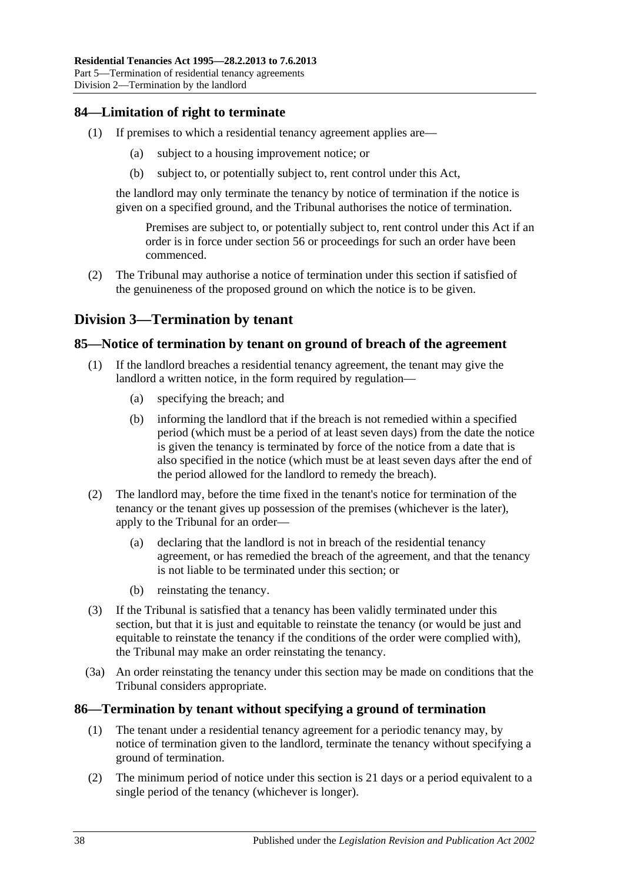## 84—Limitation of right to terminate

(1) If premises to which a residential tenancy agreement applies are—

(a) subject to a housing improvement notice; or

(b) subject to, or potentially subject to, rent control under this Act,

the landlord may only terminate the tenancy by notice of termination if the notice is given on a specified ground, and the Tribunal authorises the notice of termination.

Premises are subject to, or potentially subject to, rent control under this Act if an order is in force under section 56 or proceedings for such an order have been commenced.

(2) The Tribunal may authorise a notice of termination under this section if satisfied of the genuineness of the proposed ground on which the notice is to be given.

# Division 3—Termination by tenant

## 85—Notice of termination by tenant on ground of breach of the agreement

(1) If the landlord breaches a residential tenancy agreement, the tenant may give the landlord a written notice, in the form required by regulation—

(a) specifying the breach; and

(b) informing the landlord that if the breach is not remedied within a specified period (which must be a period of at least seven days) from the date the notice is given the tenancy is terminated by force of the notice from a date that is also specified in the notice (which must be at least seven days after the end of the period allowed for the landlord to remedy the breach).

(2) The landlord may, before the time fixed in the tenant's notice for termination of the tenancy or the tenant gives up possession of the premises (whichever is the later), apply to the Tribunal for an order—

(a) declaring that the landlord is not in breach of the residential tenancy agreement, or has remedied the breach of the agreement, and that the tenancy is not liable to be terminated under this section; or

(b) reinstating the tenancy.

(3) If the Tribunal is satisfied that a tenancy has been validly terminated under this section, but that it is just and equitable to reinstate the tenancy (or would be just and equitable to reinstate the tenancy if the conditions of the order were complied with), the Tribunal may make an order reinstating the tenancy.

(3a) An order reinstating the tenancy under this section may be made on conditions that the Tribunal considers appropriate.

## 86—Termination by tenant without specifying a ground of termination

(1) The tenant under a residential tenancy agreement for a periodic tenancy may, by notice of termination given to the landlord, terminate the tenancy without specifying a ground of termination.

(2) The minimum period of notice under this section is 21 days or a period equivalent to a single period of the tenancy (whichever is longer).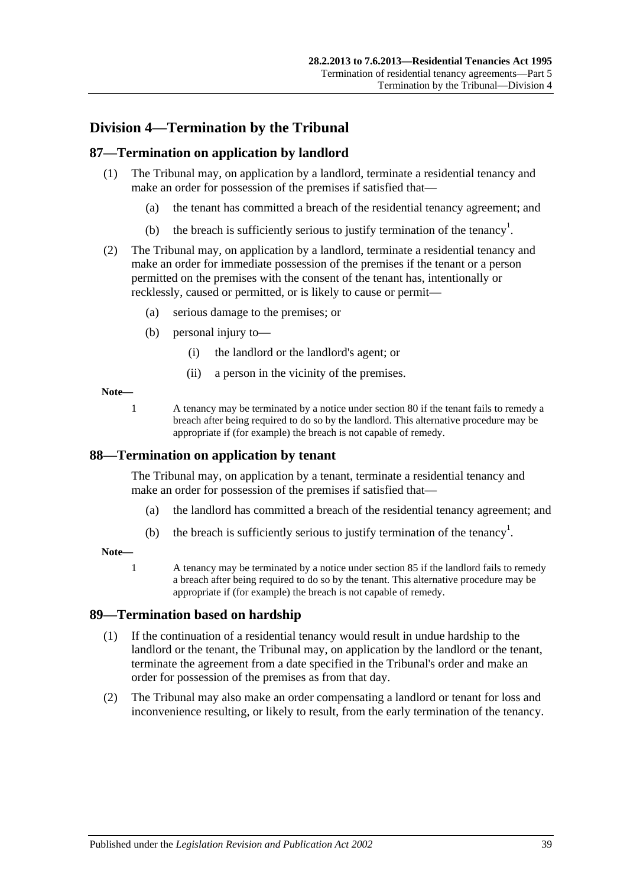## Division 4—Termination by the Tribunal

### 87—Termination on application by landlord

(1) The Tribunal may, on application by a landlord, terminate a residential tenancy and make an order for possession of the premises if satisfied that—

(a) the tenant has committed a breach of the residential tenancy agreement; and

(b) the breach is sufficiently serious to justify termination of the tenancy[1].

(2) The Tribunal may, on application by a landlord, terminate a residential tenancy and make an order for immediate possession of the premises if the tenant or a person permitted on the premises with the consent of the tenant has, intentionally or recklessly, caused or permitted, or is likely to cause or permit—

(a) serious damage to the premises; or

(b) personal injury to—

(i) the landlord or the landlord's agent; or

(ii) a person in the vicinity of the premises.

**Note—**

1 A tenancy may be terminated by a notice under section 80 if the tenant fails to remedy a breach after being required to do so by the landlord. This alternative procedure may be appropriate if (for example) the breach is not capable of remedy.

### 88—Termination on application by tenant

The Tribunal may, on application by a tenant, terminate a residential tenancy and make an order for possession of the premises if satisfied that—

(a) the landlord has committed a breach of the residential tenancy agreement; and

(b) the breach is sufficiently serious to justify termination of the tenancy[1].

**Note—**

1 A tenancy may be terminated by a notice under section 85 if the landlord fails to remedy a breach after being required to do so by the tenant. This alternative procedure may be appropriate if (for example) the breach is not capable of remedy.

### 89—Termination based on hardship

(1) If the continuation of a residential tenancy would result in undue hardship to the landlord or the tenant, the Tribunal may, on application by the landlord or the tenant, terminate the agreement from a date specified in the Tribunal's order and make an order for possession of the premises as from that day.

(2) The Tribunal may also make an order compensating a landlord or tenant for loss and inconvenience resulting, or likely to result, from the early termination of the tenancy.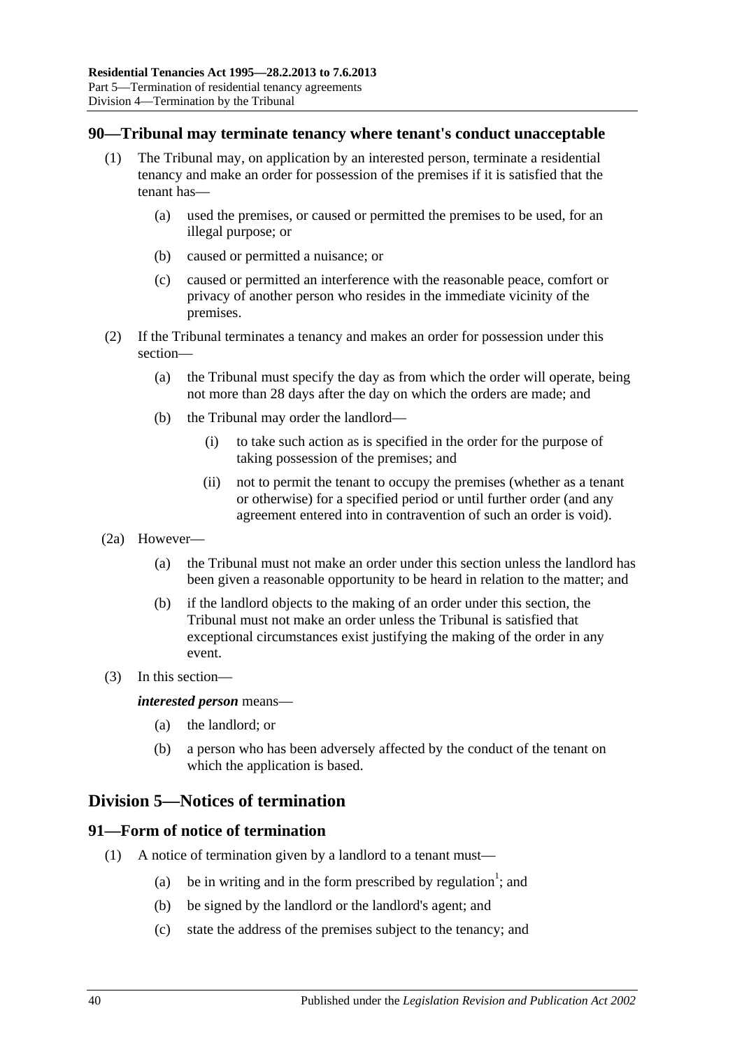## 90—Tribunal may terminate tenancy where tenant's conduct unacceptable

(1) The Tribunal may, on application by an interested person, terminate a residential tenancy and make an order for possession of the premises if it is satisfied that the tenant has—

(a) used the premises, or caused or permitted the premises to be used, for an illegal purpose; or

(b) caused or permitted a nuisance; or

(c) caused or permitted an interference with the reasonable peace, comfort or privacy of another person who resides in the immediate vicinity of the premises.

(2) If the Tribunal terminates a tenancy and makes an order for possession under this section—

(a) the Tribunal must specify the day as from which the order will operate, being not more than 28 days after the day on which the orders are made; and

(b) the Tribunal may order the landlord—

(i) to take such action as is specified in the order for the purpose of taking possession of the premises; and

(ii) not to permit the tenant to occupy the premises (whether as a tenant or otherwise) for a specified period or until further order (and any agreement entered into in contravention of such an order is void).

(2a) However—

(a) the Tribunal must not make an order under this section unless the landlord has been given a reasonable opportunity to be heard in relation to the matter; and

(b) if the landlord objects to the making of an order under this section, the Tribunal must not make an order unless the Tribunal is satisfied that exceptional circumstances exist justifying the making of the order in any event.

(3) In this section—

***interested person*** means—

(a) the landlord; or

(b) a person who has been adversely affected by the conduct of the tenant on which the application is based.

# Division 5—Notices of termination

## 91—Form of notice of termination

(1) A notice of termination given by a landlord to a tenant must—

(a) be in writing and in the form prescribed by regulation[1]; and

(b) be signed by the landlord or the landlord's agent; and

(c) state the address of the premises subject to the tenancy; and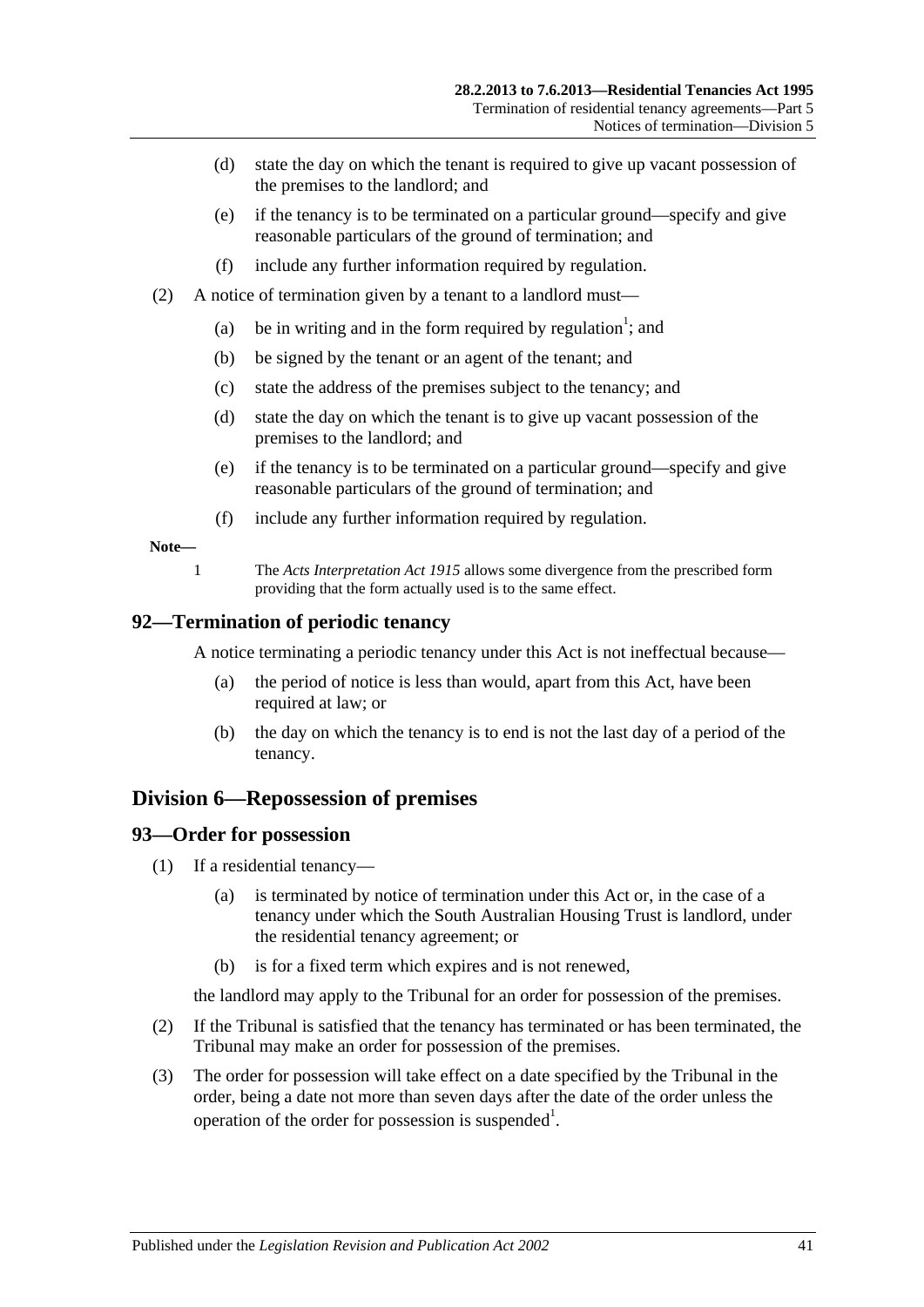(d) state the day on which the tenant is required to give up vacant possession of the premises to the landlord; and

(e) if the tenancy is to be terminated on a particular ground—specify and give reasonable particulars of the ground of termination; and

(f) include any further information required by regulation.

(2) A notice of termination given by a tenant to a landlord must—

(a) be in writing and in the form required by regulation[1]; and

(b) be signed by the tenant or an agent of the tenant; and

(c) state the address of the premises subject to the tenancy; and

(d) state the day on which the tenant is to give up vacant possession of the premises to the landlord; and

(e) if the tenancy is to be terminated on a particular ground—specify and give reasonable particulars of the ground of termination; and

(f) include any further information required by regulation.

**Note—**

1 The *Acts Interpretation Act 1915* allows some divergence from the prescribed form providing that the form actually used is to the same effect.

## 92—Termination of periodic tenancy

A notice terminating a periodic tenancy under this Act is not ineffectual because—

(a) the period of notice is less than would, apart from this Act, have been required at law; or

(b) the day on which the tenancy is to end is not the last day of a period of the tenancy.

# Division 6—Repossession of premises

## 93—Order for possession

(1) If a residential tenancy—

(a) is terminated by notice of termination under this Act or, in the case of a tenancy under which the South Australian Housing Trust is landlord, under the residential tenancy agreement; or

(b) is for a fixed term which expires and is not renewed,

the landlord may apply to the Tribunal for an order for possession of the premises.

(2) If the Tribunal is satisfied that the tenancy has terminated or has been terminated, the Tribunal may make an order for possession of the premises.

(3) The order for possession will take effect on a date specified by the Tribunal in the order, being a date not more than seven days after the date of the order unless the operation of the order for possession is suspended[1].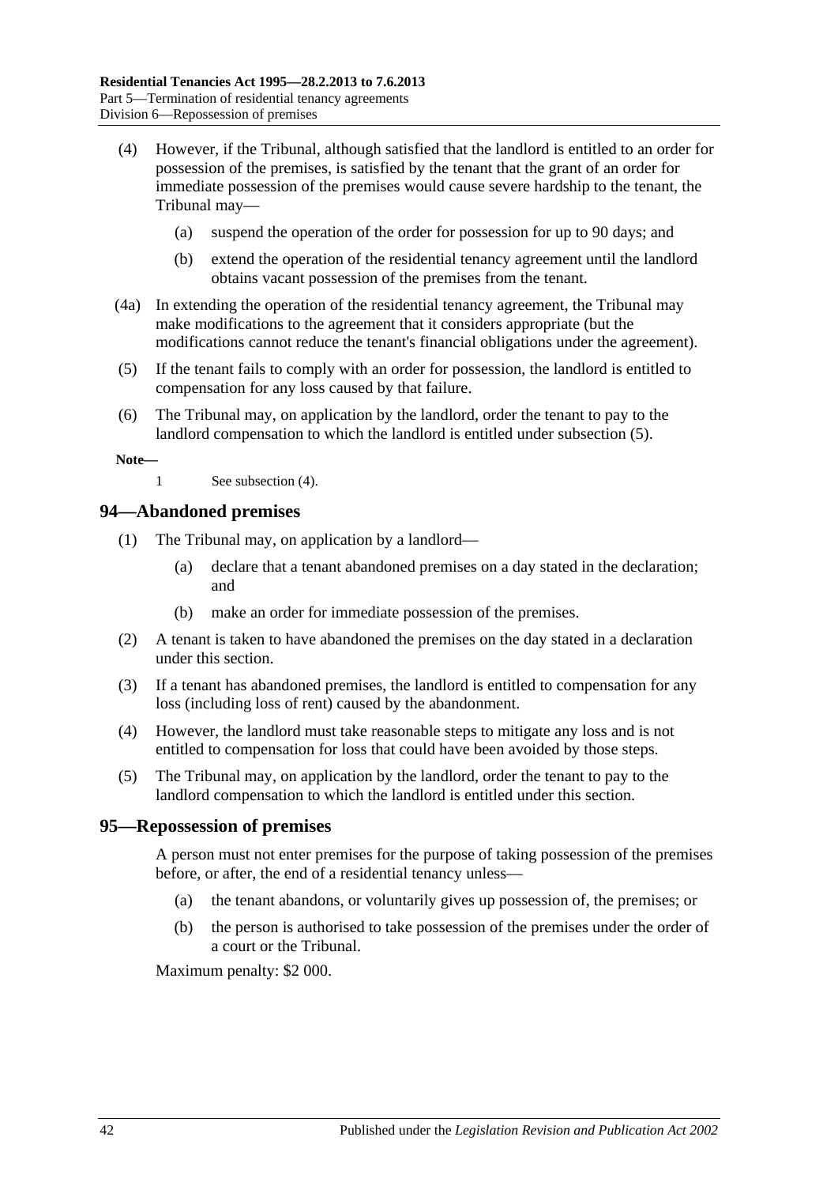(4) However, if the Tribunal, although satisfied that the landlord is entitled to an order for possession of the premises, is satisfied by the tenant that the grant of an order for immediate possession of the premises would cause severe hardship to the tenant, the Tribunal may—

(a) suspend the operation of the order for possession for up to 90 days; and

(b) extend the operation of the residential tenancy agreement until the landlord obtains vacant possession of the premises from the tenant.

(4a) In extending the operation of the residential tenancy agreement, the Tribunal may make modifications to the agreement that it considers appropriate (but the modifications cannot reduce the tenant's financial obligations under the agreement).

(5) If the tenant fails to comply with an order for possession, the landlord is entitled to compensation for any loss caused by that failure.

(6) The Tribunal may, on application by the landlord, order the tenant to pay to the landlord compensation to which the landlord is entitled under subsection (5).

**Note—**

1 See subsection (4).

## 94—Abandoned premises

(1) The Tribunal may, on application by a landlord—

(a) declare that a tenant abandoned premises on a day stated in the declaration; and

(b) make an order for immediate possession of the premises.

(2) A tenant is taken to have abandoned the premises on the day stated in a declaration under this section.

(3) If a tenant has abandoned premises, the landlord is entitled to compensation for any loss (including loss of rent) caused by the abandonment.

(4) However, the landlord must take reasonable steps to mitigate any loss and is not entitled to compensation for loss that could have been avoided by those steps.

(5) The Tribunal may, on application by the landlord, order the tenant to pay to the landlord compensation to which the landlord is entitled under this section.

## 95—Repossession of premises

A person must not enter premises for the purpose of taking possession of the premises before, or after, the end of a residential tenancy unless—

(a) the tenant abandons, or voluntarily gives up possession of, the premises; or

(b) the person is authorised to take possession of the premises under the order of a court or the Tribunal.

Maximum penalty: $2 000.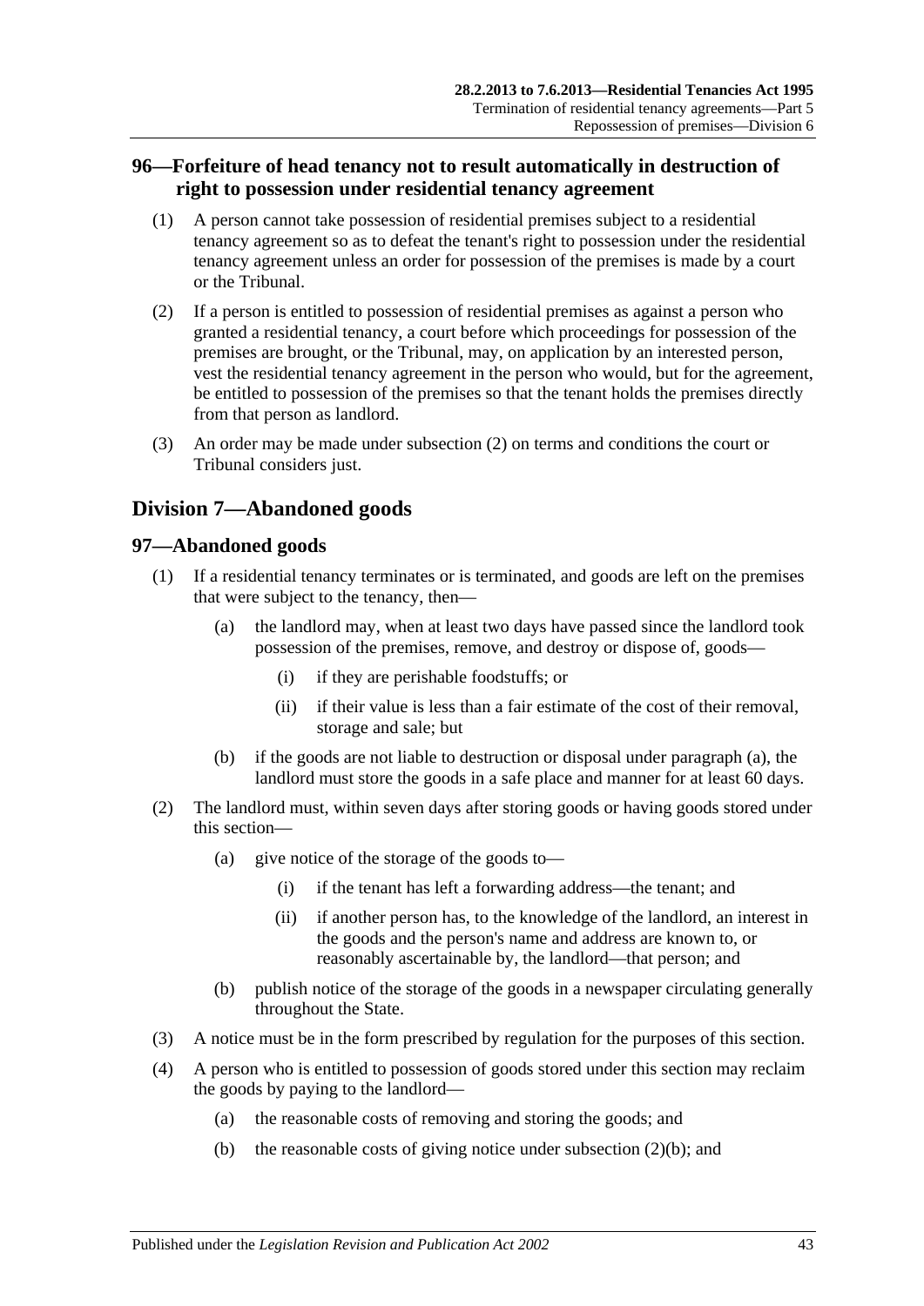## 96—Forfeiture of head tenancy not to result automatically in destruction of right to possession under residential tenancy agreement

(1) A person cannot take possession of residential premises subject to a residential tenancy agreement so as to defeat the tenant's right to possession under the residential tenancy agreement unless an order for possession of the premises is made by a court or the Tribunal.

(2) If a person is entitled to possession of residential premises as against a person who granted a residential tenancy, a court before which proceedings for possession of the premises are brought, or the Tribunal, may, on application by an interested person, vest the residential tenancy agreement in the person who would, but for the agreement, be entitled to possession of the premises so that the tenant holds the premises directly from that person as landlord.

(3) An order may be made under subsection (2) on terms and conditions the court or Tribunal considers just.

# Division 7—Abandoned goods

## 97—Abandoned goods

(1) If a residential tenancy terminates or is terminated, and goods are left on the premises that were subject to the tenancy, then—

(a) the landlord may, when at least two days have passed since the landlord took possession of the premises, remove, and destroy or dispose of, goods—

(i) if they are perishable foodstuffs; or

(ii) if their value is less than a fair estimate of the cost of their removal, storage and sale; but

(b) if the goods are not liable to destruction or disposal under paragraph (a), the landlord must store the goods in a safe place and manner for at least 60 days.

(2) The landlord must, within seven days after storing goods or having goods stored under this section—

(a) give notice of the storage of the goods to—

(i) if the tenant has left a forwarding address—the tenant; and

(ii) if another person has, to the knowledge of the landlord, an interest in the goods and the person's name and address are known to, or reasonably ascertainable by, the landlord—that person; and

(b) publish notice of the storage of the goods in a newspaper circulating generally throughout the State.

(3) A notice must be in the form prescribed by regulation for the purposes of this section.

(4) A person who is entitled to possession of goods stored under this section may reclaim the goods by paying to the landlord—

(a) the reasonable costs of removing and storing the goods; and

(b) the reasonable costs of giving notice under subsection (2)(b); and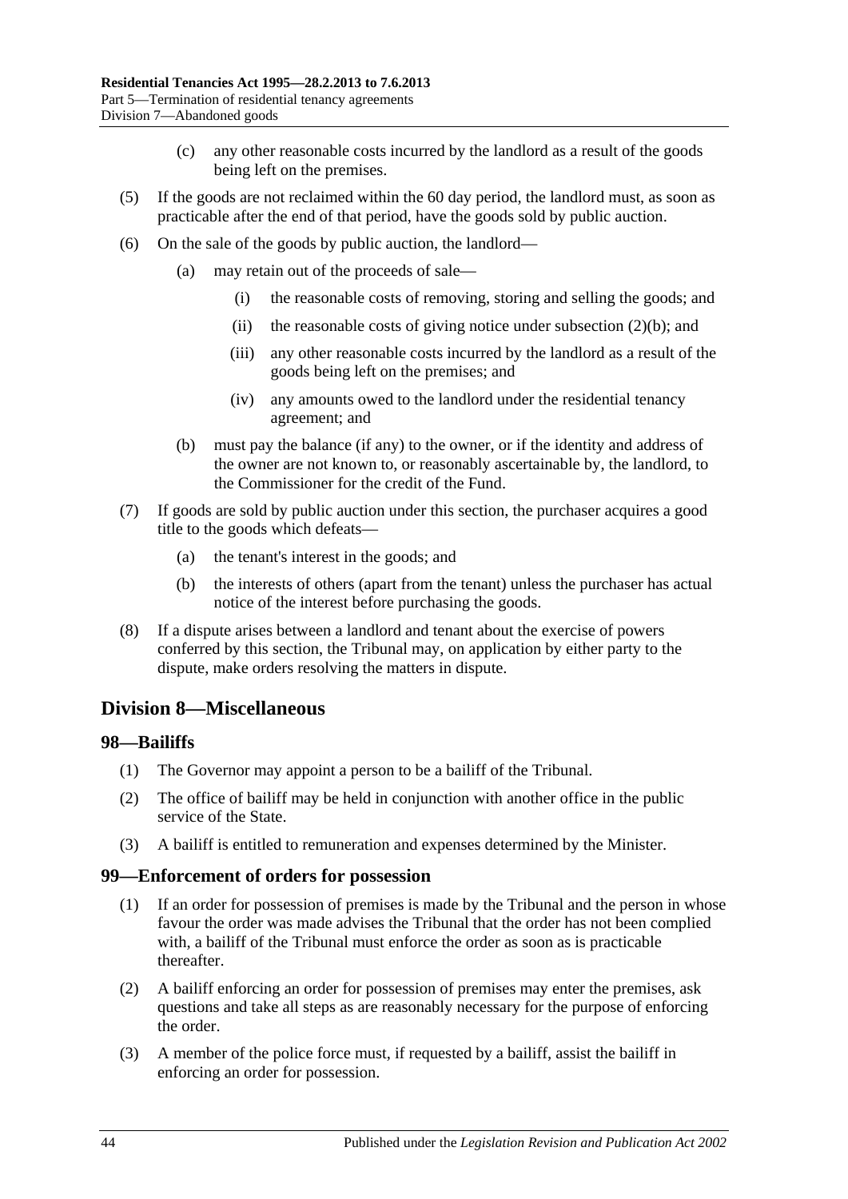(c) any other reasonable costs incurred by the landlord as a result of the goods being left on the premises.

(5) If the goods are not reclaimed within the 60 day period, the landlord must, as soon as practicable after the end of that period, have the goods sold by public auction.

(6) On the sale of the goods by public auction, the landlord—

(a) may retain out of the proceeds of sale—

(i) the reasonable costs of removing, storing and selling the goods; and

(ii) the reasonable costs of giving notice under subsection (2)(b); and

(iii) any other reasonable costs incurred by the landlord as a result of the goods being left on the premises; and

(iv) any amounts owed to the landlord under the residential tenancy agreement; and

(b) must pay the balance (if any) to the owner, or if the identity and address of the owner are not known to, or reasonably ascertainable by, the landlord, to the Commissioner for the credit of the Fund.

(7) If goods are sold by public auction under this section, the purchaser acquires a good title to the goods which defeats—

(a) the tenant's interest in the goods; and

(b) the interests of others (apart from the tenant) unless the purchaser has actual notice of the interest before purchasing the goods.

(8) If a dispute arises between a landlord and tenant about the exercise of powers conferred by this section, the Tribunal may, on application by either party to the dispute, make orders resolving the matters in dispute.

## Division 8—Miscellaneous

### 98—Bailiffs

(1) The Governor may appoint a person to be a bailiff of the Tribunal.

(2) The office of bailiff may be held in conjunction with another office in the public service of the State.

(3) A bailiff is entitled to remuneration and expenses determined by the Minister.

### 99—Enforcement of orders for possession

(1) If an order for possession of premises is made by the Tribunal and the person in whose favour the order was made advises the Tribunal that the order has not been complied with, a bailiff of the Tribunal must enforce the order as soon as is practicable thereafter.

(2) A bailiff enforcing an order for possession of premises may enter the premises, ask questions and take all steps as are reasonably necessary for the purpose of enforcing the order.

(3) A member of the police force must, if requested by a bailiff, assist the bailiff in enforcing an order for possession.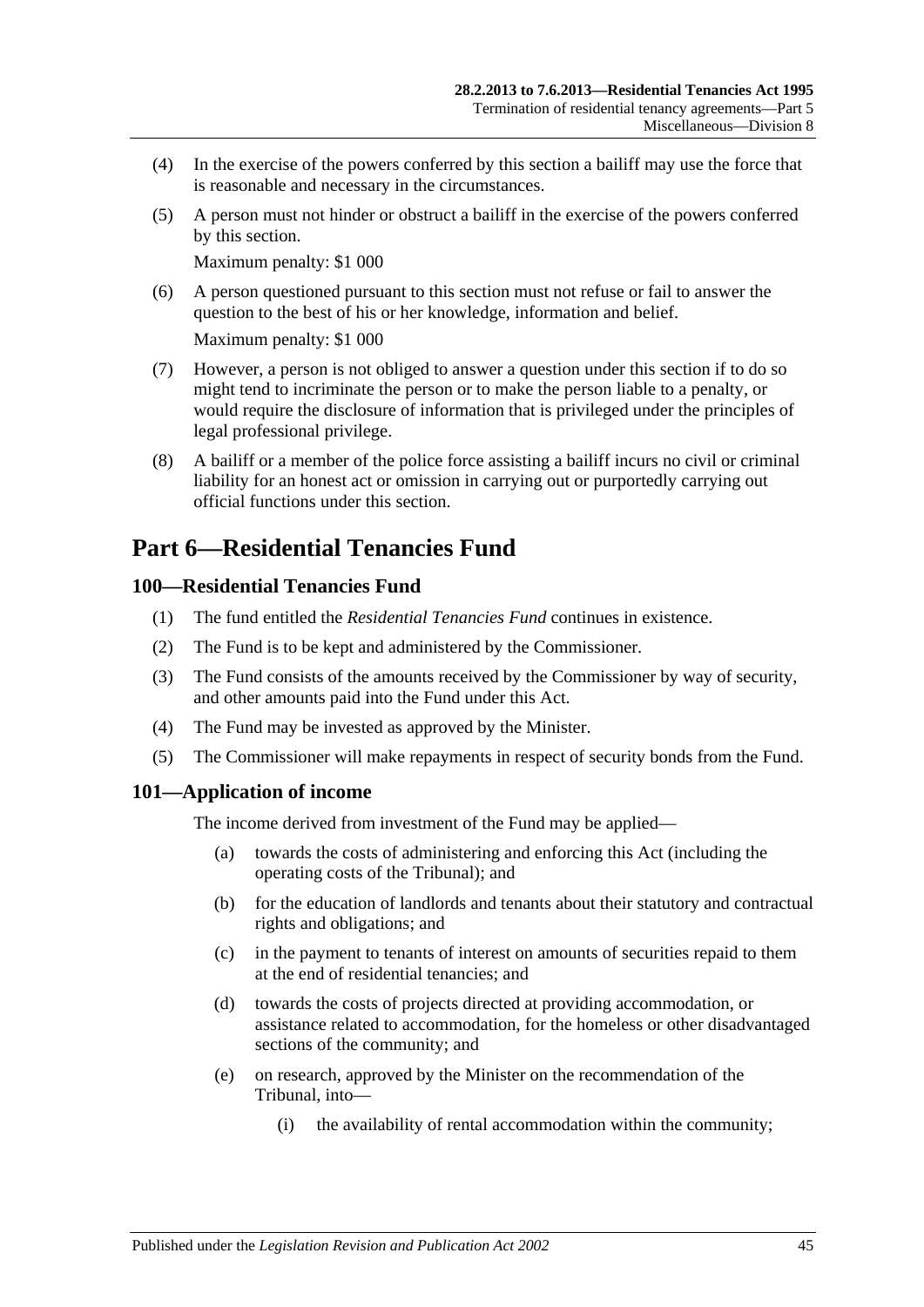(4) In the exercise of the powers conferred by this section a bailiff may use the force that is reasonable and necessary in the circumstances.

(5) A person must not hinder or obstruct a bailiff in the exercise of the powers conferred by this section.

Maximum penalty: $1 000

(6) A person questioned pursuant to this section must not refuse or fail to answer the question to the best of his or her knowledge, information and belief.

Maximum penalty: $1 000

(7) However, a person is not obliged to answer a question under this section if to do so might tend to incriminate the person or to make the person liable to a penalty, or would require the disclosure of information that is privileged under the principles of legal professional privilege.

(8) A bailiff or a member of the police force assisting a bailiff incurs no civil or criminal liability for an honest act or omission in carrying out or purportedly carrying out official functions under this section.

# Part 6—Residential Tenancies Fund

## 100—Residential Tenancies Fund

(1) The fund entitled the *Residential Tenancies Fund* continues in existence.

(2) The Fund is to be kept and administered by the Commissioner.

(3) The Fund consists of the amounts received by the Commissioner by way of security, and other amounts paid into the Fund under this Act.

(4) The Fund may be invested as approved by the Minister.

(5) The Commissioner will make repayments in respect of security bonds from the Fund.

## 101—Application of income

The income derived from investment of the Fund may be applied—

(a) towards the costs of administering and enforcing this Act (including the operating costs of the Tribunal); and

(b) for the education of landlords and tenants about their statutory and contractual rights and obligations; and

(c) in the payment to tenants of interest on amounts of securities repaid to them at the end of residential tenancies; and

(d) towards the costs of projects directed at providing accommodation, or assistance related to accommodation, for the homeless or other disadvantaged sections of the community; and

(e) on research, approved by the Minister on the recommendation of the Tribunal, into—

(i) the availability of rental accommodation within the community;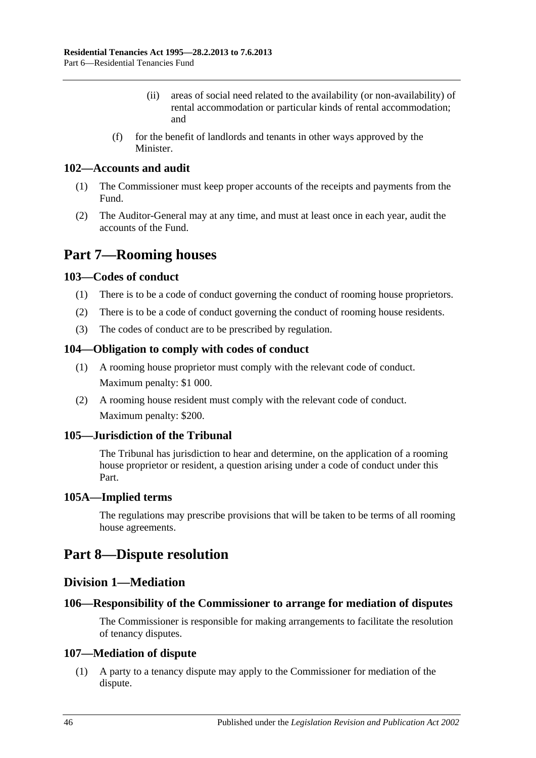(ii) areas of social need related to the availability (or non-availability) of rental accommodation or particular kinds of rental accommodation; and

(f) for the benefit of landlords and tenants in other ways approved by the Minister.

### 102—Accounts and audit

(1) The Commissioner must keep proper accounts of the receipts and payments from the Fund.

(2) The Auditor-General may at any time, and must at least once in each year, audit the accounts of the Fund.

# Part 7—Rooming houses

### 103—Codes of conduct

(1) There is to be a code of conduct governing the conduct of rooming house proprietors.

(2) There is to be a code of conduct governing the conduct of rooming house residents.

(3) The codes of conduct are to be prescribed by regulation.

### 104—Obligation to comply with codes of conduct

(1) A rooming house proprietor must comply with the relevant code of conduct.
Maximum penalty: $1 000.

(2) A rooming house resident must comply with the relevant code of conduct.
Maximum penalty: $200.

### 105—Jurisdiction of the Tribunal

The Tribunal has jurisdiction to hear and determine, on the application of a rooming house proprietor or resident, a question arising under a code of conduct under this Part.

### 105A—Implied terms

The regulations may prescribe provisions that will be taken to be terms of all rooming house agreements.

# Part 8—Dispute resolution

## Division 1—Mediation

### 106—Responsibility of the Commissioner to arrange for mediation of disputes

The Commissioner is responsible for making arrangements to facilitate the resolution of tenancy disputes.

### 107—Mediation of dispute

(1) A party to a tenancy dispute may apply to the Commissioner for mediation of the dispute.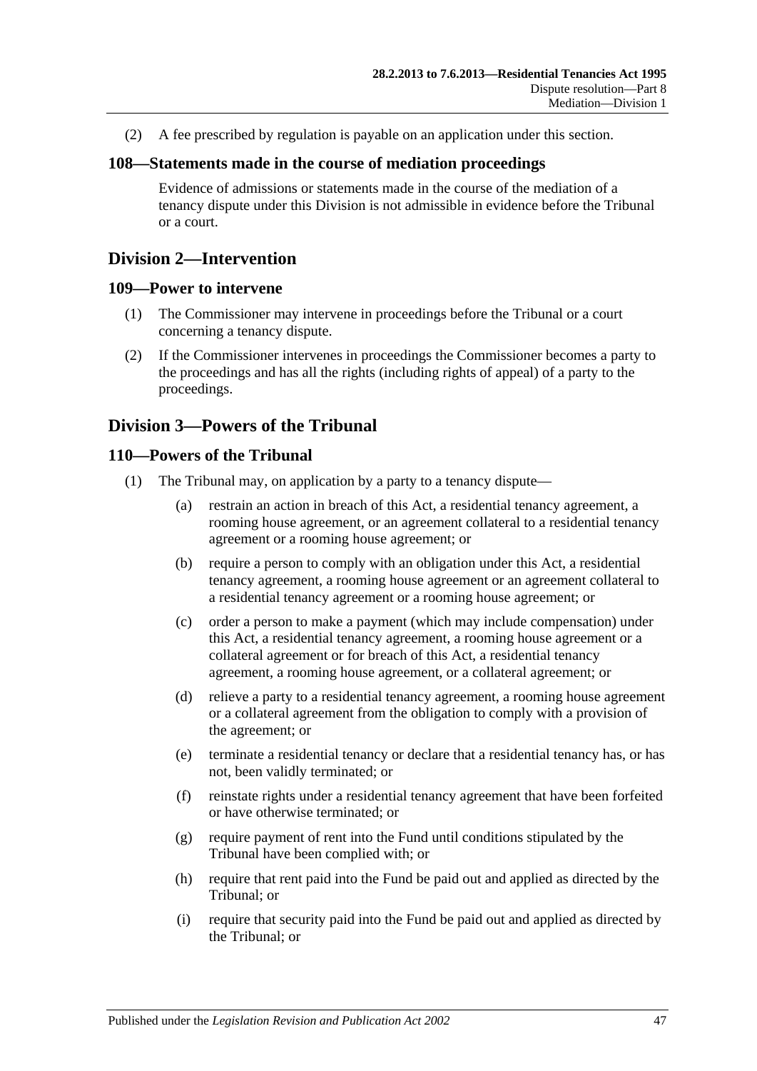(2) A fee prescribed by regulation is payable on an application under this section.

### 108—Statements made in the course of mediation proceedings

Evidence of admissions or statements made in the course of the mediation of a tenancy dispute under this Division is not admissible in evidence before the Tribunal or a court.

## Division 2—Intervention

### 109—Power to intervene

(1) The Commissioner may intervene in proceedings before the Tribunal or a court concerning a tenancy dispute.

(2) If the Commissioner intervenes in proceedings the Commissioner becomes a party to the proceedings and has all the rights (including rights of appeal) of a party to the proceedings.

## Division 3—Powers of the Tribunal

### 110—Powers of the Tribunal

(1) The Tribunal may, on application by a party to a tenancy dispute—

(a) restrain an action in breach of this Act, a residential tenancy agreement, a rooming house agreement, or an agreement collateral to a residential tenancy agreement or a rooming house agreement; or

(b) require a person to comply with an obligation under this Act, a residential tenancy agreement, a rooming house agreement or an agreement collateral to a residential tenancy agreement or a rooming house agreement; or

(c) order a person to make a payment (which may include compensation) under this Act, a residential tenancy agreement, a rooming house agreement or a collateral agreement or for breach of this Act, a residential tenancy agreement, a rooming house agreement, or a collateral agreement; or

(d) relieve a party to a residential tenancy agreement, a rooming house agreement or a collateral agreement from the obligation to comply with a provision of the agreement; or

(e) terminate a residential tenancy or declare that a residential tenancy has, or has not, been validly terminated; or

(f) reinstate rights under a residential tenancy agreement that have been forfeited or have otherwise terminated; or

(g) require payment of rent into the Fund until conditions stipulated by the Tribunal have been complied with; or

(h) require that rent paid into the Fund be paid out and applied as directed by the Tribunal; or

(i) require that security paid into the Fund be paid out and applied as directed by the Tribunal; or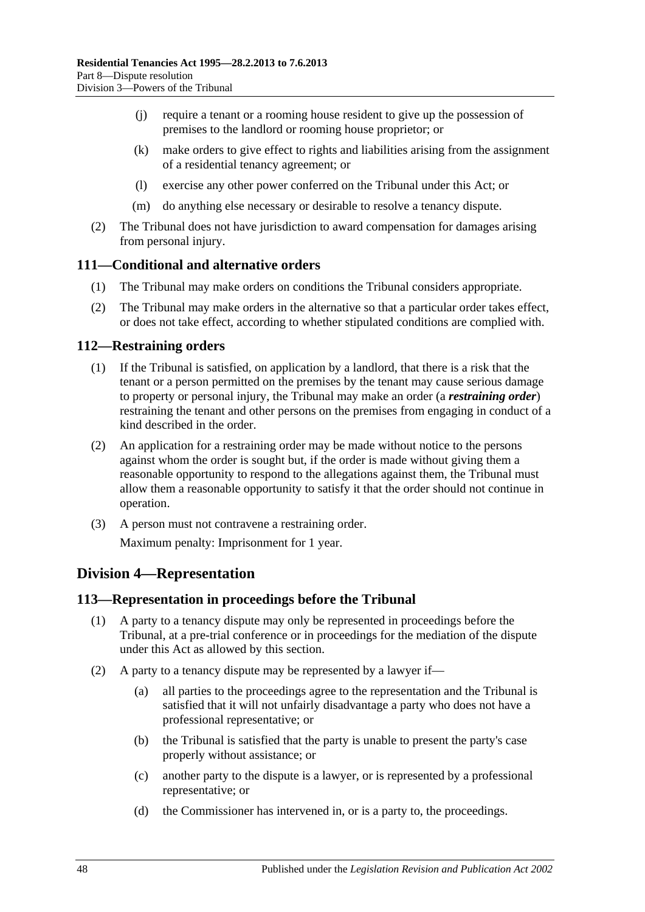(j) require a tenant or a rooming house resident to give up the possession of premises to the landlord or rooming house proprietor; or

(k) make orders to give effect to rights and liabilities arising from the assignment of a residential tenancy agreement; or

(l) exercise any other power conferred on the Tribunal under this Act; or

(m) do anything else necessary or desirable to resolve a tenancy dispute.

(2) The Tribunal does not have jurisdiction to award compensation for damages arising from personal injury.

## 111—Conditional and alternative orders

(1) The Tribunal may make orders on conditions the Tribunal considers appropriate.

(2) The Tribunal may make orders in the alternative so that a particular order takes effect, or does not take effect, according to whether stipulated conditions are complied with.

## 112—Restraining orders

(1) If the Tribunal is satisfied, on application by a landlord, that there is a risk that the tenant or a person permitted on the premises by the tenant may cause serious damage to property or personal injury, the Tribunal may make an order (a ***restraining order***) restraining the tenant and other persons on the premises from engaging in conduct of a kind described in the order.

(2) An application for a restraining order may be made without notice to the persons against whom the order is sought but, if the order is made without giving them a reasonable opportunity to respond to the allegations against them, the Tribunal must allow them a reasonable opportunity to satisfy it that the order should not continue in operation.

(3) A person must not contravene a restraining order.

Maximum penalty: Imprisonment for 1 year.

# Division 4—Representation

## 113—Representation in proceedings before the Tribunal

(1) A party to a tenancy dispute may only be represented in proceedings before the Tribunal, at a pre-trial conference or in proceedings for the mediation of the dispute under this Act as allowed by this section.

(2) A party to a tenancy dispute may be represented by a lawyer if—

(a) all parties to the proceedings agree to the representation and the Tribunal is satisfied that it will not unfairly disadvantage a party who does not have a professional representative; or

(b) the Tribunal is satisfied that the party is unable to present the party's case properly without assistance; or

(c) another party to the dispute is a lawyer, or is represented by a professional representative; or

(d) the Commissioner has intervened in, or is a party to, the proceedings.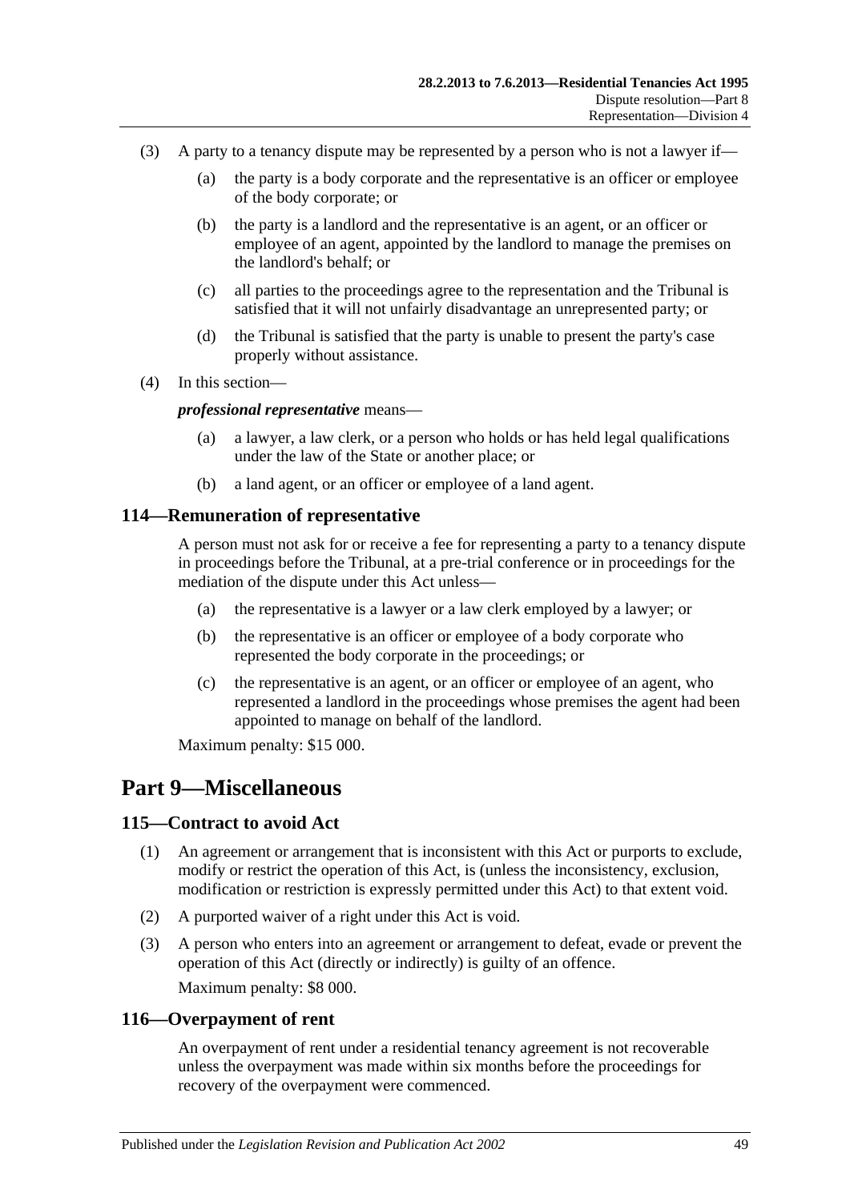(3) A party to a tenancy dispute may be represented by a person who is not a lawyer if—

(a) the party is a body corporate and the representative is an officer or employee of the body corporate; or

(b) the party is a landlord and the representative is an agent, or an officer or employee of an agent, appointed by the landlord to manage the premises on the landlord's behalf; or

(c) all parties to the proceedings agree to the representation and the Tribunal is satisfied that it will not unfairly disadvantage an unrepresented party; or

(d) the Tribunal is satisfied that the party is unable to present the party's case properly without assistance.

(4) In this section—

***professional representative*** means—

(a) a lawyer, a law clerk, or a person who holds or has held legal qualifications under the law of the State or another place; or

(b) a land agent, or an officer or employee of a land agent.

### 114—Remuneration of representative

A person must not ask for or receive a fee for representing a party to a tenancy dispute in proceedings before the Tribunal, at a pre-trial conference or in proceedings for the mediation of the dispute under this Act unless—

(a) the representative is a lawyer or a law clerk employed by a lawyer; or

(b) the representative is an officer or employee of a body corporate who represented the body corporate in the proceedings; or

(c) the representative is an agent, or an officer or employee of an agent, who represented a landlord in the proceedings whose premises the agent had been appointed to manage on behalf of the landlord.

Maximum penalty: $15 000.

## Part 9—Miscellaneous

### 115—Contract to avoid Act

(1) An agreement or arrangement that is inconsistent with this Act or purports to exclude, modify or restrict the operation of this Act, is (unless the inconsistency, exclusion, modification or restriction is expressly permitted under this Act) to that extent void.

(2) A purported waiver of a right under this Act is void.

(3) A person who enters into an agreement or arrangement to defeat, evade or prevent the operation of this Act (directly or indirectly) is guilty of an offence.

Maximum penalty: $8 000.

### 116—Overpayment of rent

An overpayment of rent under a residential tenancy agreement is not recoverable unless the overpayment was made within six months before the proceedings for recovery of the overpayment were commenced.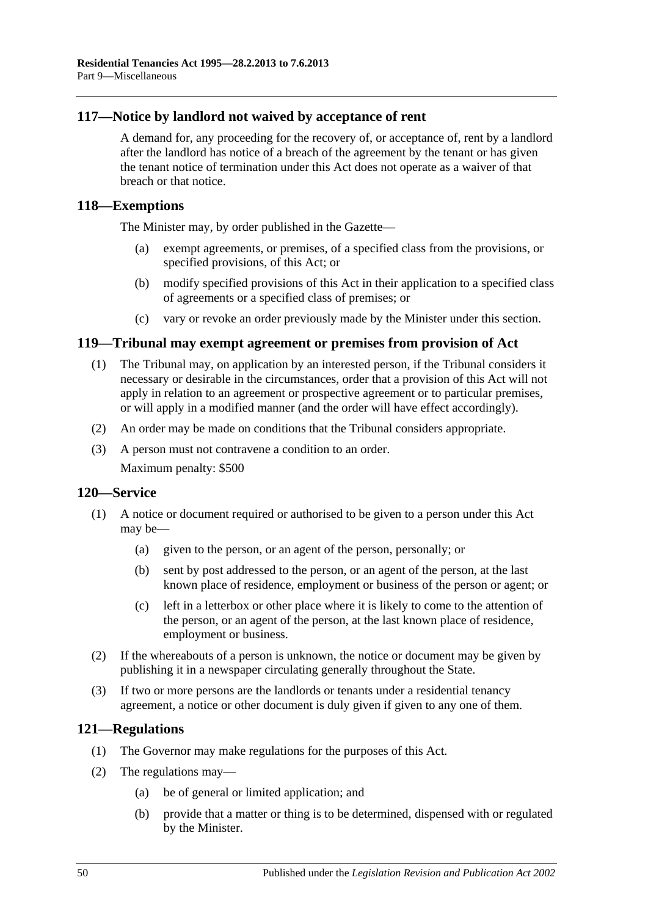## 117—Notice by landlord not waived by acceptance of rent

A demand for, any proceeding for the recovery of, or acceptance of, rent by a landlord after the landlord has notice of a breach of the agreement by the tenant or has given the tenant notice of termination under this Act does not operate as a waiver of that breach or that notice.

## 118—Exemptions

The Minister may, by order published in the Gazette—

(a) exempt agreements, or premises, of a specified class from the provisions, or specified provisions, of this Act; or

(b) modify specified provisions of this Act in their application to a specified class of agreements or a specified class of premises; or

(c) vary or revoke an order previously made by the Minister under this section.

## 119—Tribunal may exempt agreement or premises from provision of Act

(1) The Tribunal may, on application by an interested person, if the Tribunal considers it necessary or desirable in the circumstances, order that a provision of this Act will not apply in relation to an agreement or prospective agreement or to particular premises, or will apply in a modified manner (and the order will have effect accordingly).

(2) An order may be made on conditions that the Tribunal considers appropriate.

(3) A person must not contravene a condition to an order.

Maximum penalty: $500

## 120—Service

(1) A notice or document required or authorised to be given to a person under this Act may be—

(a) given to the person, or an agent of the person, personally; or

(b) sent by post addressed to the person, or an agent of the person, at the last known place of residence, employment or business of the person or agent; or

(c) left in a letterbox or other place where it is likely to come to the attention of the person, or an agent of the person, at the last known place of residence, employment or business.

(2) If the whereabouts of a person is unknown, the notice or document may be given by publishing it in a newspaper circulating generally throughout the State.

(3) If two or more persons are the landlords or tenants under a residential tenancy agreement, a notice or other document is duly given if given to any one of them.

## 121—Regulations

(1) The Governor may make regulations for the purposes of this Act.

(2) The regulations may—

(a) be of general or limited application; and

(b) provide that a matter or thing is to be determined, dispensed with or regulated by the Minister.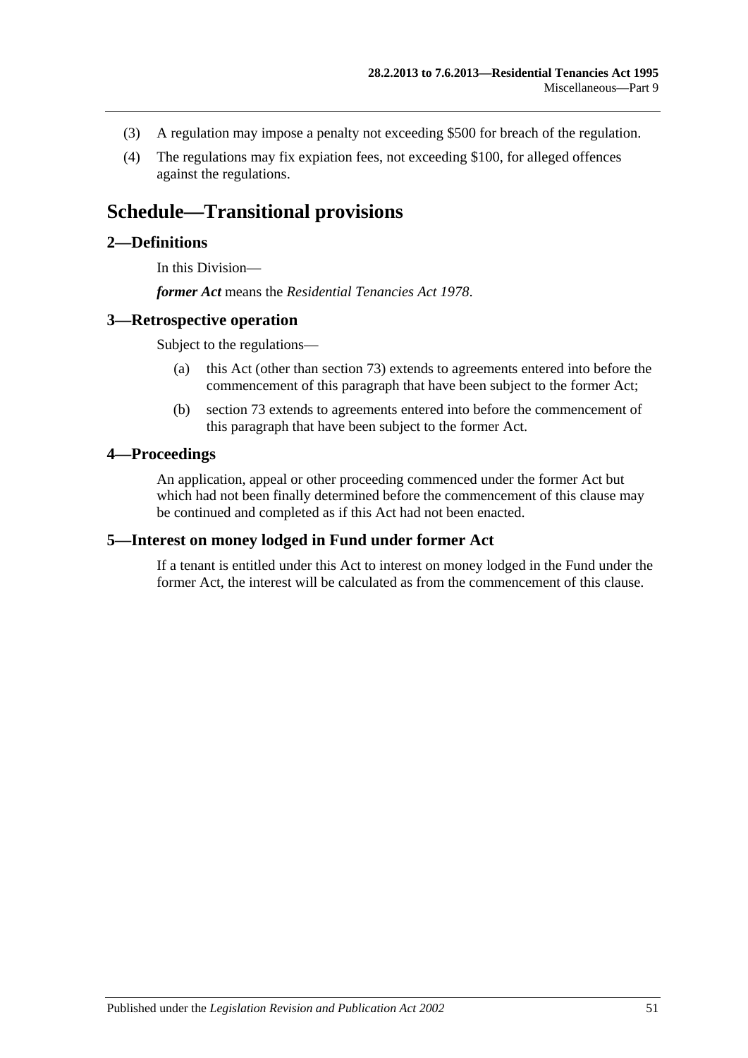(3) A regulation may impose a penalty not exceeding $500 for breach of the regulation.

(4) The regulations may fix expiation fees, not exceeding $100, for alleged offences against the regulations.

# Schedule—Transitional provisions

## 2—Definitions

In this Division—

***former Act*** means the *Residential Tenancies Act 1978*.

## 3—Retrospective operation

Subject to the regulations—

(a) this Act (other than section 73) extends to agreements entered into before the commencement of this paragraph that have been subject to the former Act;

(b) section 73 extends to agreements entered into before the commencement of this paragraph that have been subject to the former Act.

## 4—Proceedings

An application, appeal or other proceeding commenced under the former Act but which had not been finally determined before the commencement of this clause may be continued and completed as if this Act had not been enacted.

## 5—Interest on money lodged in Fund under former Act

If a tenant is entitled under this Act to interest on money lodged in the Fund under the former Act, the interest will be calculated as from the commencement of this clause.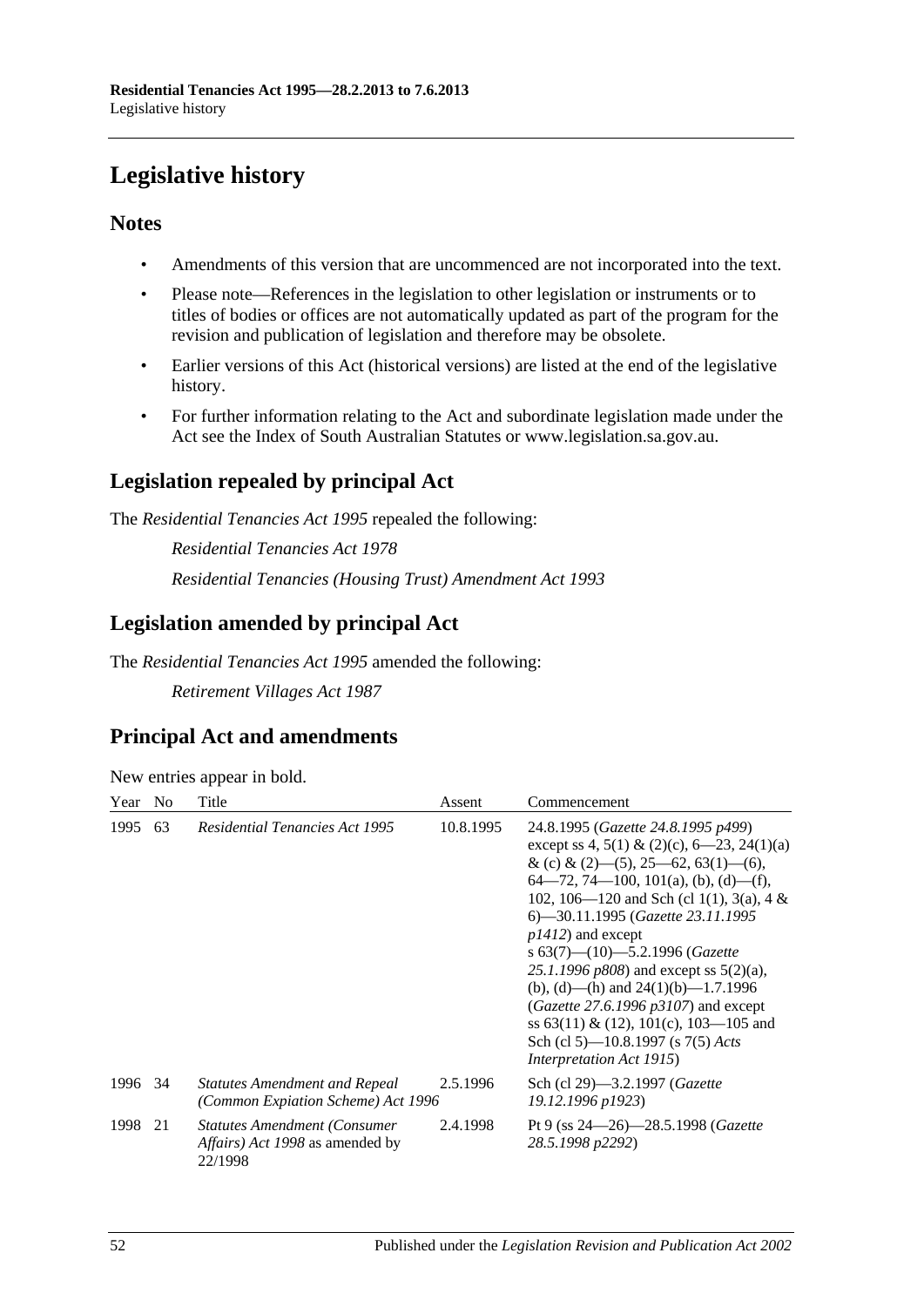# Legislative history

## Notes

- Amendments of this version that are uncommenced are not incorporated into the text.
- Please note—References in the legislation to other legislation or instruments or to titles of bodies or offices are not automatically updated as part of the program for the revision and publication of legislation and therefore may be obsolete.
- Earlier versions of this Act (historical versions) are listed at the end of the legislative history.
- For further information relating to the Act and subordinate legislation made under the Act see the Index of South Australian Statutes or www.legislation.sa.gov.au.

## Legislation repealed by principal Act

The *Residential Tenancies Act 1995* repealed the following:

*Residential Tenancies Act 1978*

*Residential Tenancies (Housing Trust) Amendment Act 1993*

## Legislation amended by principal Act

The *Residential Tenancies Act 1995* amended the following:

*Retirement Villages Act 1987*

## Principal Act and amendments

New entries appear in bold.

| Year | No | Title | Assent | Commencement |
|---|---|---|---|---|
| 1995 | 63 | *Residential Tenancies Act 1995* | 10.8.1995 | 24.8.1995 (*Gazette 24.8.1995 p499*) except ss 4, 5(1) & (2)(c), 6—23, 24(1)(a) & (c) & (2)—(5), 25—62, 63(1)—(6), 64—72, 74—100, 101(a), (b), (d)—(f), 102, 106—120 and Sch (cl 1(1), 3(a), 4 & 6)—30.11.1995 (*Gazette 23.11.1995 p1412*) and except s 63(7)—(10)—5.2.1996 (*Gazette 25.1.1996 p808*) and except ss 5(2)(a), (b), (d)—(h) and 24(1)(b)—1.7.1996 (*Gazette 27.6.1996 p3107*) and except ss 63(11) & (12), 101(c), 103—105 and Sch (cl 5)—10.8.1997 (s 7(5) *Acts Interpretation Act 1915*) |
| 1996 | 34 | *Statutes Amendment and Repeal (Common Expiation Scheme) Act 1996* | 2.5.1996 | Sch (cl 29)—3.2.1997 (*Gazette 19.12.1996 p1923*) |
| 1998 | 21 | *Statutes Amendment (Consumer Affairs) Act 1998* as amended by 22/1998 | 2.4.1998 | Pt 9 (ss 24—26)—28.5.1998 (*Gazette 28.5.1998 p2292*) |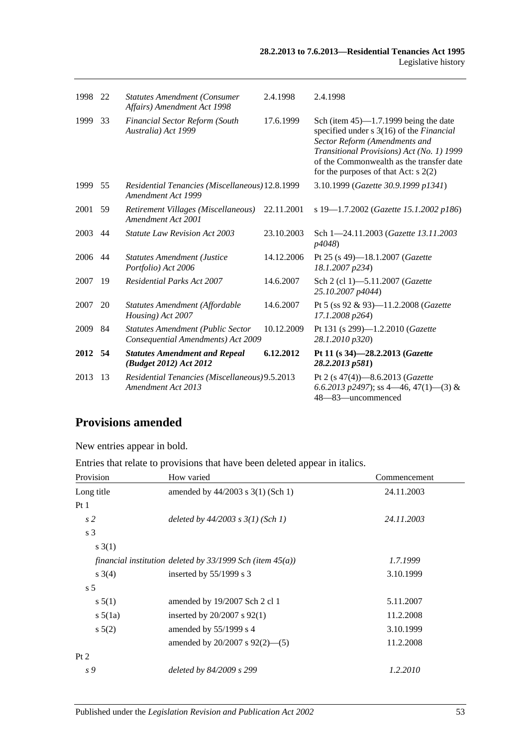| | | | | |
|---|---|---|---|---|
| 1998 | 22 | *Statutes Amendment (Consumer Affairs) Amendment Act 1998* | 2.4.1998 | 2.4.1998 |
| 1999 | 33 | *Financial Sector Reform (South Australia) Act 1999* | 17.6.1999 | Sch (item 45)—1.7.1999 being the date specified under s 3(16) of the *Financial Sector Reform (Amendments and Transitional Provisions) Act (No. 1) 1999* of the Commonwealth as the transfer date for the purposes of that Act: s 2(2) |
| 1999 | 55 | *Residential Tenancies (Miscellaneous) Amendment Act 1999* | 12.8.1999 | 3.10.1999 (*Gazette 30.9.1999 p1341*) |
| 2001 | 59 | *Retirement Villages (Miscellaneous) Amendment Act 2001* | 22.11.2001 | s 19—1.7.2002 (*Gazette 15.1.2002 p186*) |
| 2003 | 44 | *Statute Law Revision Act 2003* | 23.10.2003 | Sch 1—24.11.2003 (*Gazette 13.11.2003 p4048*) |
| 2006 | 44 | *Statutes Amendment (Justice Portfolio) Act 2006* | 14.12.2006 | Pt 25 (s 49)—18.1.2007 (*Gazette 18.1.2007 p234*) |
| 2007 | 19 | *Residential Parks Act 2007* | 14.6.2007 | Sch 2 (cl 1)—5.11.2007 (*Gazette 25.10.2007 p4044*) |
| 2007 | 20 | *Statutes Amendment (Affordable Housing) Act 2007* | 14.6.2007 | Pt 5 (ss 92 & 93)—11.2.2008 (*Gazette 17.1.2008 p264*) |
| 2009 | 84 | *Statutes Amendment (Public Sector Consequential Amendments) Act 2009* | 10.12.2009 | Pt 131 (s 299)—1.2.2010 (*Gazette 28.1.2010 p320*) |
| **2012** | **54** | ***Statutes Amendment and Repeal (Budget 2012) Act 2012*** | **6.12.2012** | **Pt 11 (s 34)—28.2.2013 (*Gazette 28.2.2013 p581*)** |
| 2013 | 13 | *Residential Tenancies (Miscellaneous) Amendment Act 2013* | 9.5.2013 | Pt 2 (s 47(4))—8.6.2013 (*Gazette 6.6.2013 p2497*); ss 4—46, 47(1)—(3) & 48—83—uncommenced |

## Provisions amended

New entries appear in bold.

Entries that relate to provisions that have been deleted appear in italics.

| Provision | How varied | Commencement |
|---|---|---|
| Long title | amended by 44/2003 s 3(1) (Sch 1) | 24.11.2003 |
| Pt 1 | | |
| *s 2* | *deleted by 44/2003 s 3(1) (Sch 1)* | *24.11.2003* |
| s 3 | | |
| s 3(1) | | |
| | *financial institution deleted by 33/1999 Sch (item 45(a))* | *1.7.1999* |
| s 3(4) | inserted by 55/1999 s 3 | 3.10.1999 |
| s 5 | | |
| s 5(1) | amended by 19/2007 Sch 2 cl 1 | 5.11.2007 |
| s 5(1a) | inserted by 20/2007 s 92(1) | 11.2.2008 |
| s 5(2) | amended by 55/1999 s 4 | 3.10.1999 |
| | amended by 20/2007 s 92(2)—(5) | 11.2.2008 |
| Pt 2 | | |
| *s 9* | *deleted by 84/2009 s 299* | *1.2.2010* |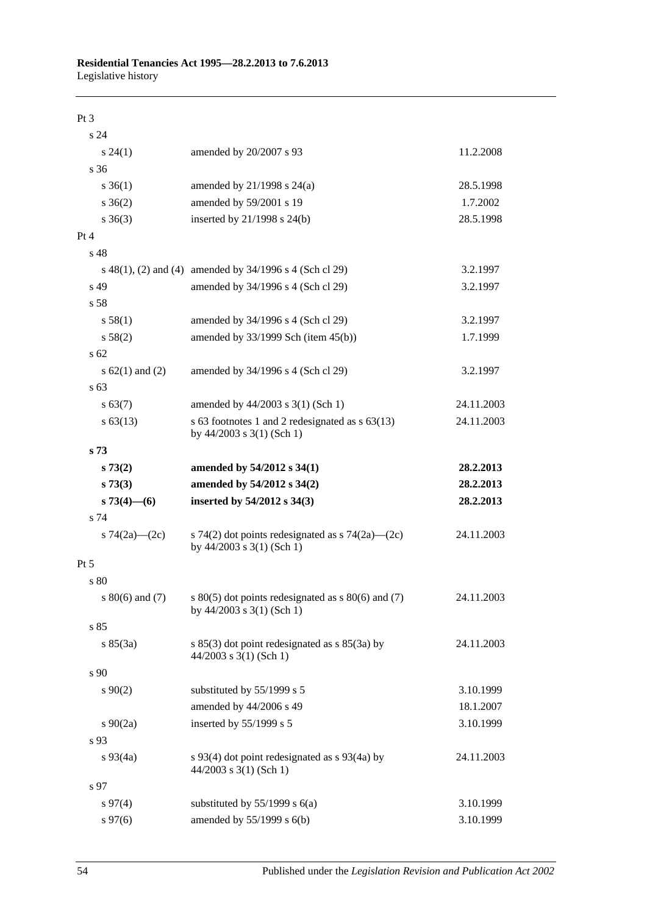Pt 3

| | | |
|---|---|---|
| s 24 | | |
| s 24(1) | amended by 20/2007 s 93 | 11.2.2008 |
| s 36 | | |
| s 36(1) | amended by 21/1998 s 24(a) | 28.5.1998 |
| s 36(2) | amended by 59/2001 s 19 | 1.7.2002 |
| s 36(3) | inserted by 21/1998 s 24(b) | 28.5.1998 |
| Pt 4 | | |
| s 48 | | |
| s 48(1), (2) and (4) | amended by 34/1996 s 4 (Sch cl 29) | 3.2.1997 |
| s 49 | amended by 34/1996 s 4 (Sch cl 29) | 3.2.1997 |
| s 58 | | |
| s 58(1) | amended by 34/1996 s 4 (Sch cl 29) | 3.2.1997 |
| s 58(2) | amended by 33/1999 Sch (item 45(b)) | 1.7.1999 |
| s 62 | | |
| s 62(1) and (2) | amended by 34/1996 s 4 (Sch cl 29) | 3.2.1997 |
| s 63 | | |
| s 63(7) | amended by 44/2003 s 3(1) (Sch 1) | 24.11.2003 |
| s 63(13) | s 63 footnotes 1 and 2 redesignated as s 63(13) by 44/2003 s 3(1) (Sch 1) | 24.11.2003 |
| **s 73** | | |
| **s 73(2)** | **amended by 54/2012 s 34(1)** | **28.2.2013** |
| **s 73(3)** | **amended by 54/2012 s 34(2)** | **28.2.2013** |
| **s 73(4)—(6)** | **inserted by 54/2012 s 34(3)** | **28.2.2013** |
| s 74 | | |
| s 74(2a)—(2c) | s 74(2) dot points redesignated as s 74(2a)—(2c) by 44/2003 s 3(1) (Sch 1) | 24.11.2003 |
| Pt 5 | | |
| s 80 | | |
| s 80(6) and (7) | s 80(5) dot points redesignated as s 80(6) and (7) by 44/2003 s 3(1) (Sch 1) | 24.11.2003 |
| s 85 | | |
| s 85(3a) | s 85(3) dot point redesignated as s 85(3a) by 44/2003 s 3(1) (Sch 1) | 24.11.2003 |
| s 90 | | |
| s 90(2) | substituted by 55/1999 s 5 | 3.10.1999 |
| | amended by 44/2006 s 49 | 18.1.2007 |
| s 90(2a) | inserted by 55/1999 s 5 | 3.10.1999 |
| s 93 | | |
| s 93(4a) | s 93(4) dot point redesignated as s 93(4a) by 44/2003 s 3(1) (Sch 1) | 24.11.2003 |
| s 97 | | |
| s 97(4) | substituted by 55/1999 s 6(a) | 3.10.1999 |
| s 97(6) | amended by 55/1999 s 6(b) | 3.10.1999 |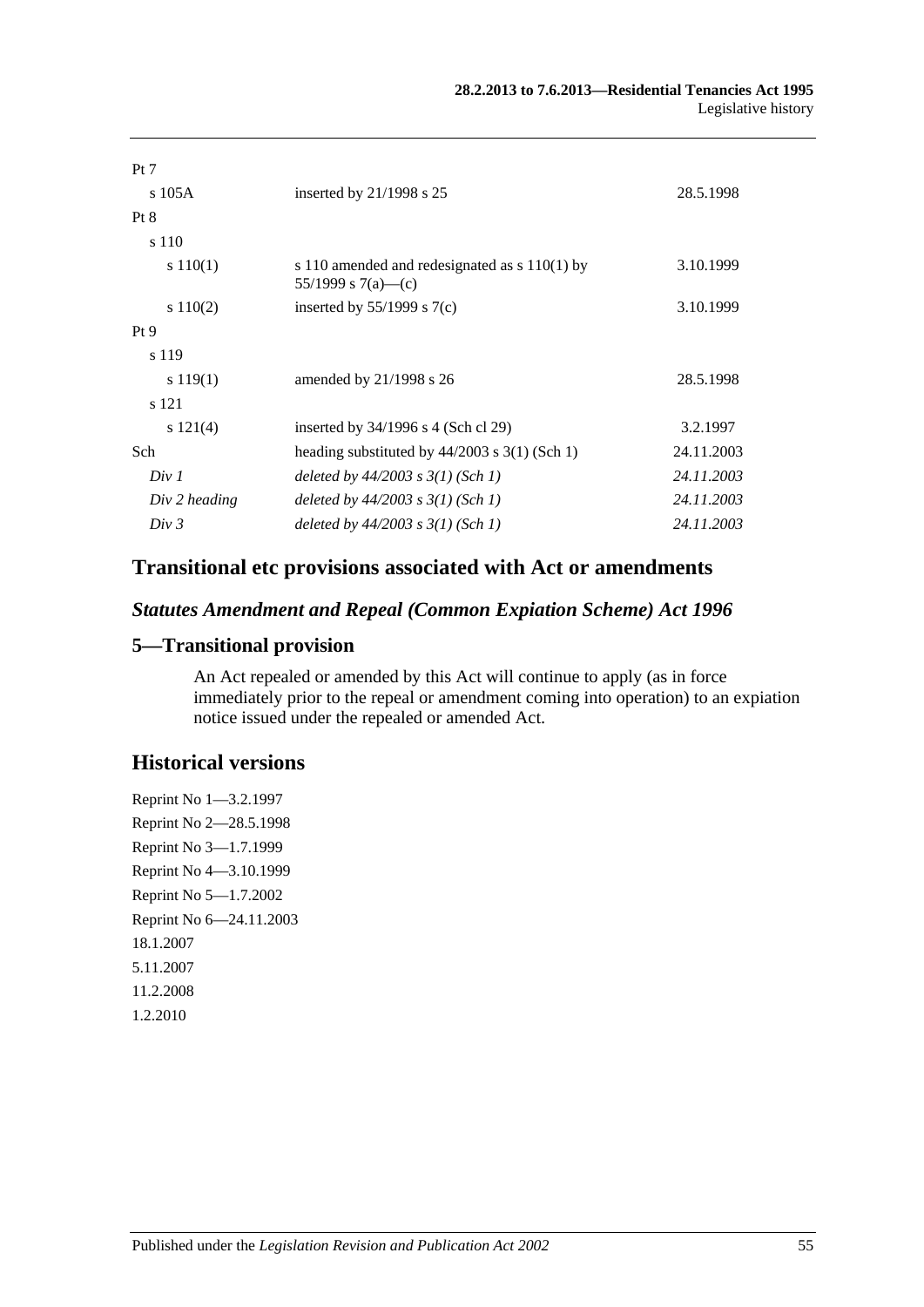| | | |
|---|---|---|
| Pt 7 | | |
| s 105A | inserted by 21/1998 s 25 | 28.5.1998 |
| Pt 8 | | |
| s 110 | | |
| s 110(1) | s 110 amended and redesignated as s 110(1) by 55/1999 s 7(a)—(c) | 3.10.1999 |
| s 110(2) | inserted by 55/1999 s 7(c) | 3.10.1999 |
| Pt 9 | | |
| s 119 | | |
| s 119(1) | amended by 21/1998 s 26 | 28.5.1998 |
| s 121 | | |
| s 121(4) | inserted by 34/1996 s 4 (Sch cl 29) | 3.2.1997 |
| Sch | heading substituted by 44/2003 s 3(1) (Sch 1) | 24.11.2003 |
| *Div 1* | *deleted by 44/2003 s 3(1) (Sch 1)* | *24.11.2003* |
| *Div 2 heading* | *deleted by 44/2003 s 3(1) (Sch 1)* | *24.11.2003* |
| *Div 3* | *deleted by 44/2003 s 3(1) (Sch 1)* | *24.11.2003* |

## Transitional etc provisions associated with Act or amendments

### *Statutes Amendment and Repeal (Common Expiation Scheme) Act 1996*

### 5—Transitional provision

An Act repealed or amended by this Act will continue to apply (as in force immediately prior to the repeal or amendment coming into operation) to an expiation notice issued under the repealed or amended Act.

## Historical versions

Reprint No 1—3.2.1997
Reprint No 2—28.5.1998
Reprint No 3—1.7.1999
Reprint No 4—3.10.1999
Reprint No 5—1.7.2002
Reprint No 6—24.11.2003
18.1.2007
5.11.2007
11.2.2008
1.2.2010